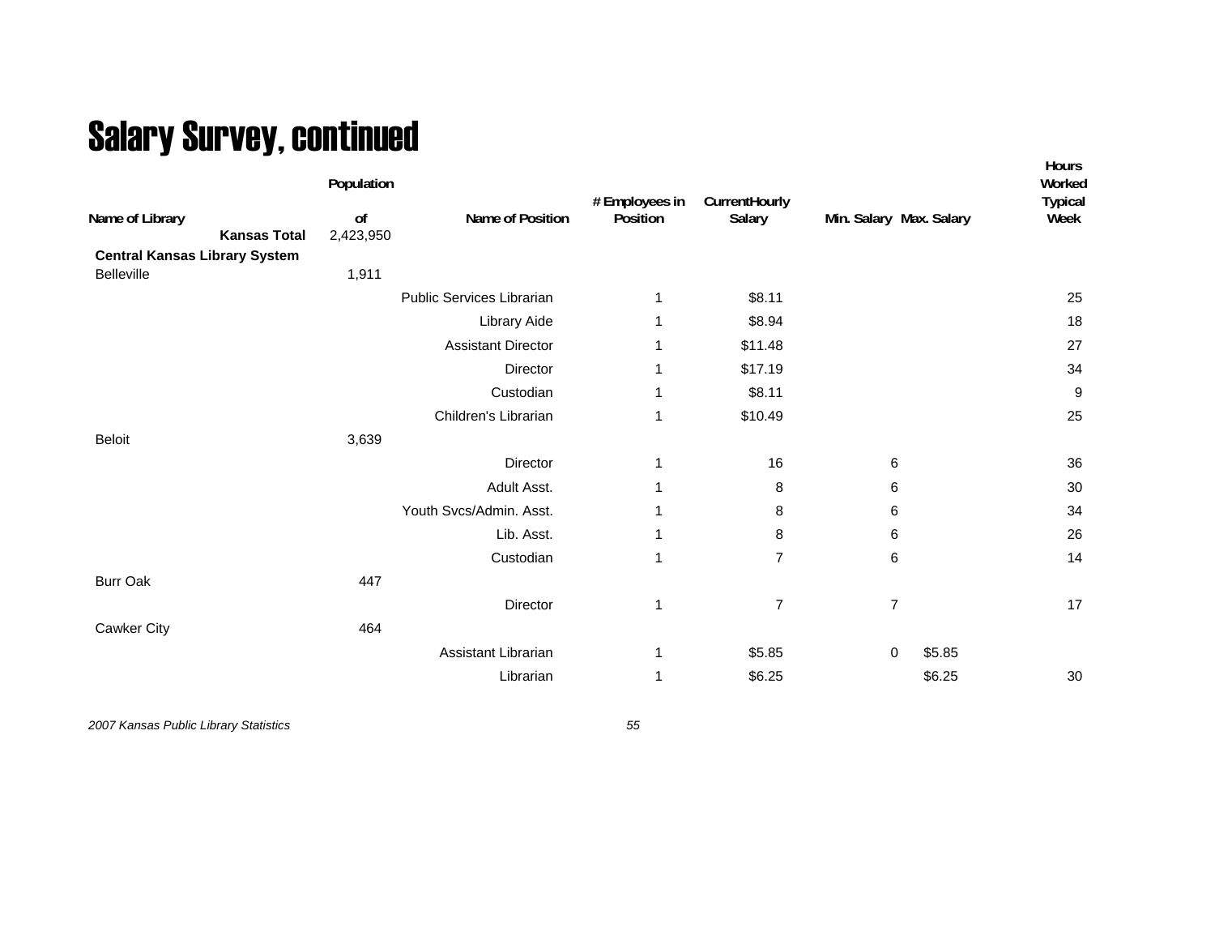# Salary Survey, continued

| Name of Library | Population of | Name of Position | # Employees in Position | Current Hourly Salary | Min. Salary | Max. Salary | Hours Worked Typical Week |
|---|---|---|---|---|---|---|---|
| **Kansas Total** | 2,423,950 | | | | | | |
| **Central Kansas Library System** | | | | | | | |
| Belleville | 1,911 | | | | | | |
| | | Public Services Librarian | 1 | $8.11 | | | 25 |
| | | Library Aide | 1 | $8.94 | | | 18 |
| | | Assistant Director | 1 | $11.48 | | | 27 |
| | | Director | 1 | $17.19 | | | 34 |
| | | Custodian | 1 | $8.11 | | | 9 |
| | | Children's Librarian | 1 | $10.49 | | | 25 |
| Beloit | 3,639 | | | | | | |
| | | Director | 1 | 16 | 6 | | 36 |
| | | Adult Asst. | 1 | 8 | 6 | | 30 |
| | | Youth Svcs/Admin. Asst. | 1 | 8 | 6 | | 34 |
| | | Lib. Asst. | 1 | 8 | 6 | | 26 |
| | | Custodian | 1 | 7 | 6 | | 14 |
| Burr Oak | 447 | | | | | | |
| | | Director | 1 | 7 | 7 | | 17 |
| Cawker City | 464 | | | | | | |
| | | Assistant Librarian | 1 | $5.85 | 0 | $5.85 | |
| | | Librarian | 1 | $6.25 | | $6.25 | 30 |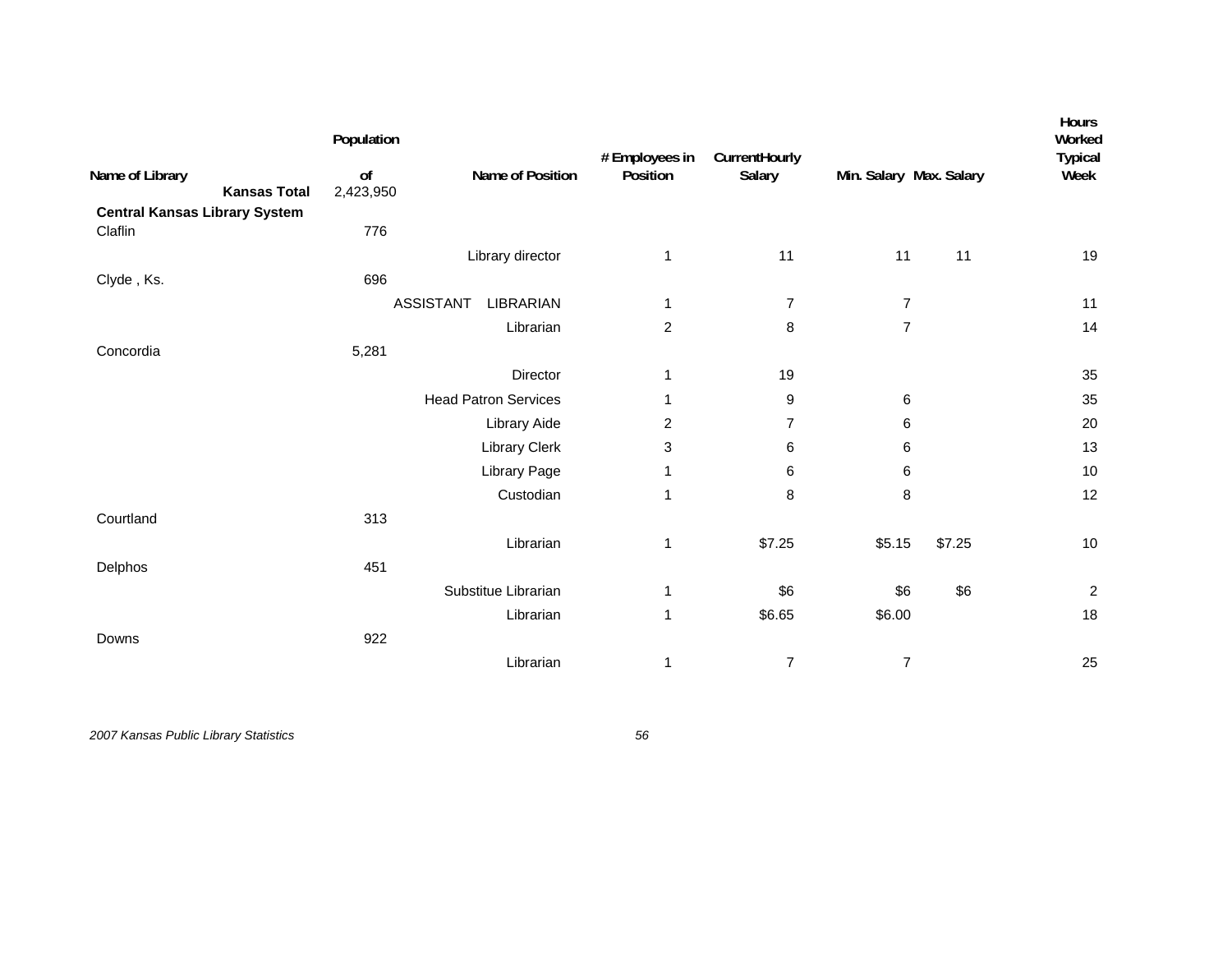| Name of Library | Population of | Name of Position | # Employees in Position | Current Hourly Salary | Min. Salary | Max. Salary | Hours Worked Typical Week |
|---|---|---|---|---|---|---|---|
| **Kansas Total** | 2,423,950 | | | | | | |
| **Central Kansas Library System** | | | | | | | |
| Claflin | 776 | | | | | | |
| | | Library director | 1 | 11 | 11 | 11 | 19 |
| Clyde , Ks. | 696 | | | | | | |
| | | ASSISTANT LIBRARIAN | 1 | 7 | 7 | | 11 |
| | | Librarian | 2 | 8 | 7 | | 14 |
| Concordia | 5,281 | | | | | | |
| | | Director | 1 | 19 | | | 35 |
| | | Head Patron Services | 1 | 9 | 6 | | 35 |
| | | Library Aide | 2 | 7 | 6 | | 20 |
| | | Library Clerk | 3 | 6 | 6 | | 13 |
| | | Library Page | 1 | 6 | 6 | | 10 |
| | | Custodian | 1 | 8 | 8 | | 12 |
| Courtland | 313 | | | | | | |
| | | Librarian | 1 | $7.25 | $5.15 | $7.25 | 10 |
| Delphos | 451 | | | | | | |
| | | Substitue Librarian | 1 | $6 | $6 | $6 | 2 |
| | | Librarian | 1 | $6.65 | $6.00 | | 18 |
| Downs | 922 | | | | | | |
| | | Librarian | 1 | 7 | 7 | | 25 |

*2007 Kansas Public Library Statistics*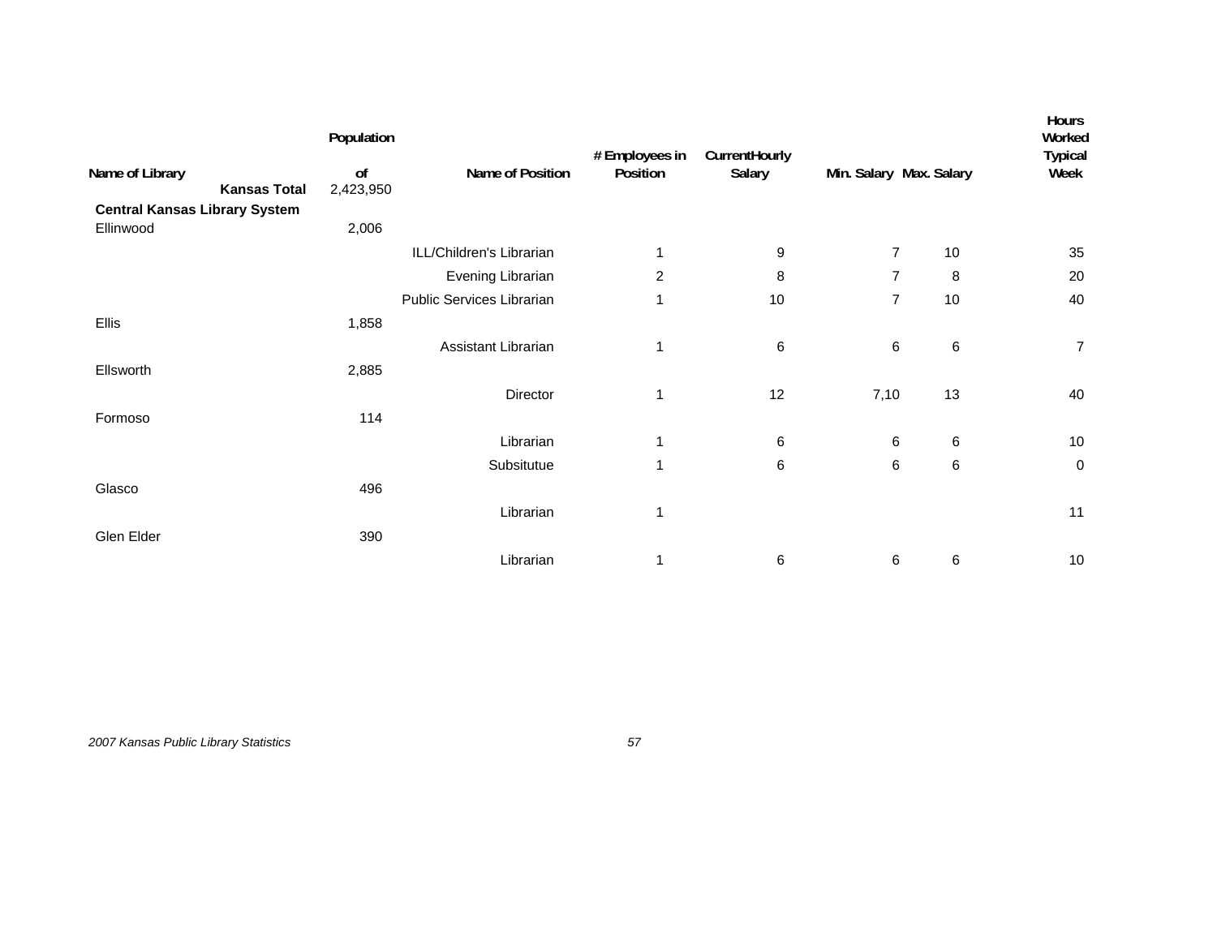| Name of Library | Population of | Name of Position | # Employees in Position | CurrentHourly Salary | Min. Salary | Max. Salary | Hours Worked Typical Week |
|---|---|---|---|---|---|---|---|
| **Kansas Total** | 2,423,950 | | | | | | |
| **Central Kansas Library System** | | | | | | | |
| Ellinwood | 2,006 | | | | | | |
| | | ILL/Children's Librarian | 1 | 9 | 7 | 10 | 35 |
| | | Evening Librarian | 2 | 8 | 7 | 8 | 20 |
| | | Public Services Librarian | 1 | 10 | 7 | 10 | 40 |
| Ellis | 1,858 | | | | | | |
| | | Assistant Librarian | 1 | 6 | 6 | 6 | 7 |
| Ellsworth | 2,885 | | | | | | |
| | | Director | 1 | 12 | 7,10 | 13 | 40 |
| Formoso | 114 | | | | | | |
| | | Librarian | 1 | 6 | 6 | 6 | 10 |
| | | Subsitutue | 1 | 6 | 6 | 6 | 0 |
| Glasco | 496 | | | | | | |
| | | Librarian | 1 | | | | 11 |
| Glen Elder | 390 | | | | | | |
| | | Librarian | 1 | 6 | 6 | 6 | 10 |

*2007 Kansas Public Library Statistics*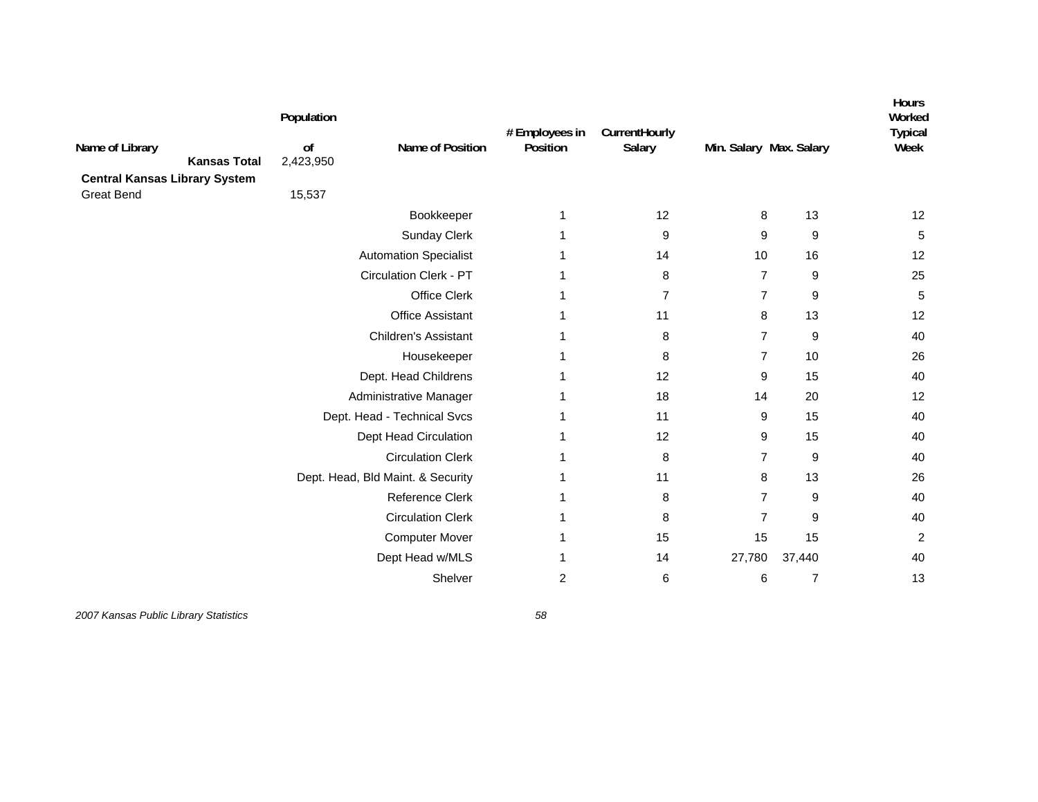| Name of Library | Population of | Name of Position | # Employees in Position | CurrentHourly Salary | Min. Salary | Max. Salary | Hours Worked Typical Week |
|---|---|---|---|---|---|---|---|
| **Kansas Total** | 2,423,950 | | | | | | |
| **Central Kansas Library System** | | | | | | | |
| Great Bend | 15,537 | | | | | | |
| | | Bookkeeper | 1 | 12 | 8 | 13 | 12 |
| | | Sunday Clerk | 1 | 9 | 9 | 9 | 5 |
| | | Automation Specialist | 1 | 14 | 10 | 16 | 12 |
| | | Circulation Clerk - PT | 1 | 8 | 7 | 9 | 25 |
| | | Office Clerk | 1 | 7 | 7 | 9 | 5 |
| | | Office Assistant | 1 | 11 | 8 | 13 | 12 |
| | | Children's Assistant | 1 | 8 | 7 | 9 | 40 |
| | | Housekeeper | 1 | 8 | 7 | 10 | 26 |
| | | Dept. Head Childrens | 1 | 12 | 9 | 15 | 40 |
| | | Administrative Manager | 1 | 18 | 14 | 20 | 12 |
| | | Dept. Head - Technical Svcs | 1 | 11 | 9 | 15 | 40 |
| | | Dept Head Circulation | 1 | 12 | 9 | 15 | 40 |
| | | Circulation Clerk | 1 | 8 | 7 | 9 | 40 |
| | | Dept. Head, Bld Maint. & Security | 1 | 11 | 8 | 13 | 26 |
| | | Reference Clerk | 1 | 8 | 7 | 9 | 40 |
| | | Circulation Clerk | 1 | 8 | 7 | 9 | 40 |
| | | Computer Mover | 1 | 15 | 15 | 15 | 2 |
| | | Dept Head w/MLS | 1 | 14 | 27,780 | 37,440 | 40 |
| | | Shelver | 2 | 6 | 6 | 7 | 13 |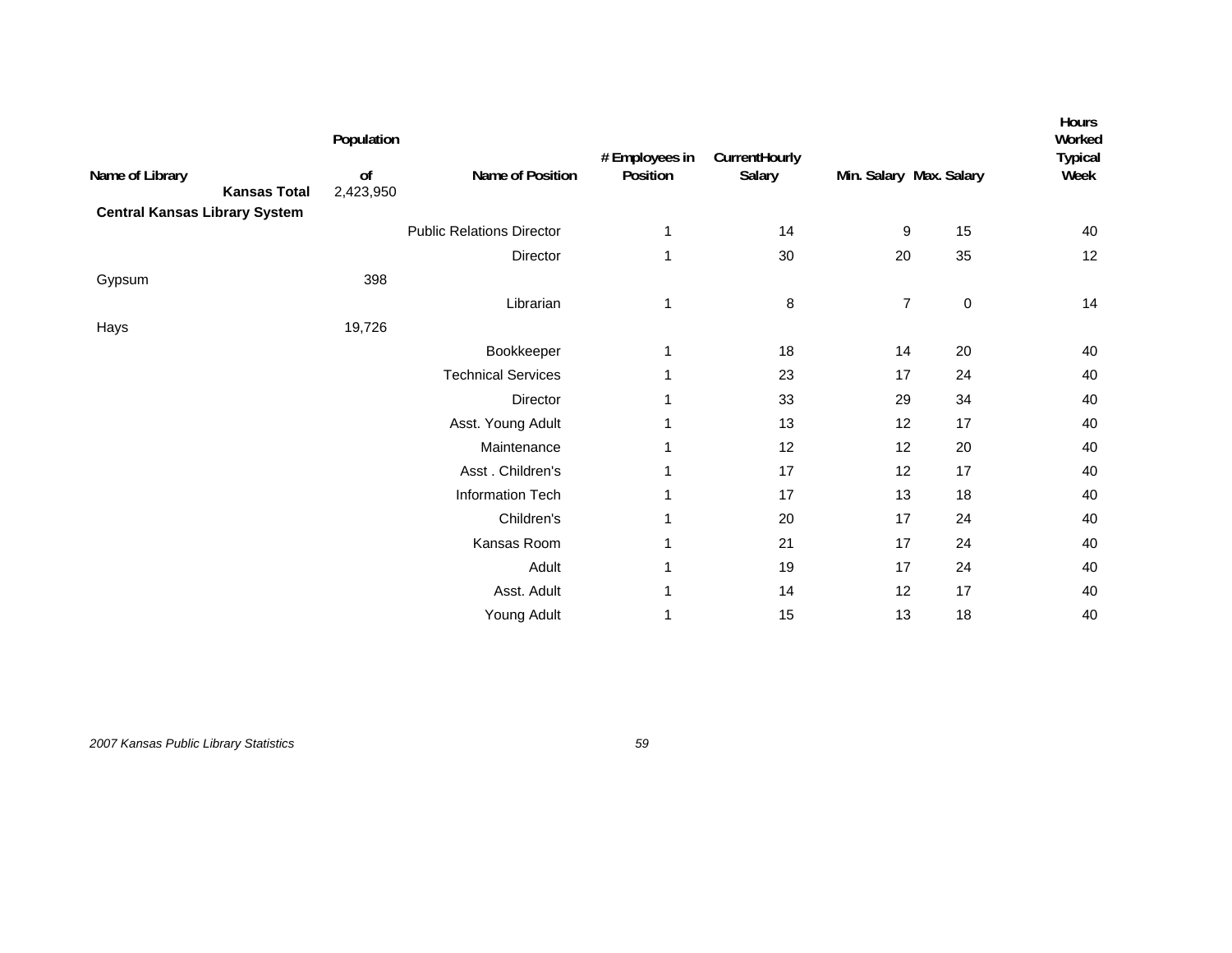| Name of Library | Population of | Name of Position | # Employees in Position | CurrentHourly Salary | Min. Salary | Max. Salary | Hours Worked Typical Week |
|---|---|---|---|---|---|---|---|
| **Kansas Total** | 2,423,950 | | | | | | |
| **Central Kansas Library System** | | | | | | | |
| | | Public Relations Director | 1 | 14 | 9 | 15 | 40 |
| | | Director | 1 | 30 | 20 | 35 | 12 |
| Gypsum | 398 | | | | | | |
| | | Librarian | 1 | 8 | 7 | 0 | 14 |
| Hays | 19,726 | | | | | | |
| | | Bookkeeper | 1 | 18 | 14 | 20 | 40 |
| | | Technical Services | 1 | 23 | 17 | 24 | 40 |
| | | Director | 1 | 33 | 29 | 34 | 40 |
| | | Asst. Young Adult | 1 | 13 | 12 | 17 | 40 |
| | | Maintenance | 1 | 12 | 12 | 20 | 40 |
| | | Asst . Children's | 1 | 17 | 12 | 17 | 40 |
| | | Information Tech | 1 | 17 | 13 | 18 | 40 |
| | | Children's | 1 | 20 | 17 | 24 | 40 |
| | | Kansas Room | 1 | 21 | 17 | 24 | 40 |
| | | Adult | 1 | 19 | 17 | 24 | 40 |
| | | Asst. Adult | 1 | 14 | 12 | 17 | 40 |
| | | Young Adult | 1 | 15 | 13 | 18 | 40 |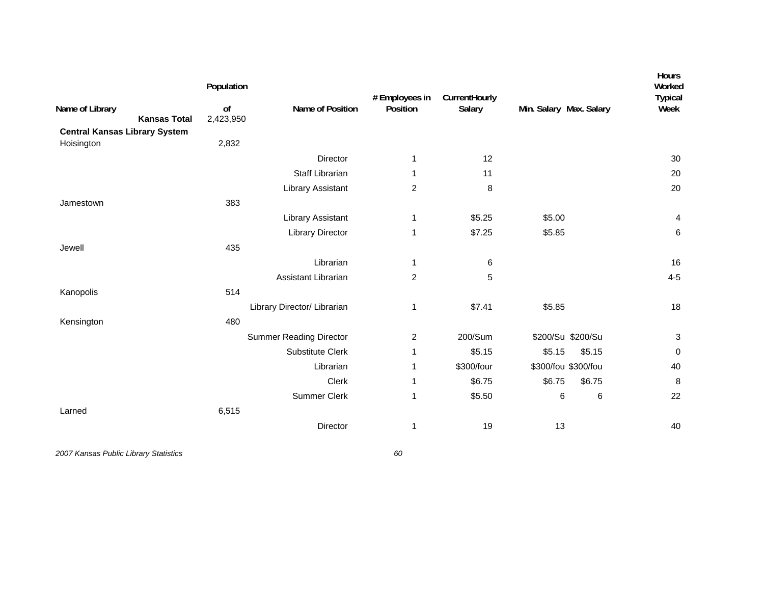| Name of Library | Population of | Name of Position | # Employees in Position | CurrentHourly Salary | Min. Salary | Max. Salary | Hours Worked Typical Week |
|---|---|---|---|---|---|---|---|
| **Kansas Total** | 2,423,950 | | | | | | |
| **Central Kansas Library System** | | | | | | | |
| Hoisington | 2,832 | | | | | | |
| | | Director | 1 | 12 | | | 30 |
| | | Staff Librarian | 1 | 11 | | | 20 |
| | | Library Assistant | 2 | 8 | | | 20 |
| Jamestown | 383 | | | | | | |
| | | Library Assistant | 1 | $5.25 | $5.00 | | 4 |
| | | Library Director | 1 | $7.25 | $5.85 | | 6 |
| Jewell | 435 | | | | | | |
| | | Librarian | 1 | 6 | | | 16 |
| | | Assistant Librarian | 2 | 5 | | | 4-5 |
| Kanopolis | 514 | | | | | | |
| | | Library Director/ Librarian | 1 | $7.41 | $5.85 | | 18 |
| Kensington | 480 | | | | | | |
| | | Summer Reading Director | 2 | 200/Sum | $200/Su | $200/Su | 3 |
| | | Substitute Clerk | 1 | $5.15 | $5.15 | $5.15 | 0 |
| | | Librarian | 1 | $300/four | $300/fou | $300/fou | 40 |
| | | Clerk | 1 | $6.75 | $6.75 | $6.75 | 8 |
| | | Summer Clerk | 1 | $5.50 | 6 | 6 | 22 |
| Larned | 6,515 | | | | | | |
| | | Director | 1 | 19 | 13 | | 40 |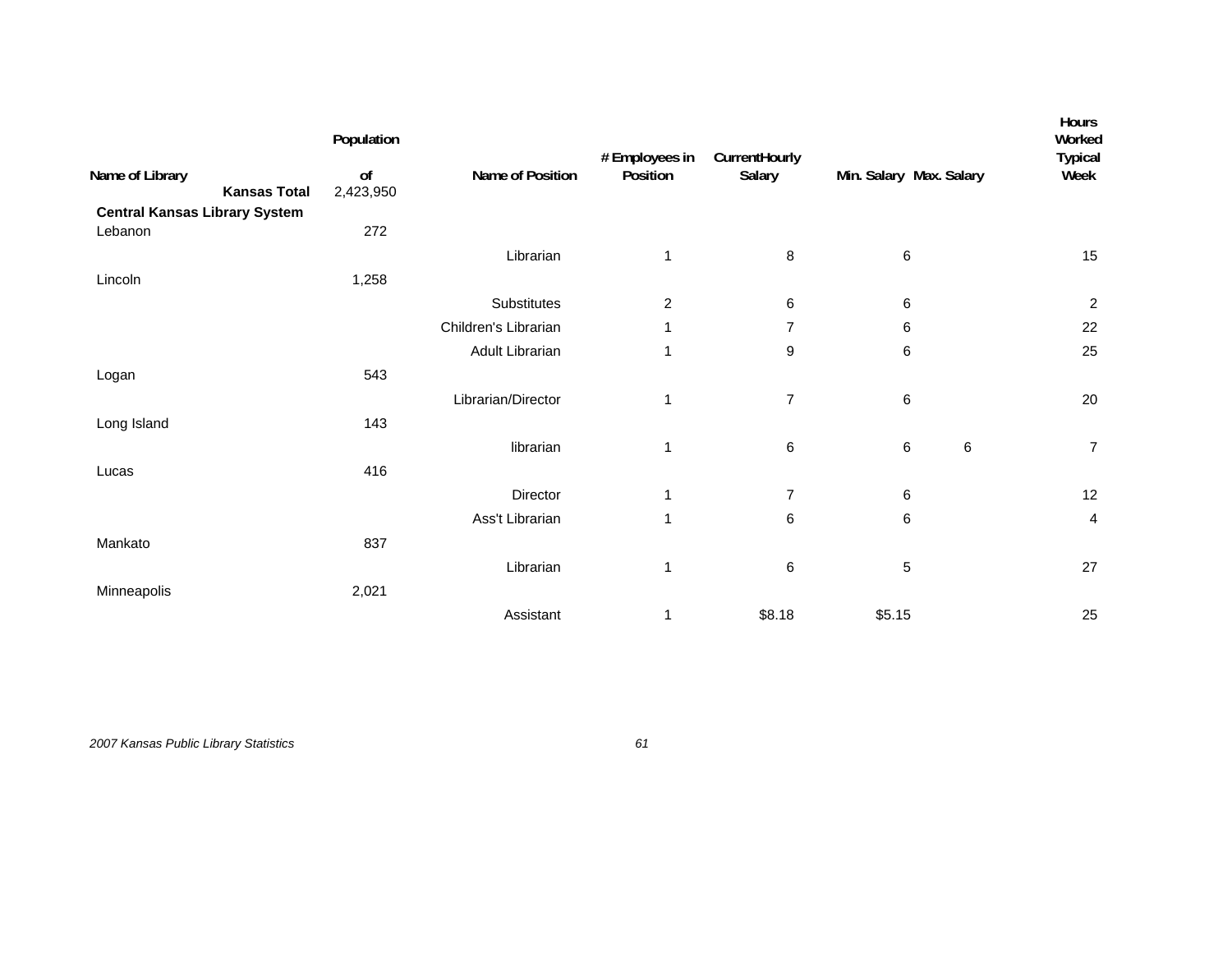| Name of Library | Population of | Name of Position | # Employees in Position | CurrentHourly Salary | Min. Salary | Max. Salary | Hours Worked Typical Week |
|---|---|---|---|---|---|---|---|
| **Kansas Total** | 2,423,950 | | | | | | |
| **Central Kansas Library System** | | | | | | | |
| Lebanon | 272 | | | | | | |
| | | Librarian | 1 | 8 | 6 | | 15 |
| Lincoln | 1,258 | | | | | | |
| | | Substitutes | 2 | 6 | 6 | | 2 |
| | | Children's Librarian | 1 | 7 | 6 | | 22 |
| | | Adult Librarian | 1 | 9 | 6 | | 25 |
| Logan | 543 | | | | | | |
| | | Librarian/Director | 1 | 7 | 6 | | 20 |
| Long Island | 143 | | | | | | |
| | | librarian | 1 | 6 | 6 | 6 | 7 |
| Lucas | 416 | | | | | | |
| | | Director | 1 | 7 | 6 | | 12 |
| | | Ass't Librarian | 1 | 6 | 6 | | 4 |
| Mankato | 837 | | | | | | |
| | | Librarian | 1 | 6 | 5 | | 27 |
| Minneapolis | 2,021 | | | | | | |
| | | Assistant | 1 | $8.18 | $5.15 | | 25 |

*2007 Kansas Public Library Statistics*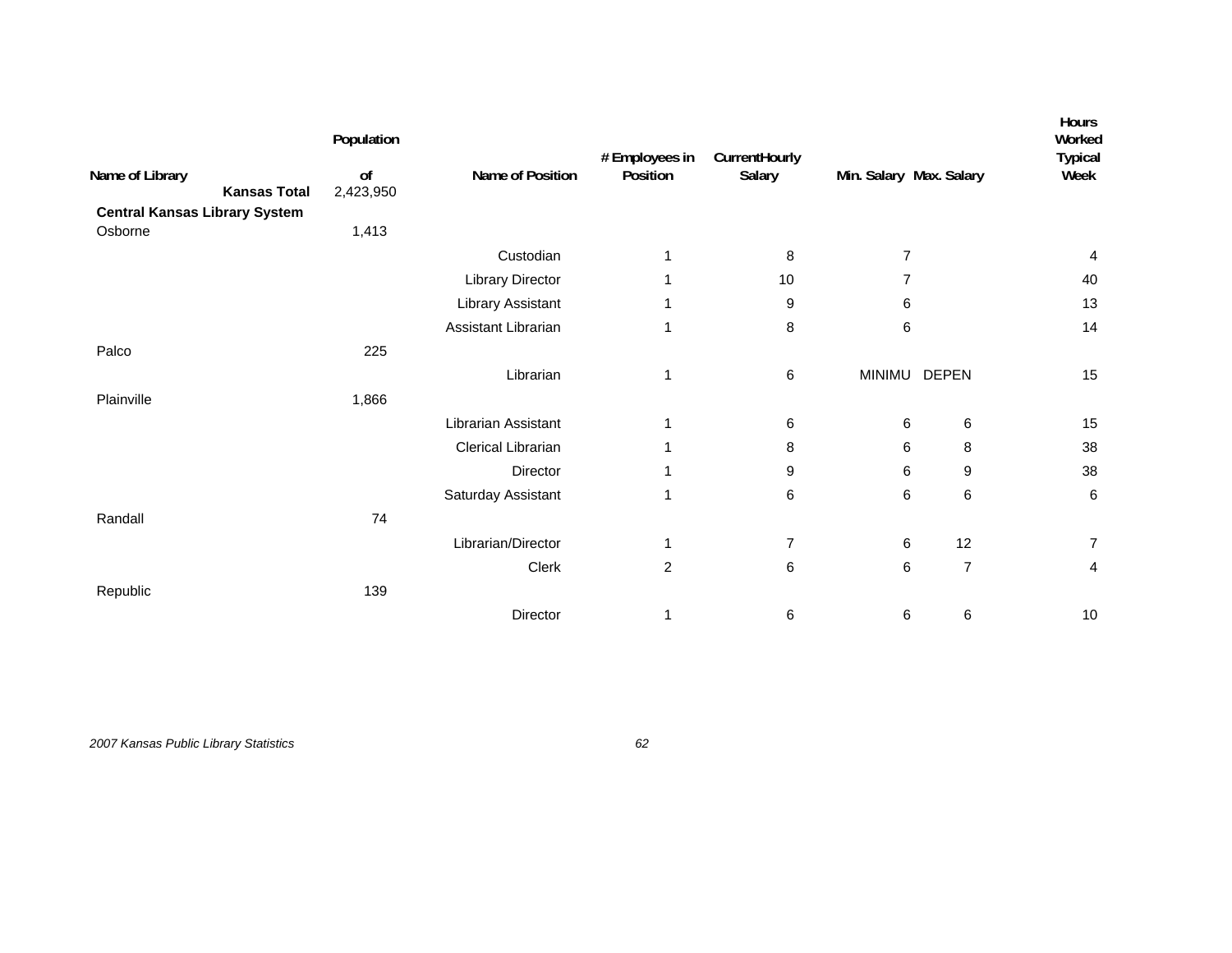| Name of Library | Population of | Name of Position | # Employees in Position | CurrentHourly Salary | Min. Salary | Max. Salary | Hours Worked Typical Week |
|---|---|---|---|---|---|---|---|
| **Kansas Total** | 2,423,950 | | | | | | |
| **Central Kansas Library System** | | | | | | | |
| Osborne | 1,413 | | | | | | |
| | | Custodian | 1 | 8 | 7 | | 4 |
| | | Library Director | 1 | 10 | 7 | | 40 |
| | | Library Assistant | 1 | 9 | 6 | | 13 |
| | | Assistant Librarian | 1 | 8 | 6 | | 14 |
| Palco | 225 | | | | | | |
| | | Librarian | 1 | 6 | MINIMU | DEPEN | 15 |
| Plainville | 1,866 | | | | | | |
| | | Librarian Assistant | 1 | 6 | 6 | 6 | 15 |
| | | Clerical Librarian | 1 | 8 | 6 | 8 | 38 |
| | | Director | 1 | 9 | 6 | 9 | 38 |
| | | Saturday Assistant | 1 | 6 | 6 | 6 | 6 |
| Randall | 74 | | | | | | |
| | | Librarian/Director | 1 | 7 | 6 | 12 | 7 |
| | | Clerk | 2 | 6 | 6 | 7 | 4 |
| Republic | 139 | | | | | | |
| | | Director | 1 | 6 | 6 | 6 | 10 |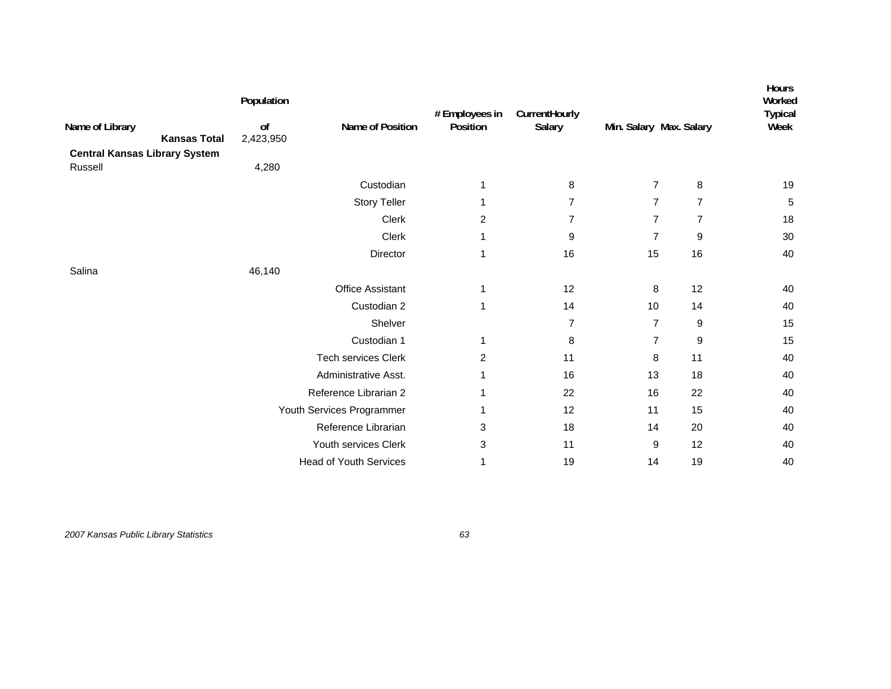| Name of Library | Population of | Name of Position | # Employees in Position | CurrentHourly Salary | Min. Salary | Max. Salary | Hours Worked Typical Week |
|---|---|---|---|---|---|---|---|
| **Kansas Total** | 2,423,950 | | | | | | |
| **Central Kansas Library System** | | | | | | | |
| Russell | 4,280 | | | | | | |
| | | Custodian | 1 | 8 | 7 | 8 | 19 |
| | | Story Teller | 1 | 7 | 7 | 7 | 5 |
| | | Clerk | 2 | 7 | 7 | 7 | 18 |
| | | Clerk | 1 | 9 | 7 | 9 | 30 |
| | | Director | 1 | 16 | 15 | 16 | 40 |
| Salina | 46,140 | | | | | | |
| | | Office Assistant | 1 | 12 | 8 | 12 | 40 |
| | | Custodian 2 | 1 | 14 | 10 | 14 | 40 |
| | | Shelver | | 7 | 7 | 9 | 15 |
| | | Custodian 1 | 1 | 8 | 7 | 9 | 15 |
| | | Tech services Clerk | 2 | 11 | 8 | 11 | 40 |
| | | Administrative Asst. | 1 | 16 | 13 | 18 | 40 |
| | | Reference Librarian 2 | 1 | 22 | 16 | 22 | 40 |
| | | Youth Services Programmer | 1 | 12 | 11 | 15 | 40 |
| | | Reference Librarian | 3 | 18 | 14 | 20 | 40 |
| | | Youth services Clerk | 3 | 11 | 9 | 12 | 40 |
| | | Head of Youth Services | 1 | 19 | 14 | 19 | 40 |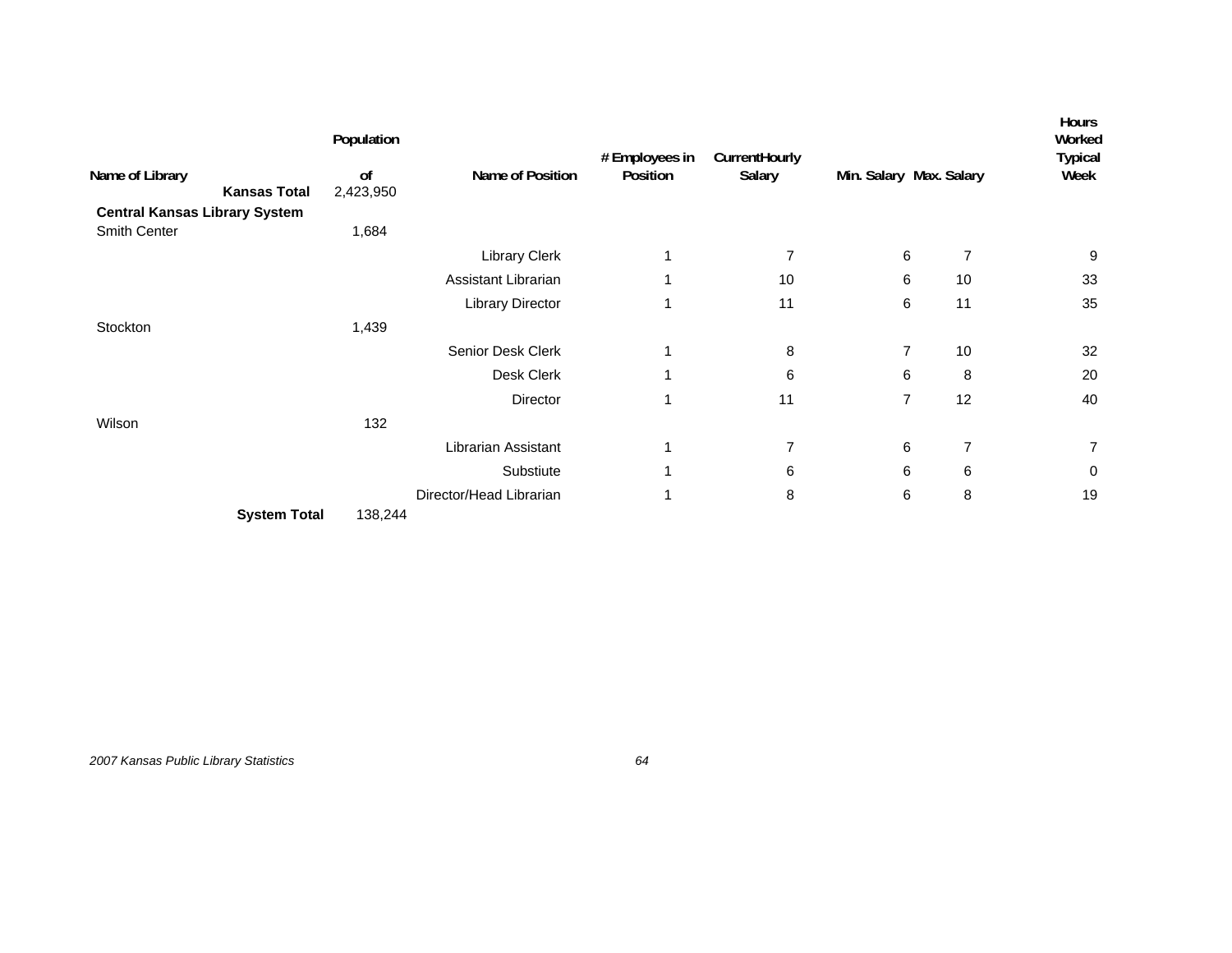| Name of Library | Population of | Name of Position | # Employees in Position | CurrentHourly Salary | Min. Salary | Max. Salary | Hours Worked Typical Week |
|---|---|---|---|---|---|---|---|
| **Kansas Total** | 2,423,950 | | | | | | |
| **Central Kansas Library System** | | | | | | | |
| Smith Center | 1,684 | | | | | | |
| | | Library Clerk | 1 | 7 | 6 | 7 | 9 |
| | | Assistant Librarian | 1 | 10 | 6 | 10 | 33 |
| | | Library Director | 1 | 11 | 6 | 11 | 35 |
| Stockton | 1,439 | | | | | | |
| | | Senior Desk Clerk | 1 | 8 | 7 | 10 | 32 |
| | | Desk Clerk | 1 | 6 | 6 | 8 | 20 |
| | | Director | 1 | 11 | 7 | 12 | 40 |
| Wilson | 132 | | | | | | |
| | | Librarian Assistant | 1 | 7 | 6 | 7 | 7 |
| | | Substiute | 1 | 6 | 6 | 6 | 0 |
| | | Director/Head Librarian | 1 | 8 | 6 | 8 | 19 |
| **System Total** | 138,244 | | | | | | |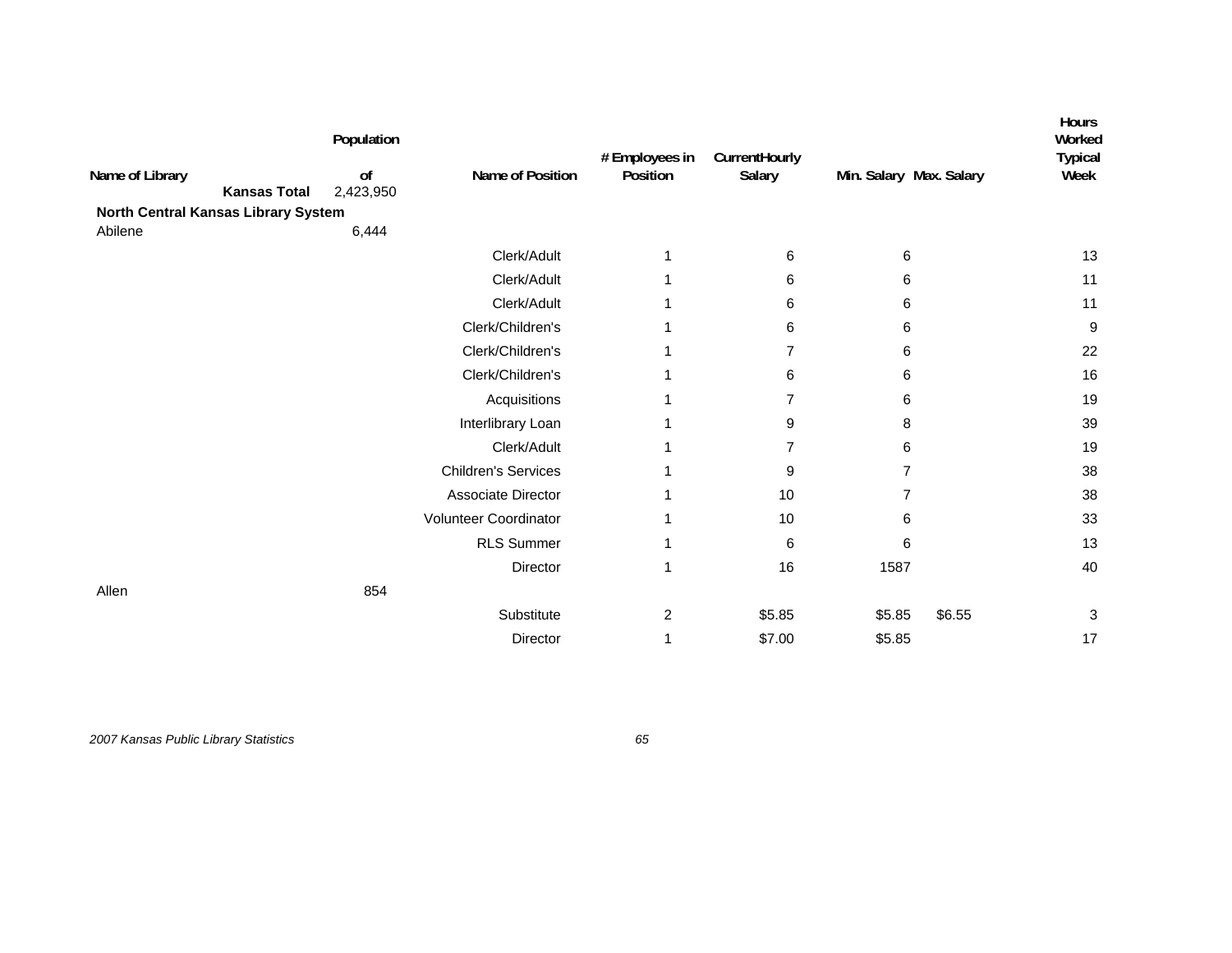| Name of Library | Population of | Name of Position | # Employees in Position | Current Hourly Salary | Min. Salary | Max. Salary | Hours Worked Typical Week |
|---|---|---|---|---|---|---|---|
| **Kansas Total** | 2,423,950 | | | | | | |
| **North Central Kansas Library System** | | | | | | | |
| Abilene | 6,444 | | | | | | |
| | | Clerk/Adult | 1 | 6 | 6 | | 13 |
| | | Clerk/Adult | 1 | 6 | 6 | | 11 |
| | | Clerk/Adult | 1 | 6 | 6 | | 11 |
| | | Clerk/Children's | 1 | 6 | 6 | | 9 |
| | | Clerk/Children's | 1 | 7 | 6 | | 22 |
| | | Clerk/Children's | 1 | 6 | 6 | | 16 |
| | | Acquisitions | 1 | 7 | 6 | | 19 |
| | | Interlibrary Loan | 1 | 9 | 8 | | 39 |
| | | Clerk/Adult | 1 | 7 | 6 | | 19 |
| | | Children's Services | 1 | 9 | 7 | | 38 |
| | | Associate Director | 1 | 10 | 7 | | 38 |
| | | Volunteer Coordinator | 1 | 10 | 6 | | 33 |
| | | RLS Summer | 1 | 6 | 6 | | 13 |
| | | Director | 1 | 16 | 1587 | | 40 |
| Allen | 854 | | | | | | |
| | | Substitute | 2 | $5.85 | $5.85 | $6.55 | 3 |
| | | Director | 1 | $7.00 | $5.85 | | 17 |

*2007 Kansas Public Library Statistics*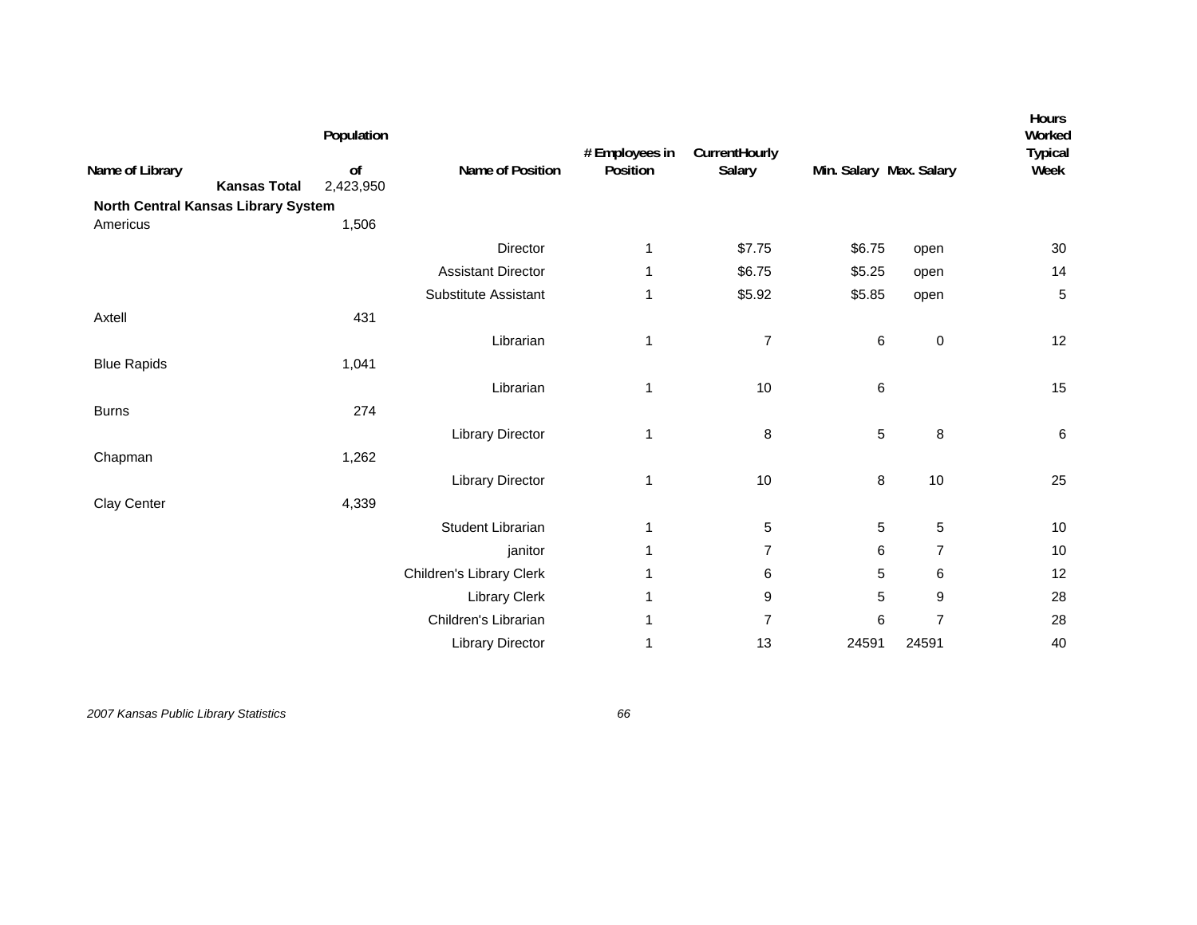| Name of Library | Population of | Name of Position | # Employees in Position | CurrentHourly Salary | Min. Salary | Max. Salary | Hours Worked Typical Week |
|---|---|---|---|---|---|---|---|
| **Kansas Total** | 2,423,950 | | | | | | |
| **North Central Kansas Library System** | | | | | | | |
| Americus | 1,506 | | | | | | |
| | | Director | 1 | $7.75 | $6.75 | open | 30 |
| | | Assistant Director | 1 | $6.75 | $5.25 | open | 14 |
| | | Substitute Assistant | 1 | $5.92 | $5.85 | open | 5 |
| Axtell | 431 | | | | | | |
| | | Librarian | 1 | 7 | 6 | 0 | 12 |
| Blue Rapids | 1,041 | | | | | | |
| | | Librarian | 1 | 10 | 6 | | 15 |
| Burns | 274 | | | | | | |
| | | Library Director | 1 | 8 | 5 | 8 | 6 |
| Chapman | 1,262 | | | | | | |
| | | Library Director | 1 | 10 | 8 | 10 | 25 |
| Clay Center | 4,339 | | | | | | |
| | | Student Librarian | 1 | 5 | 5 | 5 | 10 |
| | | janitor | 1 | 7 | 6 | 7 | 10 |
| | | Children's Library Clerk | 1 | 6 | 5 | 6 | 12 |
| | | Library Clerk | 1 | 9 | 5 | 9 | 28 |
| | | Children's Librarian | 1 | 7 | 6 | 7 | 28 |
| | | Library Director | 1 | 13 | 24591 | 24591 | 40 |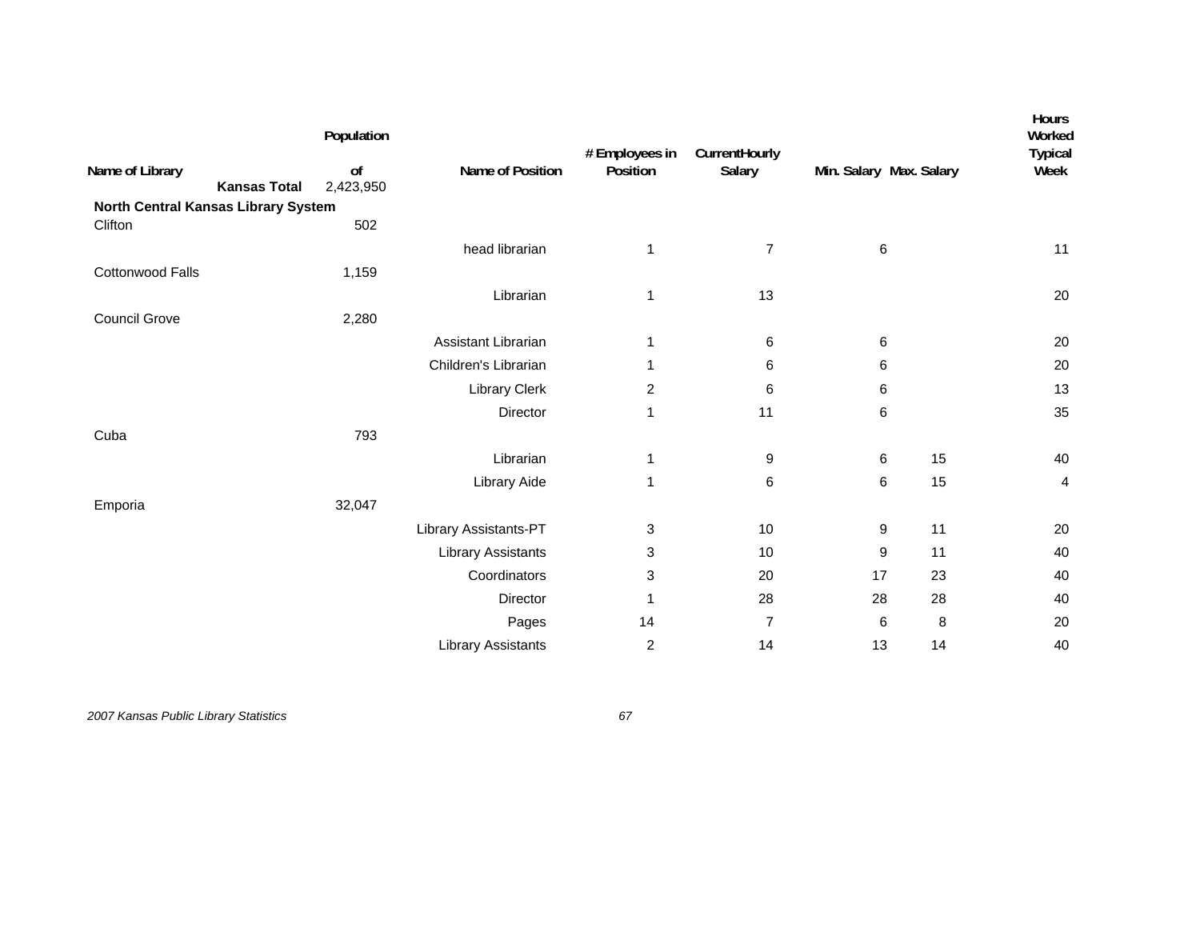| Name of Library | Population of | Name of Position | # Employees in Position | Current Hourly Salary | Min. Salary | Max. Salary | Hours Worked Typical Week |
|---|---|---|---|---|---|---|---|
| **Kansas Total** | 2,423,950 | | | | | | |
| **North Central Kansas Library System** | | | | | | | |
| Clifton | 502 | | | | | | |
| | | head librarian | 1 | 7 | 6 | | 11 |
| Cottonwood Falls | 1,159 | | | | | | |
| | | Librarian | 1 | 13 | | | 20 |
| Council Grove | 2,280 | | | | | | |
| | | Assistant Librarian | 1 | 6 | 6 | | 20 |
| | | Children's Librarian | 1 | 6 | 6 | | 20 |
| | | Library Clerk | 2 | 6 | 6 | | 13 |
| | | Director | 1 | 11 | 6 | | 35 |
| Cuba | 793 | | | | | | |
| | | Librarian | 1 | 9 | 6 | 15 | 40 |
| | | Library Aide | 1 | 6 | 6 | 15 | 4 |
| Emporia | 32,047 | | | | | | |
| | | Library Assistants-PT | 3 | 10 | 9 | 11 | 20 |
| | | Library Assistants | 3 | 10 | 9 | 11 | 40 |
| | | Coordinators | 3 | 20 | 17 | 23 | 40 |
| | | Director | 1 | 28 | 28 | 28 | 40 |
| | | Pages | 14 | 7 | 6 | 8 | 20 |
| | | Library Assistants | 2 | 14 | 13 | 14 | 40 |

*2007 Kansas Public Library Statistics*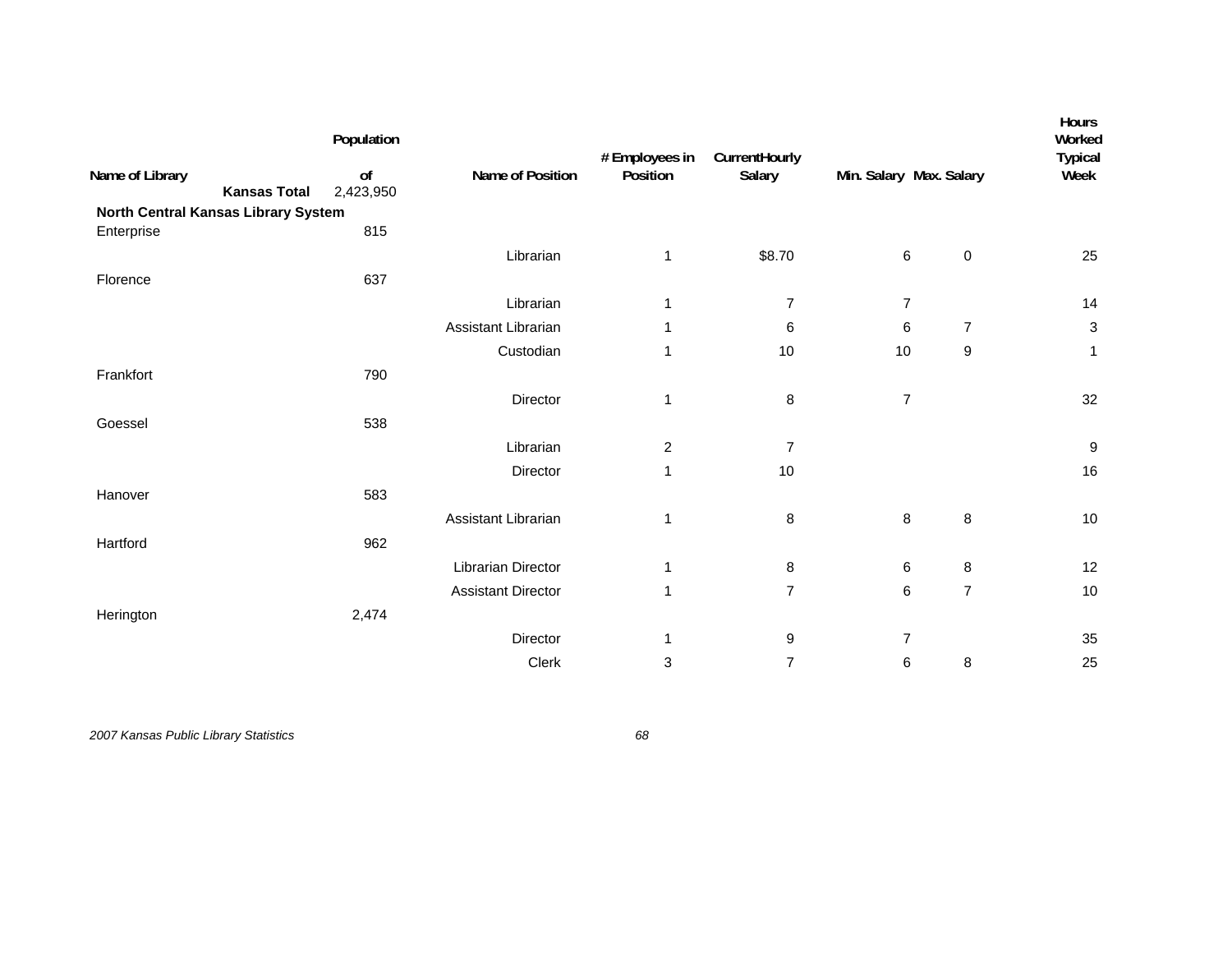| Name of Library | Population of | Name of Position | # Employees in Position | Current Hourly Salary | Min. Salary | Max. Salary | Hours Worked Typical Week |
|---|---|---|---|---|---|---|---|
| **Kansas Total** | 2,423,950 | | | | | | |
| **North Central Kansas Library System** | | | | | | | |
| Enterprise | 815 | | | | | | |
| | | Librarian | 1 | $8.70 | 6 | 0 | 25 |
| Florence | 637 | | | | | | |
| | | Librarian | 1 | 7 | 7 | | 14 |
| | | Assistant Librarian | 1 | 6 | 6 | 7 | 3 |
| | | Custodian | 1 | 10 | 10 | 9 | 1 |
| Frankfort | 790 | | | | | | |
| | | Director | 1 | 8 | 7 | | 32 |
| Goessel | 538 | | | | | | |
| | | Librarian | 2 | 7 | | | 9 |
| | | Director | 1 | 10 | | | 16 |
| Hanover | 583 | | | | | | |
| | | Assistant Librarian | 1 | 8 | 8 | 8 | 10 |
| Hartford | 962 | | | | | | |
| | | Librarian Director | 1 | 8 | 6 | 8 | 12 |
| | | Assistant Director | 1 | 7 | 6 | 7 | 10 |
| Herington | 2,474 | | | | | | |
| | | Director | 1 | 9 | 7 | | 35 |
| | | Clerk | 3 | 7 | 6 | 8 | 25 |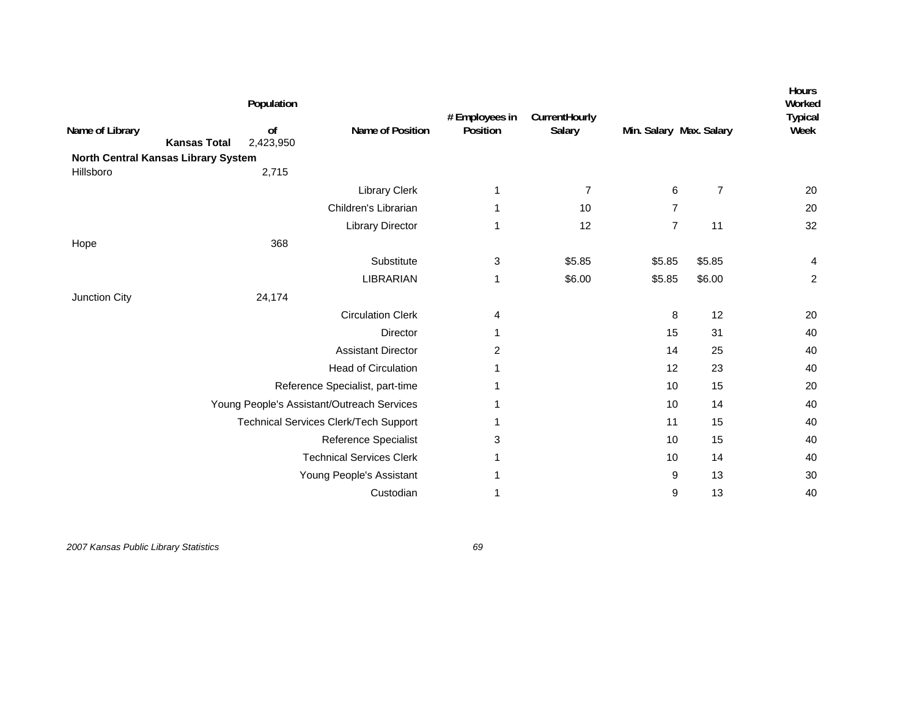| Name of Library | Population of | Name of Position | # Employees in Position | Current Hourly Salary | Min. Salary | Max. Salary | Hours Worked Typical Week |
|---|---|---|---|---|---|---|---|
| **Kansas Total** | 2,423,950 | | | | | | |
| **North Central Kansas Library System** | | | | | | | |
| Hillsboro | 2,715 | | | | | | |
| | | Library Clerk | 1 | 7 | 6 | 7 | 20 |
| | | Children's Librarian | 1 | 10 | 7 | | 20 |
| | | Library Director | 1 | 12 | 7 | 11 | 32 |
| Hope | 368 | | | | | | |
| | | Substitute | 3 | $5.85 | $5.85 | $5.85 | 4 |
| | | LIBRARIAN | 1 | $6.00 | $5.85 | $6.00 | 2 |
| Junction City | 24,174 | | | | | | |
| | | Circulation Clerk | 4 | | 8 | 12 | 20 |
| | | Director | 1 | | 15 | 31 | 40 |
| | | Assistant Director | 2 | | 14 | 25 | 40 |
| | | Head of Circulation | 1 | | 12 | 23 | 40 |
| | | Reference Specialist, part-time | 1 | | 10 | 15 | 20 |
| | | Young People's Assistant/Outreach Services | 1 | | 10 | 14 | 40 |
| | | Technical Services Clerk/Tech Support | 1 | | 11 | 15 | 40 |
| | | Reference Specialist | 3 | | 10 | 15 | 40 |
| | | Technical Services Clerk | 1 | | 10 | 14 | 40 |
| | | Young People's Assistant | 1 | | 9 | 13 | 30 |
| | | Custodian | 1 | | 9 | 13 | 40 |

*2007 Kansas Public Library Statistics*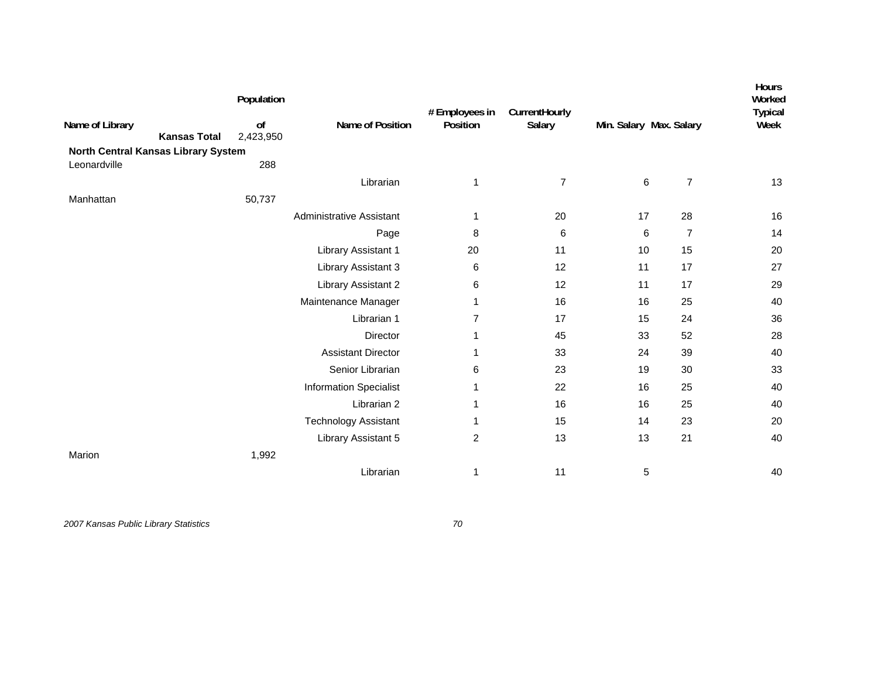| Name of Library | Population of | Name of Position | # Employees in Position | CurrentHourly Salary | Min. Salary | Max. Salary | Hours Worked Typical Week |
|---|---|---|---|---|---|---|---|
| **Kansas Total** | 2,423,950 | | | | | | |
| **North Central Kansas Library System** | | | | | | | |
| Leonardville | 288 | | | | | | |
| | | Librarian | 1 | 7 | 6 | 7 | 13 |
| Manhattan | 50,737 | | | | | | |
| | | Administrative Assistant | 1 | 20 | 17 | 28 | 16 |
| | | Page | 8 | 6 | 6 | 7 | 14 |
| | | Library Assistant 1 | 20 | 11 | 10 | 15 | 20 |
| | | Library Assistant 3 | 6 | 12 | 11 | 17 | 27 |
| | | Library Assistant 2 | 6 | 12 | 11 | 17 | 29 |
| | | Maintenance Manager | 1 | 16 | 16 | 25 | 40 |
| | | Librarian 1 | 7 | 17 | 15 | 24 | 36 |
| | | Director | 1 | 45 | 33 | 52 | 28 |
| | | Assistant Director | 1 | 33 | 24 | 39 | 40 |
| | | Senior Librarian | 6 | 23 | 19 | 30 | 33 |
| | | Information Specialist | 1 | 22 | 16 | 25 | 40 |
| | | Librarian 2 | 1 | 16 | 16 | 25 | 40 |
| | | Technology Assistant | 1 | 15 | 14 | 23 | 20 |
| | | Library Assistant 5 | 2 | 13 | 13 | 21 | 40 |
| Marion | 1,992 | | | | | | |
| | | Librarian | 1 | 11 | 5 | | 40 |

*2007 Kansas Public Library Statistics*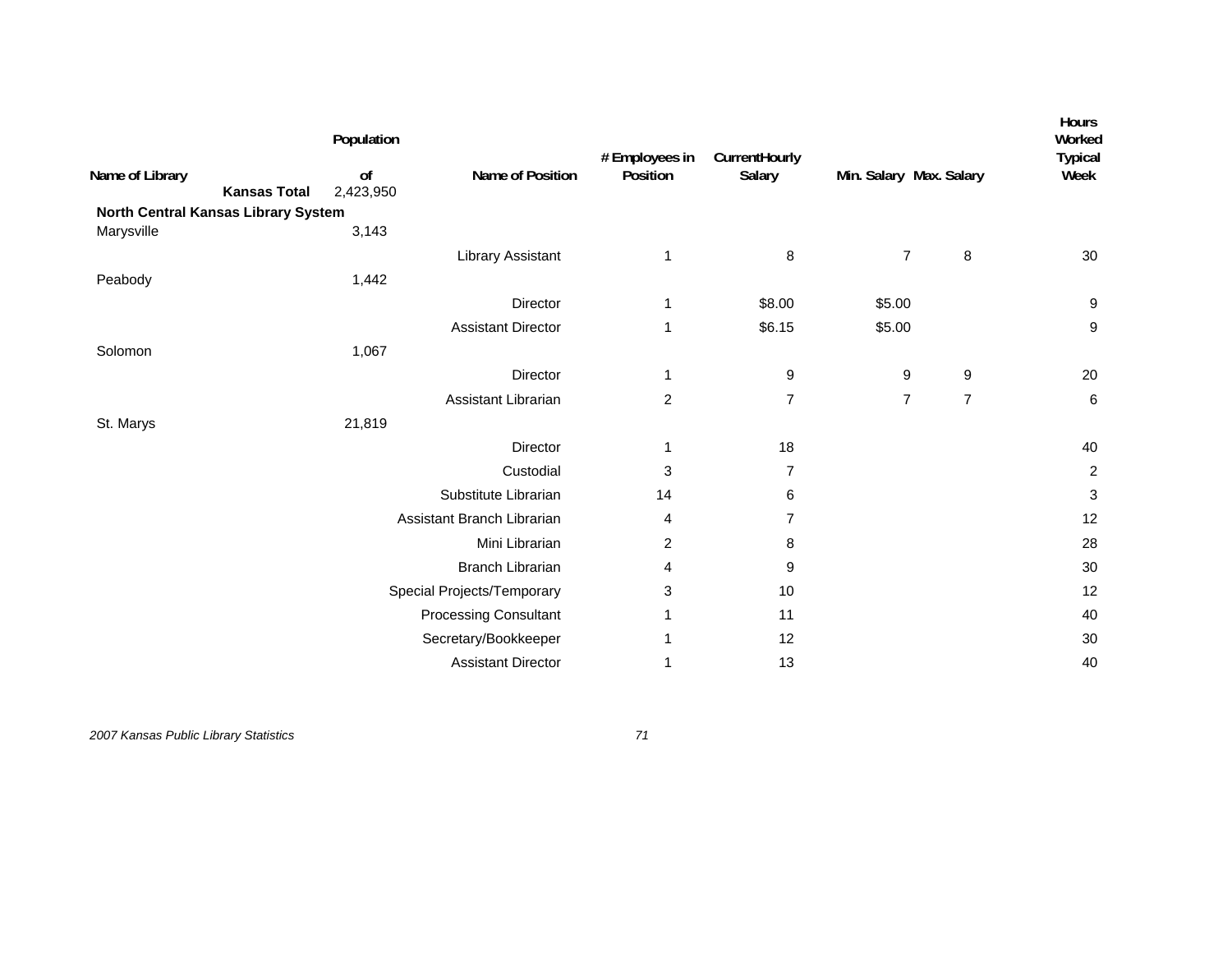| Name of Library | Population of | Name of Position | # Employees in Position | Current Hourly Salary | Min. Salary | Max. Salary | Hours Worked Typical Week |
|---|---|---|---|---|---|---|---|
| **Kansas Total** | 2,423,950 | | | | | | |
| **North Central Kansas Library System** | | | | | | | |
| Marysville | 3,143 | | | | | | |
| | | Library Assistant | 1 | 8 | 7 | 8 | 30 |
| Peabody | 1,442 | | | | | | |
| | | Director | 1 | $8.00 | $5.00 | | 9 |
| | | Assistant Director | 1 | $6.15 | $5.00 | | 9 |
| Solomon | 1,067 | | | | | | |
| | | Director | 1 | 9 | 9 | 9 | 20 |
| | | Assistant Librarian | 2 | 7 | 7 | 7 | 6 |
| St. Marys | 21,819 | | | | | | |
| | | Director | 1 | 18 | | | 40 |
| | | Custodial | 3 | 7 | | | 2 |
| | | Substitute Librarian | 14 | 6 | | | 3 |
| | | Assistant Branch Librarian | 4 | 7 | | | 12 |
| | | Mini Librarian | 2 | 8 | | | 28 |
| | | Branch Librarian | 4 | 9 | | | 30 |
| | | Special Projects/Temporary | 3 | 10 | | | 12 |
| | | Processing Consultant | 1 | 11 | | | 40 |
| | | Secretary/Bookkeeper | 1 | 12 | | | 30 |
| | | Assistant Director | 1 | 13 | | | 40 |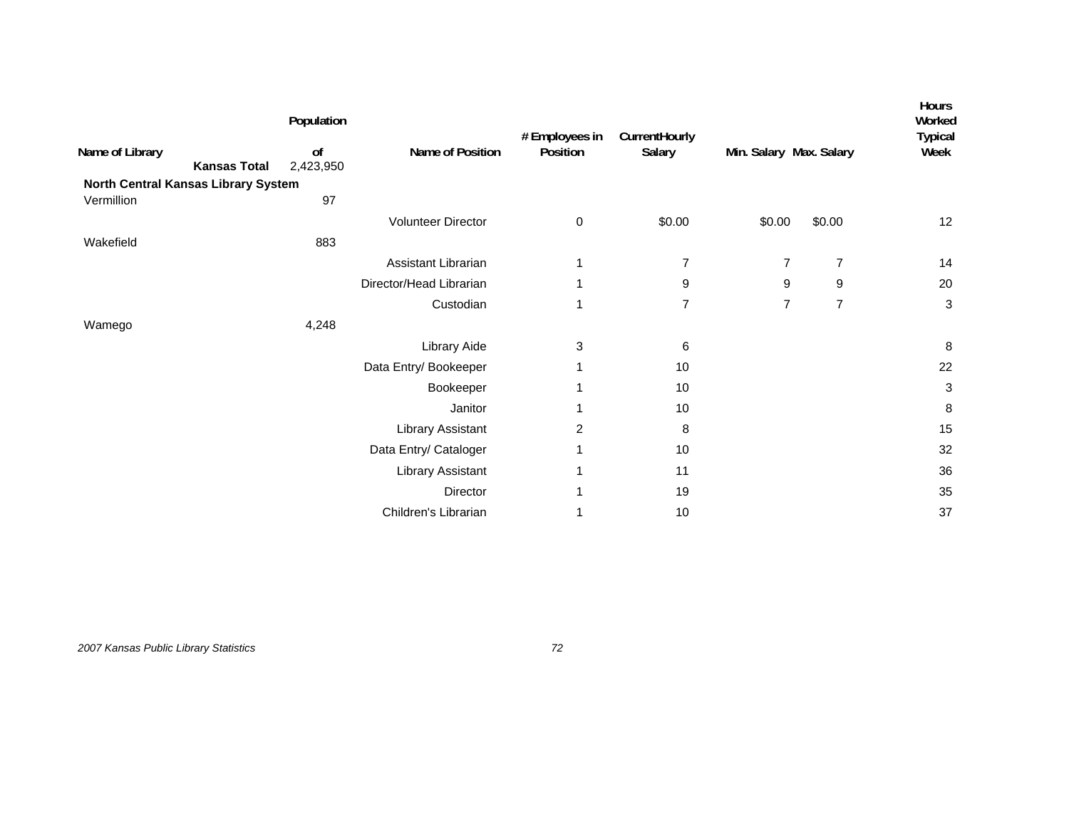| Name of Library | Population of | Name of Position | # Employees in Position | CurrentHourly Salary | Min. Salary | Max. Salary | Hours Worked Typical Week |
|---|---|---|---|---|---|---|---|
| **Kansas Total** | 2,423,950 | | | | | | |
| **North Central Kansas Library System** | | | | | | | |
| Vermillion | 97 | | | | | | |
| | | Volunteer Director | 0 | $0.00 | $0.00 | $0.00 | 12 |
| Wakefield | 883 | | | | | | |
| | | Assistant Librarian | 1 | 7 | 7 | 7 | 14 |
| | | Director/Head Librarian | 1 | 9 | 9 | 9 | 20 |
| | | Custodian | 1 | 7 | 7 | 7 | 3 |
| Wamego | 4,248 | | | | | | |
| | | Library Aide | 3 | 6 | | | 8 |
| | | Data Entry/ Bookeeper | 1 | 10 | | | 22 |
| | | Bookeeper | 1 | 10 | | | 3 |
| | | Janitor | 1 | 10 | | | 8 |
| | | Library Assistant | 2 | 8 | | | 15 |
| | | Data Entry/ Cataloger | 1 | 10 | | | 32 |
| | | Library Assistant | 1 | 11 | | | 36 |
| | | Director | 1 | 19 | | | 35 |
| | | Children's Librarian | 1 | 10 | | | 37 |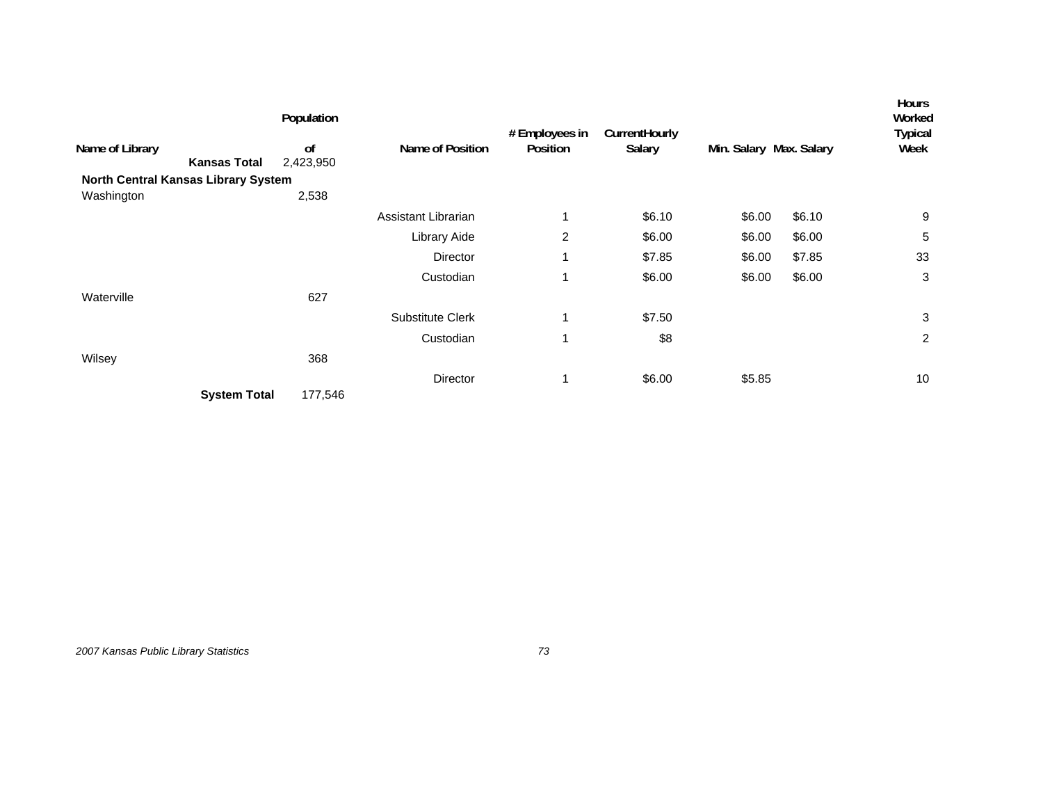| Name of Library | Population of | Name of Position | # Employees in Position | Current Hourly Salary | Min. Salary | Max. Salary | Hours Worked Typical Week |
|---|---|---|---|---|---|---|---|
| **Kansas Total** | 2,423,950 | | | | | | |
| **North Central Kansas Library System** | | | | | | | |
| Washington | 2,538 | | | | | | |
| | | Assistant Librarian | 1 | $6.10 | $6.00 | $6.10 | 9 |
| | | Library Aide | 2 | $6.00 | $6.00 | $6.00 | 5 |
| | | Director | 1 | $7.85 | $6.00 | $7.85 | 33 |
| | | Custodian | 1 | $6.00 | $6.00 | $6.00 | 3 |
| Waterville | 627 | | | | | | |
| | | Substitute Clerk | 1 | $7.50 | | | 3 |
| | | Custodian | 1 | $8 | | | 2 |
| Wilsey | 368 | | | | | | |
| | | Director | 1 | $6.00 | $5.85 | | 10 |
| **System Total** | 177,546 | | | | | | |

*2007 Kansas Public Library Statistics*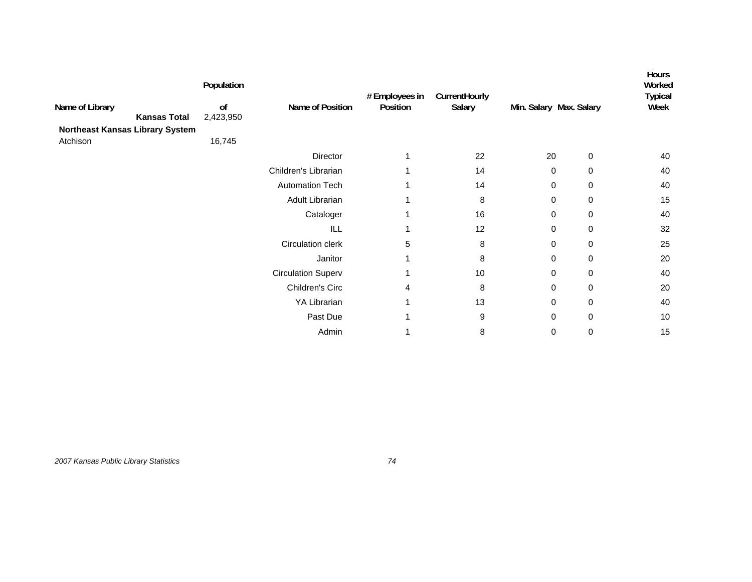| Name of Library | Population of | Name of Position | # Employees in Position | CurrentHourly Salary | Min. Salary | Max. Salary | Hours Worked Typical Week |
|---|---|---|---|---|---|---|---|
| **Kansas Total** | 2,423,950 | | | | | | |
| **Northeast Kansas Library System** | | | | | | | |
| Atchison | 16,745 | | | | | | |
| | | Director | 1 | 22 | 20 | 0 | 40 |
| | | Children's Librarian | 1 | 14 | 0 | 0 | 40 |
| | | Automation Tech | 1 | 14 | 0 | 0 | 40 |
| | | Adult Librarian | 1 | 8 | 0 | 0 | 15 |
| | | Cataloger | 1 | 16 | 0 | 0 | 40 |
| | | ILL | 1 | 12 | 0 | 0 | 32 |
| | | Circulation clerk | 5 | 8 | 0 | 0 | 25 |
| | | Janitor | 1 | 8 | 0 | 0 | 20 |
| | | Circulation Superv | 1 | 10 | 0 | 0 | 40 |
| | | Children's Circ | 4 | 8 | 0 | 0 | 20 |
| | | YA Librarian | 1 | 13 | 0 | 0 | 40 |
| | | Past Due | 1 | 9 | 0 | 0 | 10 |
| | | Admin | 1 | 8 | 0 | 0 | 15 |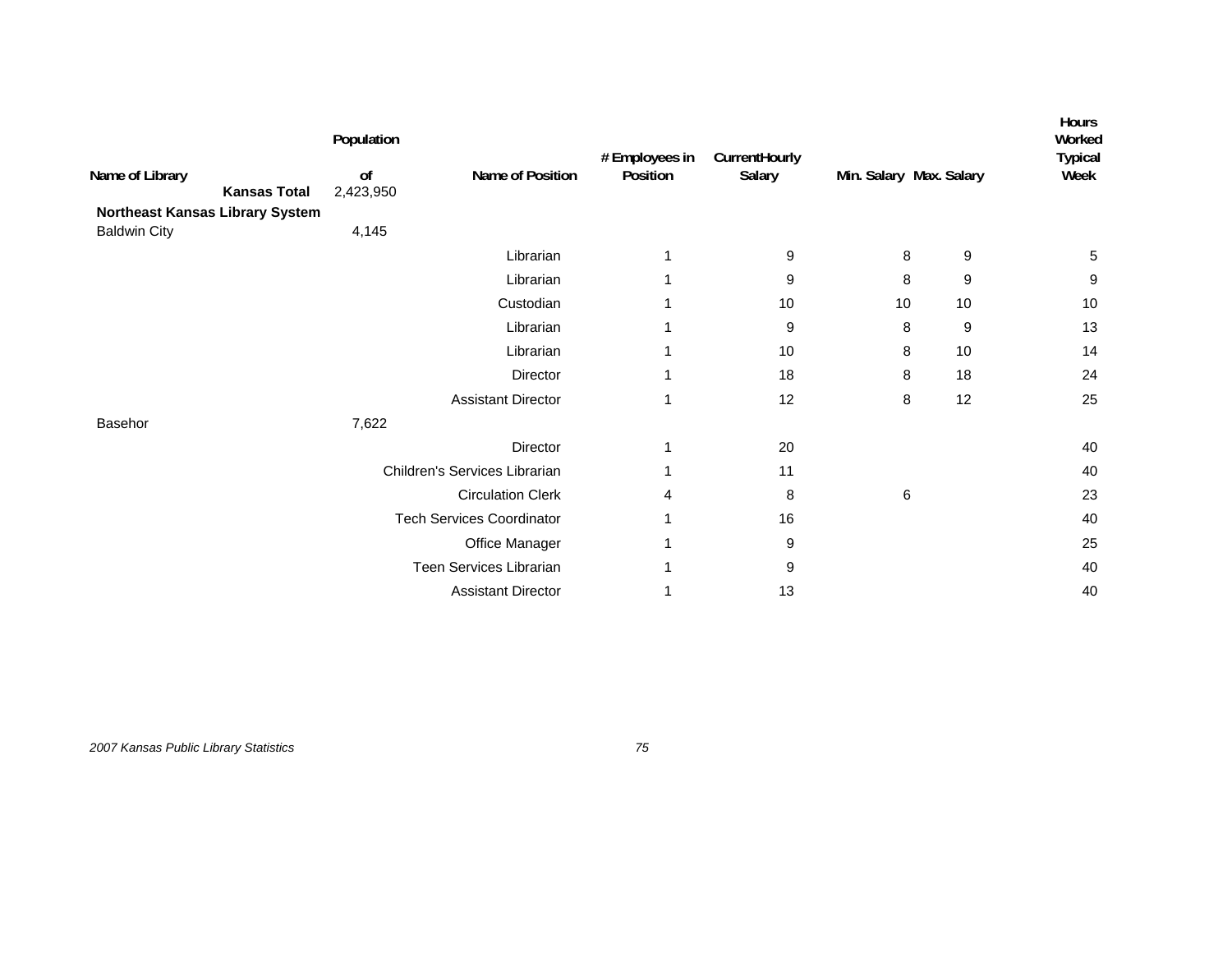| Name of Library | Population of | Name of Position | # Employees in Position | Current Hourly Salary | Min. Salary | Max. Salary | Hours Worked Typical Week |
|---|---|---|---|---|---|---|---|
| **Kansas Total** | 2,423,950 | | | | | | |
| **Northeast Kansas Library System** | | | | | | | |
| Baldwin City | 4,145 | | | | | | |
| | | Librarian | 1 | 9 | 8 | 9 | 5 |
| | | Librarian | 1 | 9 | 8 | 9 | 9 |
| | | Custodian | 1 | 10 | 10 | 10 | 10 |
| | | Librarian | 1 | 9 | 8 | 9 | 13 |
| | | Librarian | 1 | 10 | 8 | 10 | 14 |
| | | Director | 1 | 18 | 8 | 18 | 24 |
| | | Assistant Director | 1 | 12 | 8 | 12 | 25 |
| Basehor | 7,622 | | | | | | |
| | | Director | 1 | 20 | | | 40 |
| | | Children's Services Librarian | 1 | 11 | | | 40 |
| | | Circulation Clerk | 4 | 8 | 6 | | 23 |
| | | Tech Services Coordinator | 1 | 16 | | | 40 |
| | | Office Manager | 1 | 9 | | | 25 |
| | | Teen Services Librarian | 1 | 9 | | | 40 |
| | | Assistant Director | 1 | 13 | | | 40 |

*2007 Kansas Public Library Statistics*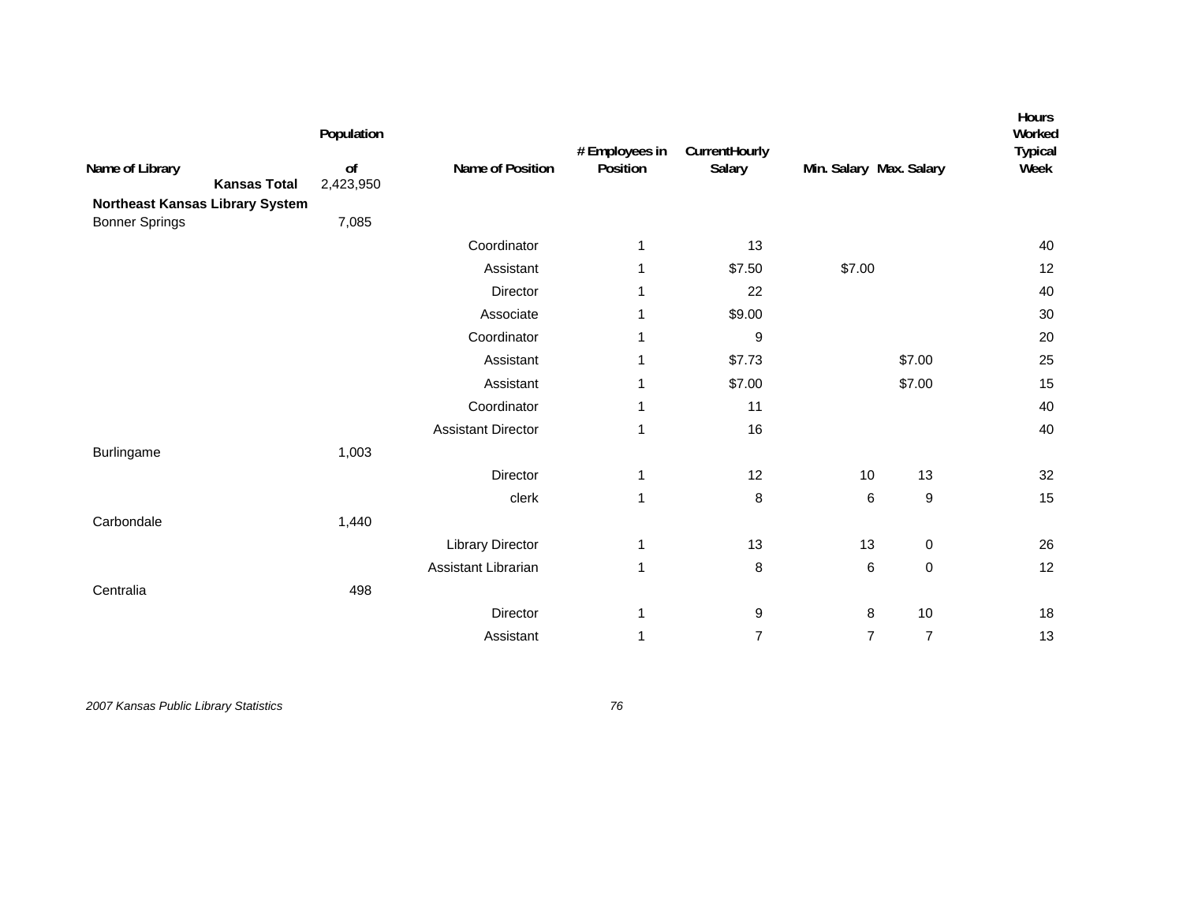| Name of Library | Population of | Name of Position | # Employees in Position | Current Hourly Salary | Min. Salary | Max. Salary | Hours Worked Typical Week |
|---|---|---|---|---|---|---|---|
| **Kansas Total** | 2,423,950 | | | | | | |
| **Northeast Kansas Library System** | | | | | | | |
| Bonner Springs | 7,085 | | | | | | |
| | | Coordinator | 1 | 13 | | | 40 |
| | | Assistant | 1 | $7.50 | $7.00 | | 12 |
| | | Director | 1 | 22 | | | 40 |
| | | Associate | 1 | $9.00 | | | 30 |
| | | Coordinator | 1 | 9 | | | 20 |
| | | Assistant | 1 | $7.73 | | $7.00 | 25 |
| | | Assistant | 1 | $7.00 | | $7.00 | 15 |
| | | Coordinator | 1 | 11 | | | 40 |
| | | Assistant Director | 1 | 16 | | | 40 |
| Burlingame | 1,003 | | | | | | |
| | | Director | 1 | 12 | 10 | 13 | 32 |
| | | clerk | 1 | 8 | 6 | 9 | 15 |
| Carbondale | 1,440 | | | | | | |
| | | Library Director | 1 | 13 | 13 | 0 | 26 |
| | | Assistant Librarian | 1 | 8 | 6 | 0 | 12 |
| Centralia | 498 | | | | | | |
| | | Director | 1 | 9 | 8 | 10 | 18 |
| | | Assistant | 1 | 7 | 7 | 7 | 13 |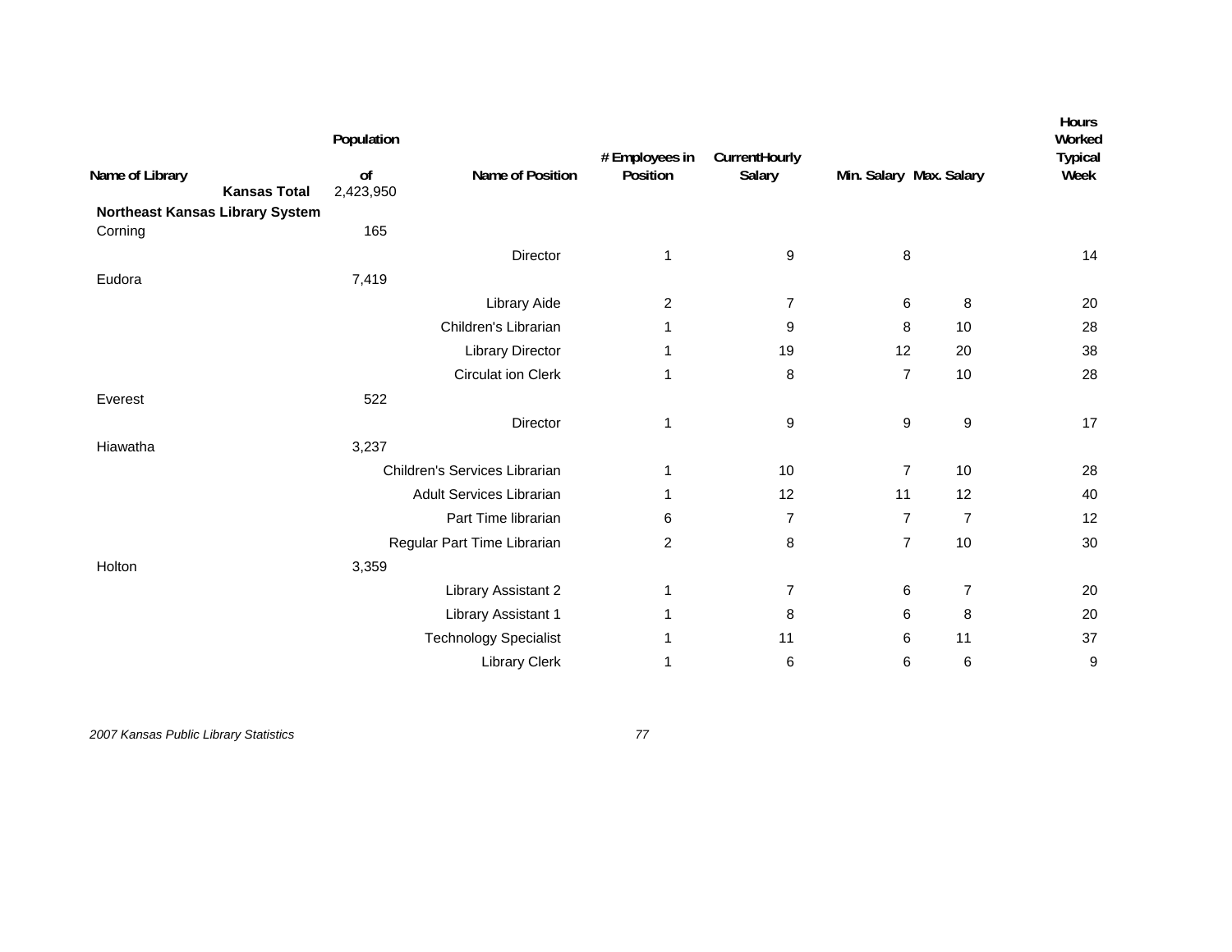| Name of Library | Population of | Name of Position | # Employees in Position | CurrentHourly Salary | Min. Salary | Max. Salary | Hours Worked Typical Week |
|---|---|---|---|---|---|---|---|
| **Kansas Total** | 2,423,950 | | | | | | |
| **Northeast Kansas Library System** | | | | | | | |
| Corning | 165 | | | | | | |
| | | Director | 1 | 9 | 8 | | 14 |
| Eudora | 7,419 | | | | | | |
| | | Library Aide | 2 | 7 | 6 | 8 | 20 |
| | | Children's Librarian | 1 | 9 | 8 | 10 | 28 |
| | | Library Director | 1 | 19 | 12 | 20 | 38 |
| | | Circulat ion Clerk | 1 | 8 | 7 | 10 | 28 |
| Everest | 522 | | | | | | |
| | | Director | 1 | 9 | 9 | 9 | 17 |
| Hiawatha | 3,237 | | | | | | |
| | | Children's Services Librarian | 1 | 10 | 7 | 10 | 28 |
| | | Adult Services Librarian | 1 | 12 | 11 | 12 | 40 |
| | | Part Time librarian | 6 | 7 | 7 | 7 | 12 |
| | | Regular Part Time Librarian | 2 | 8 | 7 | 10 | 30 |
| Holton | 3,359 | | | | | | |
| | | Library Assistant 2 | 1 | 7 | 6 | 7 | 20 |
| | | Library Assistant 1 | 1 | 8 | 6 | 8 | 20 |
| | | Technology Specialist | 1 | 11 | 6 | 11 | 37 |
| | | Library Clerk | 1 | 6 | 6 | 6 | 9 |

*2007 Kansas Public Library Statistics*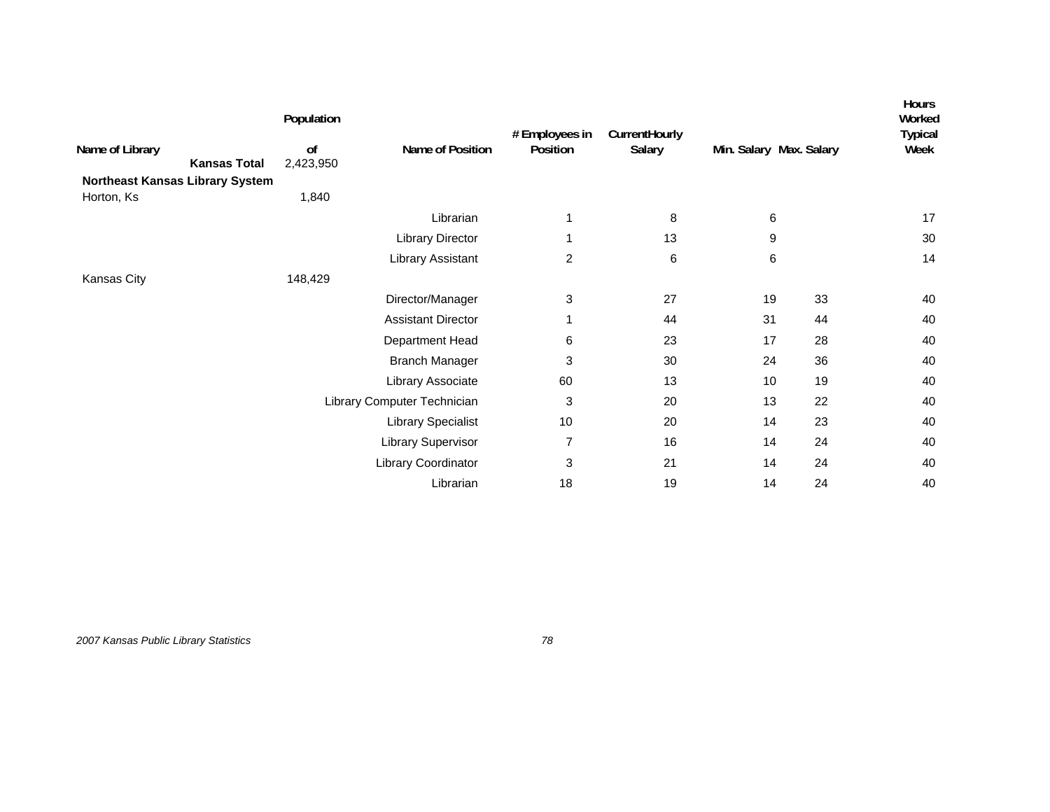| Name of Library | Population of | Name of Position | # Employees in Position | CurrentHourly Salary | Min. Salary | Max. Salary | Hours Worked Typical Week |
|---|---|---|---|---|---|---|---|
| **Kansas Total** | 2,423,950 | | | | | | |
| **Northeast Kansas Library System** | | | | | | | |
| Horton, Ks | 1,840 | | | | | | |
| | | Librarian | 1 | 8 | 6 | | 17 |
| | | Library Director | 1 | 13 | 9 | | 30 |
| | | Library Assistant | 2 | 6 | 6 | | 14 |
| Kansas City | 148,429 | | | | | | |
| | | Director/Manager | 3 | 27 | 19 | 33 | 40 |
| | | Assistant Director | 1 | 44 | 31 | 44 | 40 |
| | | Department Head | 6 | 23 | 17 | 28 | 40 |
| | | Branch Manager | 3 | 30 | 24 | 36 | 40 |
| | | Library Associate | 60 | 13 | 10 | 19 | 40 |
| | | Library Computer Technician | 3 | 20 | 13 | 22 | 40 |
| | | Library Specialist | 10 | 20 | 14 | 23 | 40 |
| | | Library Supervisor | 7 | 16 | 14 | 24 | 40 |
| | | Library Coordinator | 3 | 21 | 14 | 24 | 40 |
| | | Librarian | 18 | 19 | 14 | 24 | 40 |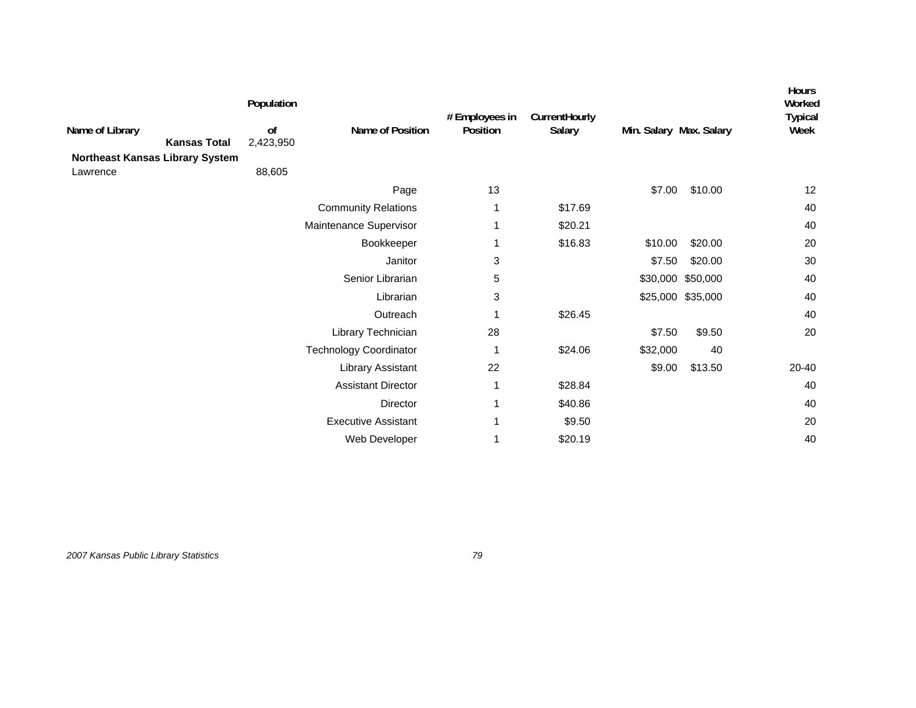| Name of Library | Population of | Name of Position | # Employees in Position | Current Hourly Salary | Min. Salary | Max. Salary | Hours Worked Typical Week |
|---|---|---|---|---|---|---|---|
| **Kansas Total** | 2,423,950 | | | | | | |
| **Northeast Kansas Library System** | | | | | | | |
| Lawrence | 88,605 | | | | | | |
| | | Page | 13 | | $7.00 | $10.00 | 12 |
| | | Community Relations | 1 | $17.69 | | | 40 |
| | | Maintenance Supervisor | 1 | $20.21 | | | 40 |
| | | Bookkeeper | 1 | $16.83 | $10.00 | $20.00 | 20 |
| | | Janitor | 3 | | $7.50 | $20.00 | 30 |
| | | Senior Librarian | 5 | | $30,000 | $50,000 | 40 |
| | | Librarian | 3 | | $25,000 | $35,000 | 40 |
| | | Outreach | 1 | $26.45 | | | 40 |
| | | Library Technician | 28 | | $7.50 | $9.50 | 20 |
| | | Technology Coordinator | 1 | $24.06 | $32,000 | 40 | |
| | | Library Assistant | 22 | | $9.00 | $13.50 | 20-40 |
| | | Assistant Director | 1 | $28.84 | | | 40 |
| | | Director | 1 | $40.86 | | | 40 |
| | | Executive Assistant | 1 | $9.50 | | | 20 |
| | | Web Developer | 1 | $20.19 | | | 40 |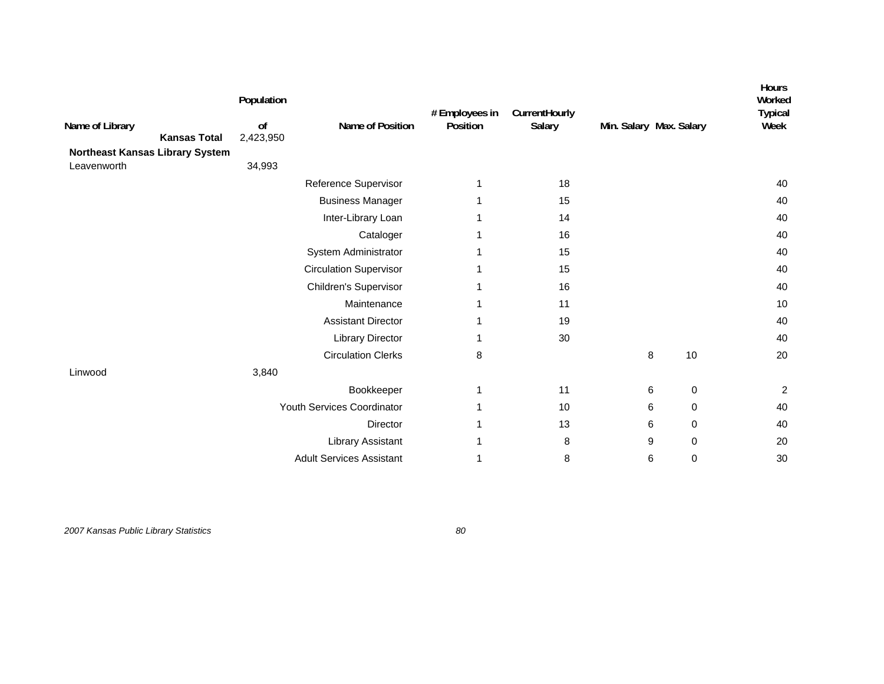| Name of Library | Population of | Name of Position | # Employees in Position | CurrentHourly Salary | Min. Salary | Max. Salary | Hours Worked Typical Week |
|---|---|---|---|---|---|---|---|
| **Kansas Total** | 2,423,950 | | | | | | |
| **Northeast Kansas Library System** | | | | | | | |
| Leavenworth | 34,993 | | | | | | |
| | | Reference Supervisor | 1 | 18 | | | 40 |
| | | Business Manager | 1 | 15 | | | 40 |
| | | Inter-Library Loan | 1 | 14 | | | 40 |
| | | Cataloger | 1 | 16 | | | 40 |
| | | System Administrator | 1 | 15 | | | 40 |
| | | Circulation Supervisor | 1 | 15 | | | 40 |
| | | Children's Supervisor | 1 | 16 | | | 40 |
| | | Maintenance | 1 | 11 | | | 10 |
| | | Assistant Director | 1 | 19 | | | 40 |
| | | Library Director | 1 | 30 | | | 40 |
| | | Circulation Clerks | 8 | | 8 | 10 | 20 |
| Linwood | 3,840 | | | | | | |
| | | Bookkeeper | 1 | 11 | 6 | 0 | 2 |
| | | Youth Services Coordinator | 1 | 10 | 6 | 0 | 40 |
| | | Director | 1 | 13 | 6 | 0 | 40 |
| | | Library Assistant | 1 | 8 | 9 | 0 | 20 |
| | | Adult Services Assistant | 1 | 8 | 6 | 0 | 30 |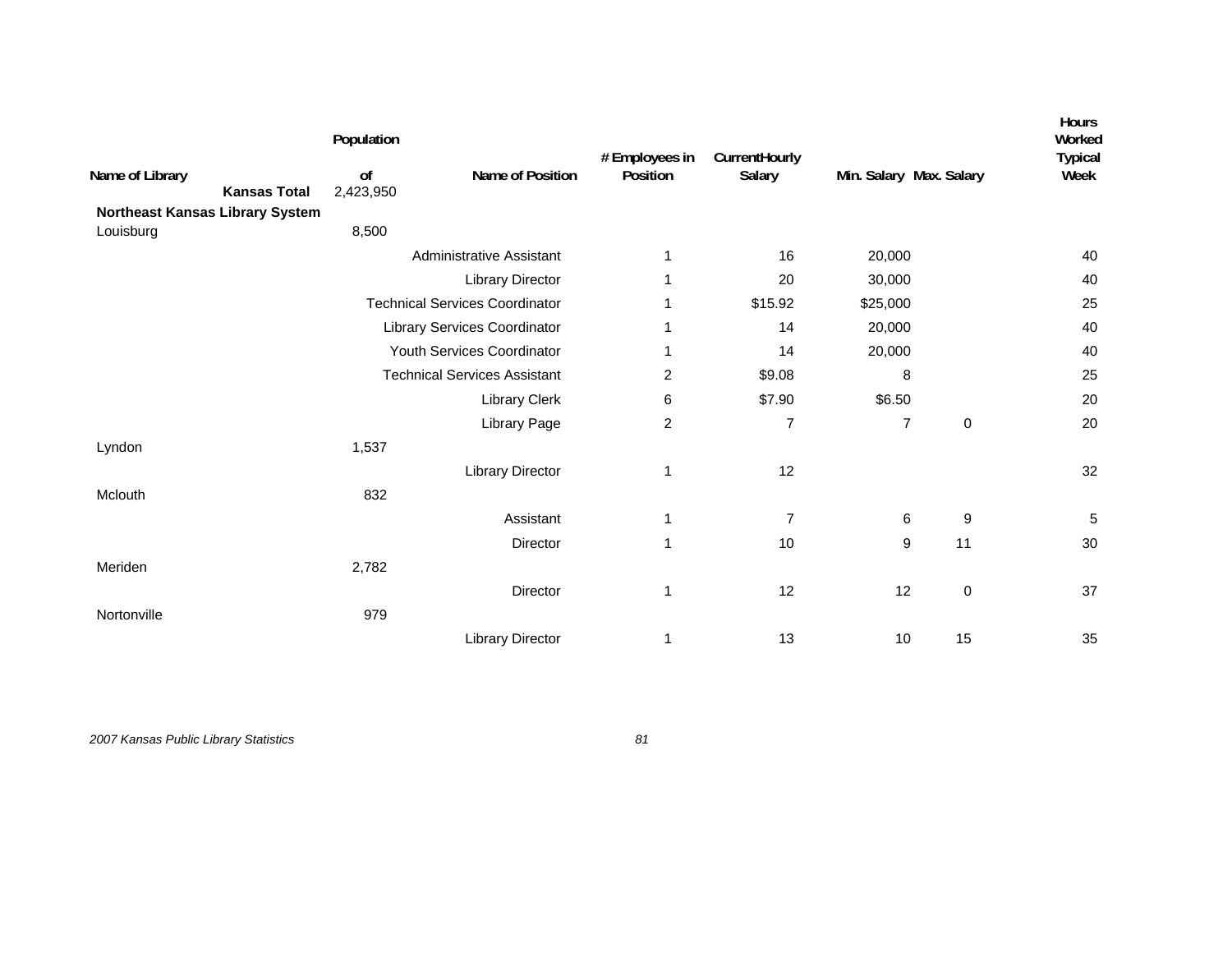| Name of Library | Population of | Name of Position | # Employees in Position | CurrentHourly Salary | Min. Salary | Max. Salary | Hours Worked Typical Week |
|---|---|---|---|---|---|---|---|
| **Kansas Total** | 2,423,950 | | | | | | |
| **Northeast Kansas Library System** | | | | | | | |
| Louisburg | 8,500 | | | | | | |
| | | Administrative Assistant | 1 | 16 | 20,000 | | 40 |
| | | Library Director | 1 | 20 | 30,000 | | 40 |
| | | Technical Services Coordinator | 1 | $15.92 | $25,000 | | 25 |
| | | Library Services Coordinator | 1 | 14 | 20,000 | | 40 |
| | | Youth Services Coordinator | 1 | 14 | 20,000 | | 40 |
| | | Technical Services Assistant | 2 | $9.08 | 8 | | 25 |
| | | Library Clerk | 6 | $7.90 | $6.50 | | 20 |
| | | Library Page | 2 | 7 | 7 | 0 | 20 |
| Lyndon | 1,537 | | | | | | |
| | | Library Director | 1 | 12 | | | 32 |
| Mclouth | 832 | | | | | | |
| | | Assistant | 1 | 7 | 6 | 9 | 5 |
| | | Director | 1 | 10 | 9 | 11 | 30 |
| Meriden | 2,782 | | | | | | |
| | | Director | 1 | 12 | 12 | 0 | 37 |
| Nortonville | 979 | | | | | | |
| | | Library Director | 1 | 13 | 10 | 15 | 35 |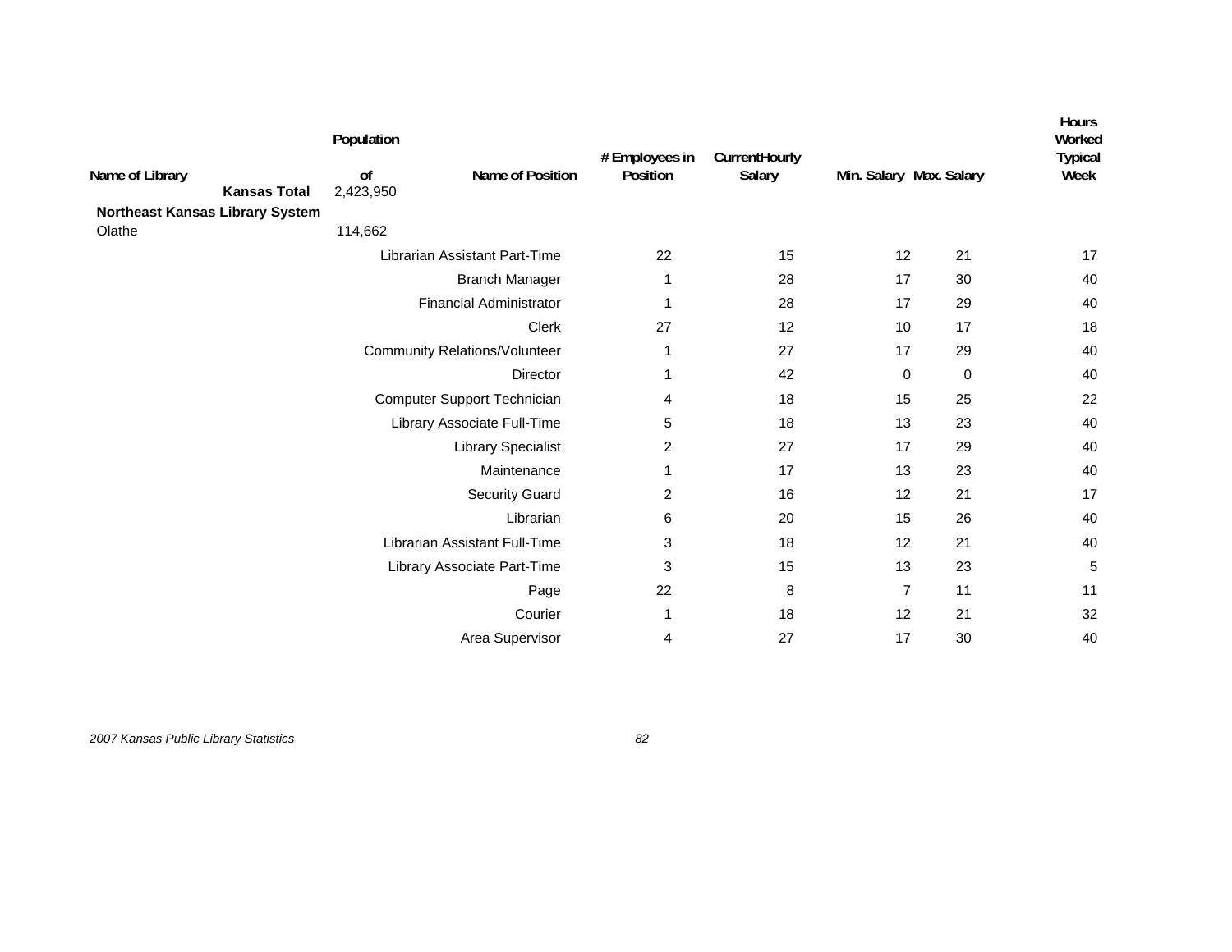| Name of Library | Population of | Name of Position | # Employees in Position | CurrentHourly Salary | Min. Salary | Max. Salary | Hours Worked Typical Week |
|---|---|---|---|---|---|---|---|
| **Kansas Total** | 2,423,950 | | | | | | |
| **Northeast Kansas Library System** | | | | | | | |
| Olathe | 114,662 | | | | | | |
| | | Librarian Assistant Part-Time | 22 | 15 | 12 | 21 | 17 |
| | | Branch Manager | 1 | 28 | 17 | 30 | 40 |
| | | Financial Administrator | 1 | 28 | 17 | 29 | 40 |
| | | Clerk | 27 | 12 | 10 | 17 | 18 |
| | | Community Relations/Volunteer | 1 | 27 | 17 | 29 | 40 |
| | | Director | 1 | 42 | 0 | 0 | 40 |
| | | Computer Support Technician | 4 | 18 | 15 | 25 | 22 |
| | | Library Associate Full-Time | 5 | 18 | 13 | 23 | 40 |
| | | Library Specialist | 2 | 27 | 17 | 29 | 40 |
| | | Maintenance | 1 | 17 | 13 | 23 | 40 |
| | | Security Guard | 2 | 16 | 12 | 21 | 17 |
| | | Librarian | 6 | 20 | 15 | 26 | 40 |
| | | Librarian Assistant Full-Time | 3 | 18 | 12 | 21 | 40 |
| | | Library Associate Part-Time | 3 | 15 | 13 | 23 | 5 |
| | | Page | 22 | 8 | 7 | 11 | 11 |
| | | Courier | 1 | 18 | 12 | 21 | 32 |
| | | Area Supervisor | 4 | 27 | 17 | 30 | 40 |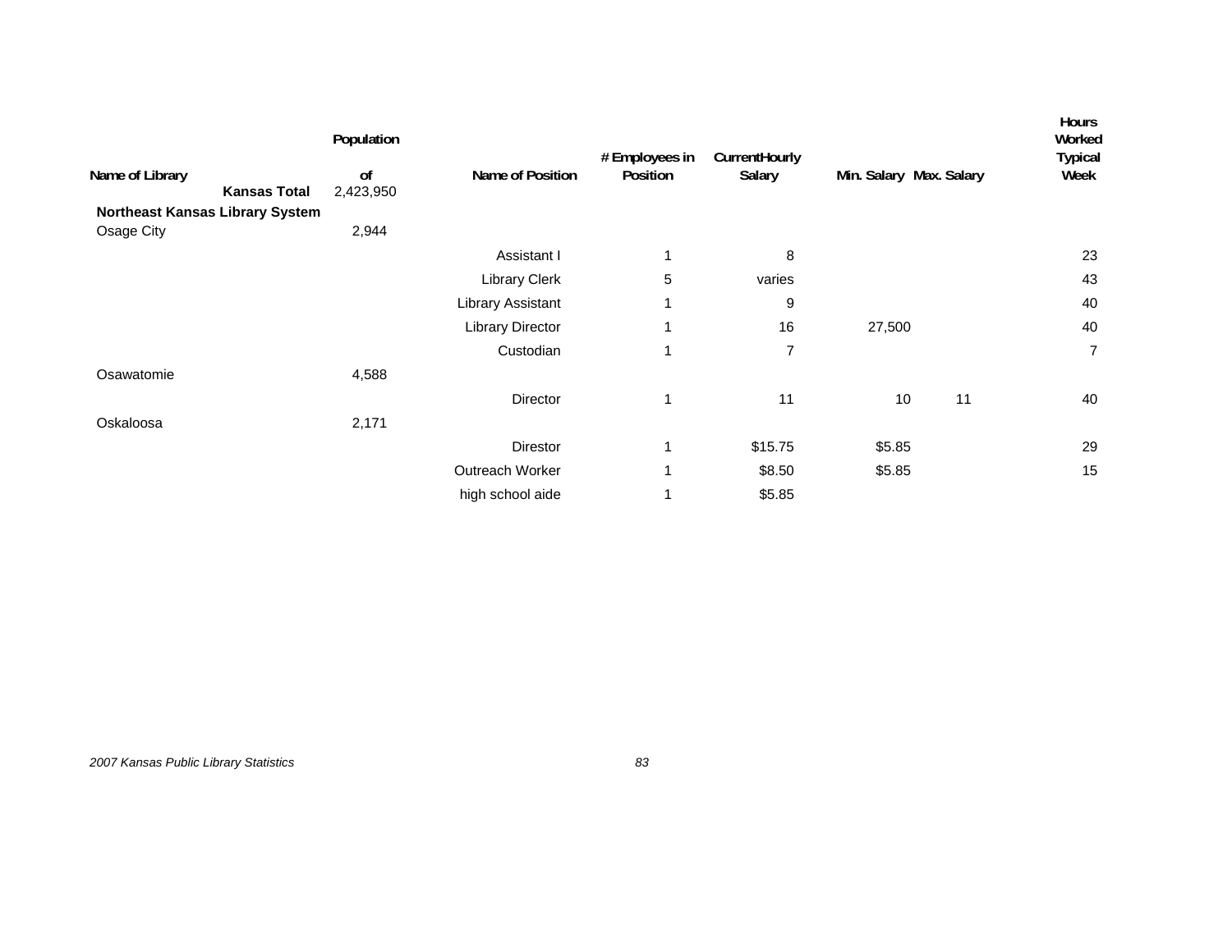| Name of Library | Population of | Name of Position | # Employees in Position | CurrentHourly Salary | Min. Salary | Max. Salary | Hours Worked Typical Week |
|---|---|---|---|---|---|---|---|
| **Kansas Total** | 2,423,950 | | | | | | |
| **Northeast Kansas Library System** | | | | | | | |
| Osage City | 2,944 | | | | | | |
| | | Assistant I | 1 | 8 | | | 23 |
| | | Library Clerk | 5 | varies | | | 43 |
| | | Library Assistant | 1 | 9 | | | 40 |
| | | Library Director | 1 | 16 | 27,500 | | 40 |
| | | Custodian | 1 | 7 | | | 7 |
| Osawatomie | 4,588 | | | | | | |
| | | Director | 1 | 11 | 10 | 11 | 40 |
| Oskaloosa | 2,171 | | | | | | |
| | | Direstor | 1 | $15.75 | $5.85 | | 29 |
| | | Outreach Worker | 1 | $8.50 | $5.85 | | 15 |
| | | high school aide | 1 | $5.85 | | | |

*2007 Kansas Public Library Statistics*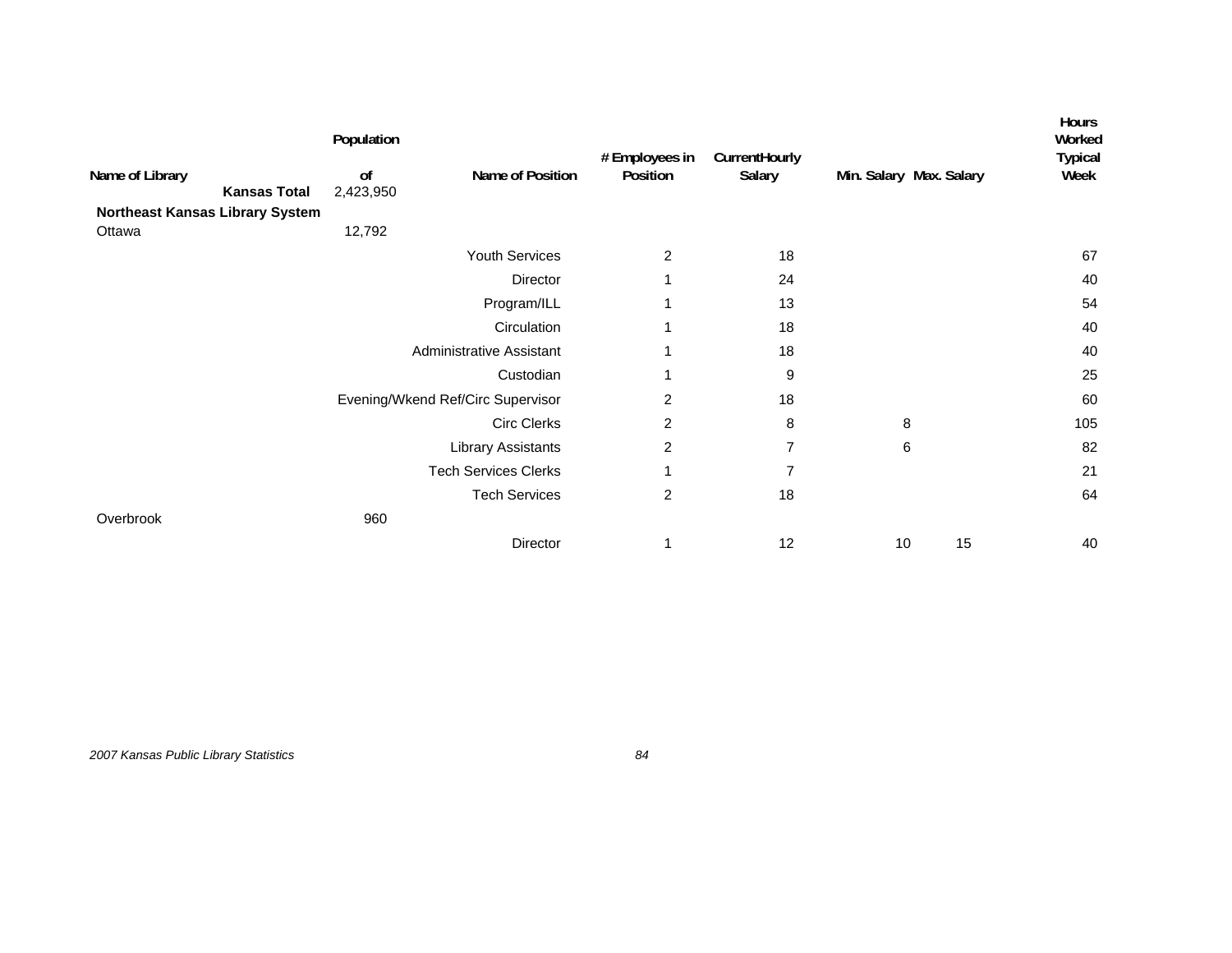| Name of Library | Population of | Name of Position | # Employees in Position | Current Hourly Salary | Min. Salary | Max. Salary | Hours Worked Typical Week |
|---|---|---|---|---|---|---|---|
| **Kansas Total** | 2,423,950 | | | | | | |
| **Northeast Kansas Library System** | | | | | | | |
| Ottawa | 12,792 | | | | | | |
| | | Youth Services | 2 | 18 | | | 67 |
| | | Director | 1 | 24 | | | 40 |
| | | Program/ILL | 1 | 13 | | | 54 |
| | | Circulation | 1 | 18 | | | 40 |
| | | Administrative Assistant | 1 | 18 | | | 40 |
| | | Custodian | 1 | 9 | | | 25 |
| | | Evening/Wkend Ref/Circ Supervisor | 2 | 18 | | | 60 |
| | | Circ Clerks | 2 | 8 | 8 | | 105 |
| | | Library Assistants | 2 | 7 | 6 | | 82 |
| | | Tech Services Clerks | 1 | 7 | | | 21 |
| | | Tech Services | 2 | 18 | | | 64 |
| Overbrook | 960 | | | | | | |
| | | Director | 1 | 12 | 10 | 15 | 40 |

*2007 Kansas Public Library Statistics*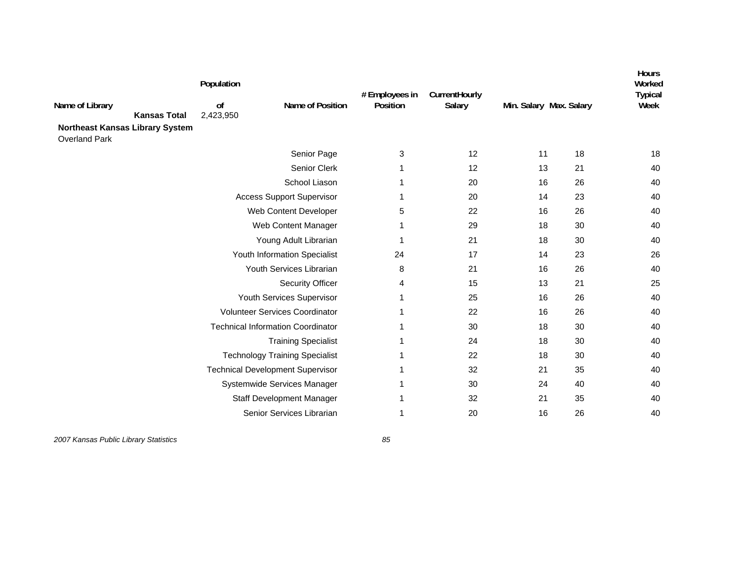| Name of Library | Population of | Name of Position | # Employees in Position | CurrentHourly Salary | Min. Salary | Max. Salary | Hours Worked Typical Week |
|---|---|---|---|---|---|---|---|
| **Kansas Total** | 2,423,950 | | | | | | |
| **Northeast Kansas Library System** | | | | | | | |
| Overland Park | | | | | | | |
| | | Senior Page | 3 | 12 | 11 | 18 | 18 |
| | | Senior Clerk | 1 | 12 | 13 | 21 | 40 |
| | | School Liason | 1 | 20 | 16 | 26 | 40 |
| | | Access Support Supervisor | 1 | 20 | 14 | 23 | 40 |
| | | Web Content Developer | 5 | 22 | 16 | 26 | 40 |
| | | Web Content Manager | 1 | 29 | 18 | 30 | 40 |
| | | Young Adult Librarian | 1 | 21 | 18 | 30 | 40 |
| | | Youth Information Specialist | 24 | 17 | 14 | 23 | 26 |
| | | Youth Services Librarian | 8 | 21 | 16 | 26 | 40 |
| | | Security Officer | 4 | 15 | 13 | 21 | 25 |
| | | Youth Services Supervisor | 1 | 25 | 16 | 26 | 40 |
| | | Volunteer Services Coordinator | 1 | 22 | 16 | 26 | 40 |
| | | Technical Information Coordinator | 1 | 30 | 18 | 30 | 40 |
| | | Training Specialist | 1 | 24 | 18 | 30 | 40 |
| | | Technology Training Specialist | 1 | 22 | 18 | 30 | 40 |
| | | Technical Development Supervisor | 1 | 32 | 21 | 35 | 40 |
| | | Systemwide Services Manager | 1 | 30 | 24 | 40 | 40 |
| | | Staff Development Manager | 1 | 32 | 21 | 35 | 40 |
| | | Senior Services Librarian | 1 | 20 | 16 | 26 | 40 |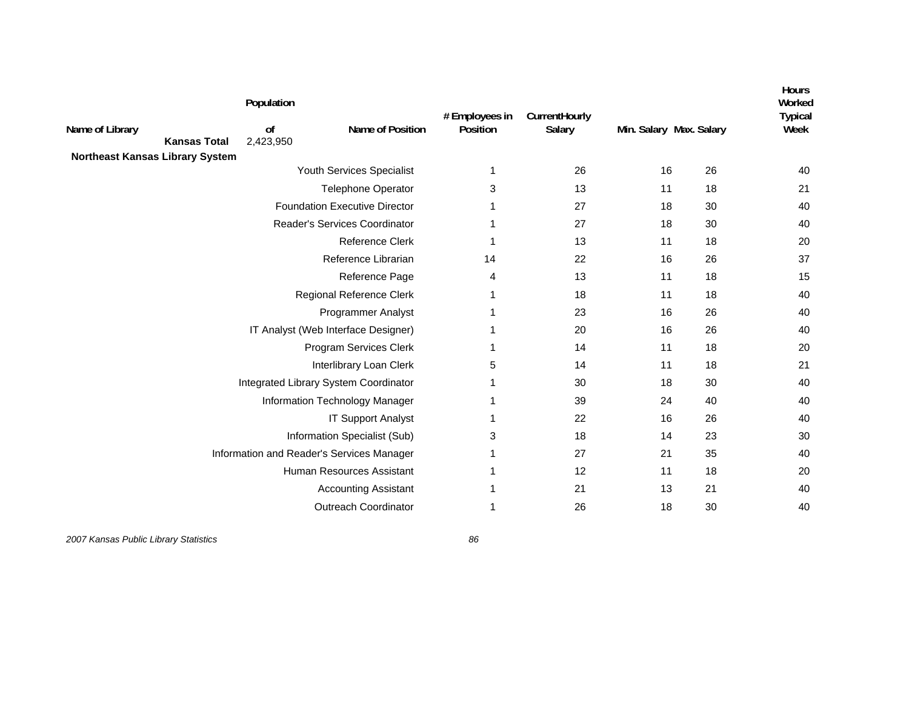| Name of Library | Population of | Name of Position | # Employees in Position | Current Hourly Salary | Min. Salary | Max. Salary | Hours Worked Typical Week |
|---|---|---|---|---|---|---|---|
| **Kansas Total** | 2,423,950 | | | | | | |
| **Northeast Kansas Library System** | | | | | | | |
| | | Youth Services Specialist | 1 | 26 | 16 | 26 | 40 |
| | | Telephone Operator | 3 | 13 | 11 | 18 | 21 |
| | | Foundation Executive Director | 1 | 27 | 18 | 30 | 40 |
| | | Reader's Services Coordinator | 1 | 27 | 18 | 30 | 40 |
| | | Reference Clerk | 1 | 13 | 11 | 18 | 20 |
| | | Reference Librarian | 14 | 22 | 16 | 26 | 37 |
| | | Reference Page | 4 | 13 | 11 | 18 | 15 |
| | | Regional Reference Clerk | 1 | 18 | 11 | 18 | 40 |
| | | Programmer Analyst | 1 | 23 | 16 | 26 | 40 |
| | | IT Analyst (Web Interface Designer) | 1 | 20 | 16 | 26 | 40 |
| | | Program Services Clerk | 1 | 14 | 11 | 18 | 20 |
| | | Interlibrary Loan Clerk | 5 | 14 | 11 | 18 | 21 |
| | | Integrated Library System Coordinator | 1 | 30 | 18 | 30 | 40 |
| | | Information Technology Manager | 1 | 39 | 24 | 40 | 40 |
| | | IT Support Analyst | 1 | 22 | 16 | 26 | 40 |
| | | Information Specialist (Sub) | 3 | 18 | 14 | 23 | 30 |
| | | Information and Reader's Services Manager | 1 | 27 | 21 | 35 | 40 |
| | | Human Resources Assistant | 1 | 12 | 11 | 18 | 20 |
| | | Accounting Assistant | 1 | 21 | 13 | 21 | 40 |
| | | Outreach Coordinator | 1 | 26 | 18 | 30 | 40 |

*2007 Kansas Public Library Statistics*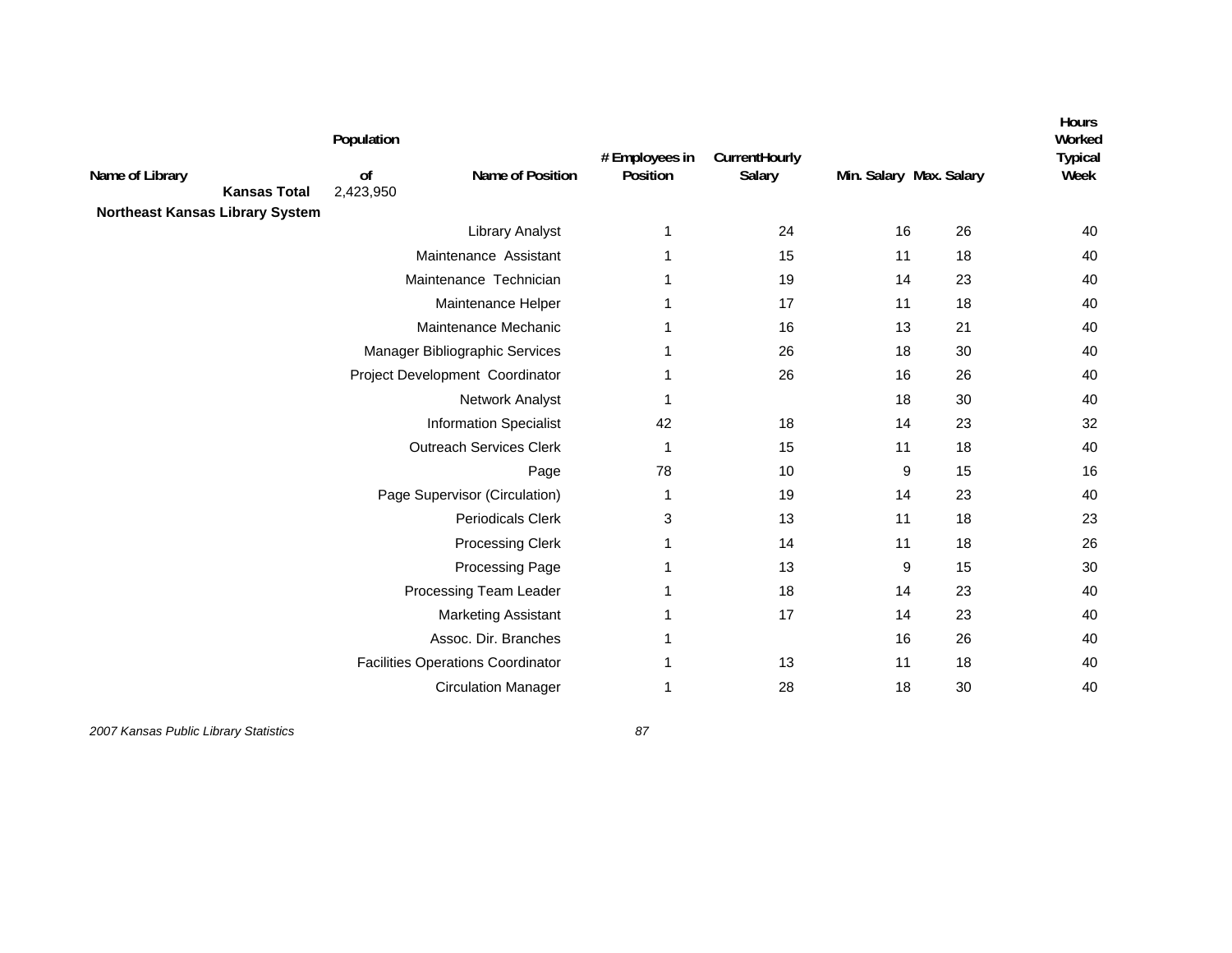| Name of Library | Population of | Name of Position | # Employees in Position | CurrentHourly Salary | Min. Salary | Max. Salary | Hours Worked Typical Week |
|---|---|---|---|---|---|---|---|
| **Kansas Total** | 2,423,950 | | | | | | |
| **Northeast Kansas Library System** | | | | | | | |
| | | Library Analyst | 1 | 24 | 16 | 26 | 40 |
| | | Maintenance Assistant | 1 | 15 | 11 | 18 | 40 |
| | | Maintenance Technician | 1 | 19 | 14 | 23 | 40 |
| | | Maintenance Helper | 1 | 17 | 11 | 18 | 40 |
| | | Maintenance Mechanic | 1 | 16 | 13 | 21 | 40 |
| | | Manager Bibliographic Services | 1 | 26 | 18 | 30 | 40 |
| | | Project Development Coordinator | 1 | 26 | 16 | 26 | 40 |
| | | Network Analyst | 1 | | 18 | 30 | 40 |
| | | Information Specialist | 42 | 18 | 14 | 23 | 32 |
| | | Outreach Services Clerk | 1 | 15 | 11 | 18 | 40 |
| | | Page | 78 | 10 | 9 | 15 | 16 |
| | | Page Supervisor (Circulation) | 1 | 19 | 14 | 23 | 40 |
| | | Periodicals Clerk | 3 | 13 | 11 | 18 | 23 |
| | | Processing Clerk | 1 | 14 | 11 | 18 | 26 |
| | | Processing Page | 1 | 13 | 9 | 15 | 30 |
| | | Processing Team Leader | 1 | 18 | 14 | 23 | 40 |
| | | Marketing Assistant | 1 | 17 | 14 | 23 | 40 |
| | | Assoc. Dir. Branches | 1 | | 16 | 26 | 40 |
| | | Facilities Operations Coordinator | 1 | 13 | 11 | 18 | 40 |
| | | Circulation Manager | 1 | 28 | 18 | 30 | 40 |

*2007 Kansas Public Library Statistics*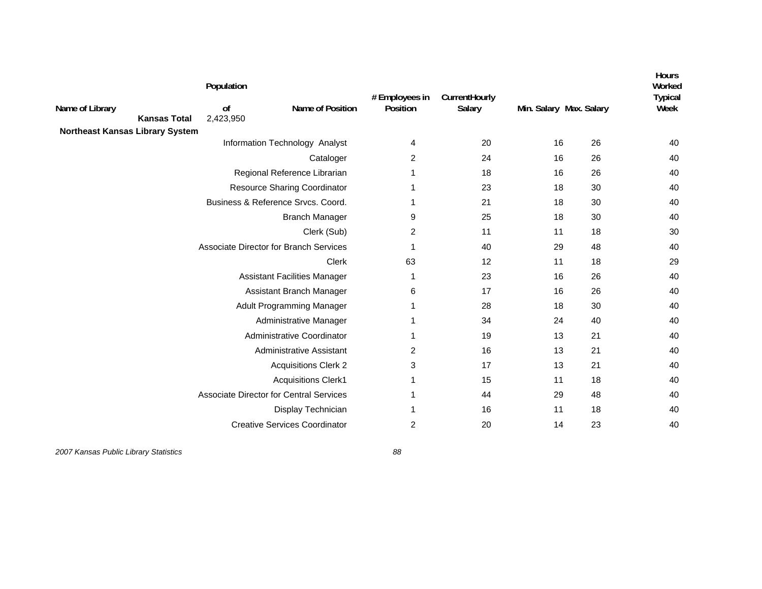| Name of Library | Population of | Name of Position | # Employees in Position | CurrentHourly Salary | Min. Salary | Max. Salary | Hours Worked Typical Week |
|---|---|---|---|---|---|---|---|
| **Kansas Total** | 2,423,950 | | | | | | |
| **Northeast Kansas Library System** | | | | | | | |
| | | Information Technology Analyst | 4 | 20 | 16 | 26 | 40 |
| | | Cataloger | 2 | 24 | 16 | 26 | 40 |
| | | Regional Reference Librarian | 1 | 18 | 16 | 26 | 40 |
| | | Resource Sharing Coordinator | 1 | 23 | 18 | 30 | 40 |
| | | Business & Reference Srvcs. Coord. | 1 | 21 | 18 | 30 | 40 |
| | | Branch Manager | 9 | 25 | 18 | 30 | 40 |
| | | Clerk (Sub) | 2 | 11 | 11 | 18 | 30 |
| | | Associate Director for Branch Services | 1 | 40 | 29 | 48 | 40 |
| | | Clerk | 63 | 12 | 11 | 18 | 29 |
| | | Assistant Facilities Manager | 1 | 23 | 16 | 26 | 40 |
| | | Assistant Branch Manager | 6 | 17 | 16 | 26 | 40 |
| | | Adult Programming Manager | 1 | 28 | 18 | 30 | 40 |
| | | Administrative Manager | 1 | 34 | 24 | 40 | 40 |
| | | Administrative Coordinator | 1 | 19 | 13 | 21 | 40 |
| | | Administrative Assistant | 2 | 16 | 13 | 21 | 40 |
| | | Acquisitions Clerk 2 | 3 | 17 | 13 | 21 | 40 |
| | | Acquisitions Clerk1 | 1 | 15 | 11 | 18 | 40 |
| | | Associate Director for Central Services | 1 | 44 | 29 | 48 | 40 |
| | | Display Technician | 1 | 16 | 11 | 18 | 40 |
| | | Creative Services Coordinator | 2 | 20 | 14 | 23 | 40 |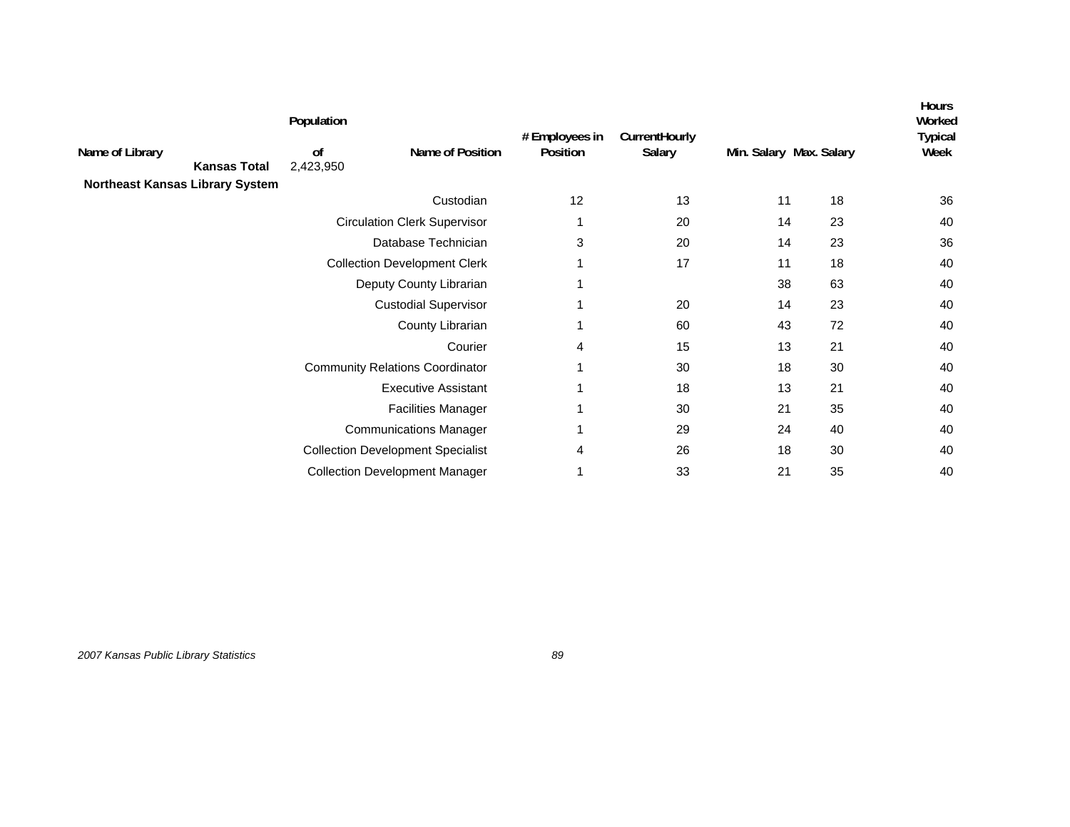| Name of Library | Population of | Name of Position | # Employees in Position | CurrentHourly Salary | Min. Salary | Max. Salary | Hours Worked Typical Week |
|---|---|---|---|---|---|---|---|
| **Kansas Total** | 2,423,950 | | | | | | |
| **Northeast Kansas Library System** | | | | | | | |
| | | Custodian | 12 | 13 | 11 | 18 | 36 |
| | | Circulation Clerk Supervisor | 1 | 20 | 14 | 23 | 40 |
| | | Database Technician | 3 | 20 | 14 | 23 | 36 |
| | | Collection Development Clerk | 1 | 17 | 11 | 18 | 40 |
| | | Deputy County Librarian | 1 | | 38 | 63 | 40 |
| | | Custodial Supervisor | 1 | 20 | 14 | 23 | 40 |
| | | County Librarian | 1 | 60 | 43 | 72 | 40 |
| | | Courier | 4 | 15 | 13 | 21 | 40 |
| | | Community Relations Coordinator | 1 | 30 | 18 | 30 | 40 |
| | | Executive Assistant | 1 | 18 | 13 | 21 | 40 |
| | | Facilities Manager | 1 | 30 | 21 | 35 | 40 |
| | | Communications Manager | 1 | 29 | 24 | 40 | 40 |
| | | Collection Development Specialist | 4 | 26 | 18 | 30 | 40 |
| | | Collection Development Manager | 1 | 33 | 21 | 35 | 40 |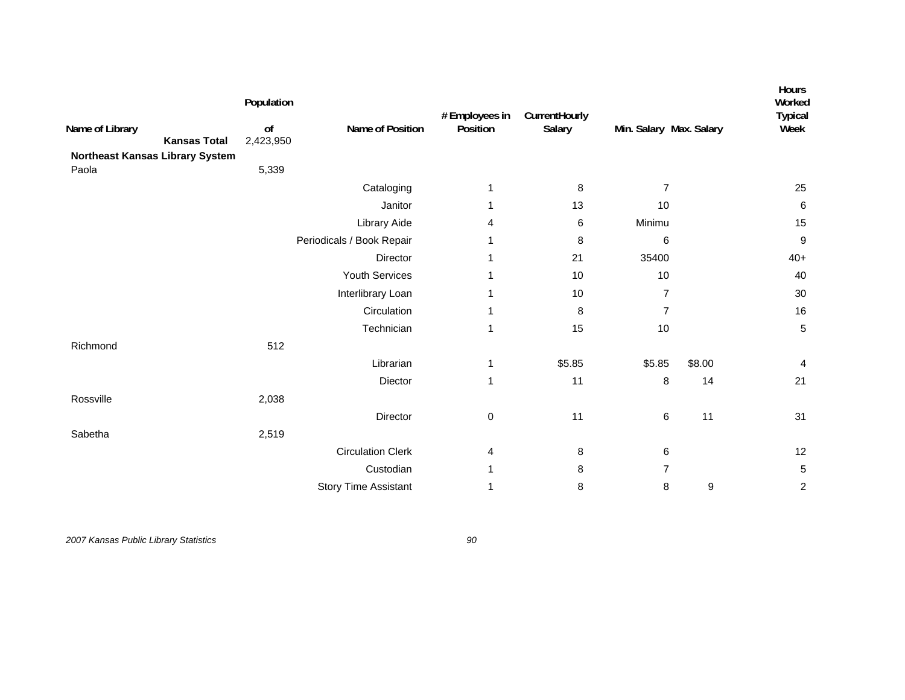| Name of Library | Population of | Name of Position | # Employees in Position | CurrentHourly Salary | Min. Salary | Max. Salary | Hours Worked Typical Week |
|---|---|---|---|---|---|---|---|
| **Kansas Total** | 2,423,950 | | | | | | |
| **Northeast Kansas Library System** | | | | | | | |
| Paola | 5,339 | | | | | | |
| | | Cataloging | 1 | 8 | 7 | | 25 |
| | | Janitor | 1 | 13 | 10 | | 6 |
| | | Library Aide | 4 | 6 | Minimu | | 15 |
| | | Periodicals / Book Repair | 1 | 8 | 6 | | 9 |
| | | Director | 1 | 21 | 35400 | | 40+ |
| | | Youth Services | 1 | 10 | 10 | | 40 |
| | | Interlibrary Loan | 1 | 10 | 7 | | 30 |
| | | Circulation | 1 | 8 | 7 | | 16 |
| | | Technician | 1 | 15 | 10 | | 5 |
| Richmond | 512 | | | | | | |
| | | Librarian | 1 | $5.85 | $5.85 | $8.00 | 4 |
| | | Diector | 1 | 11 | 8 | 14 | 21 |
| Rossville | 2,038 | | | | | | |
| | | Director | 0 | 11 | 6 | 11 | 31 |
| Sabetha | 2,519 | | | | | | |
| | | Circulation Clerk | 4 | 8 | 6 | | 12 |
| | | Custodian | 1 | 8 | 7 | | 5 |
| | | Story Time Assistant | 1 | 8 | 8 | 9 | 2 |

*2007 Kansas Public Library Statistics*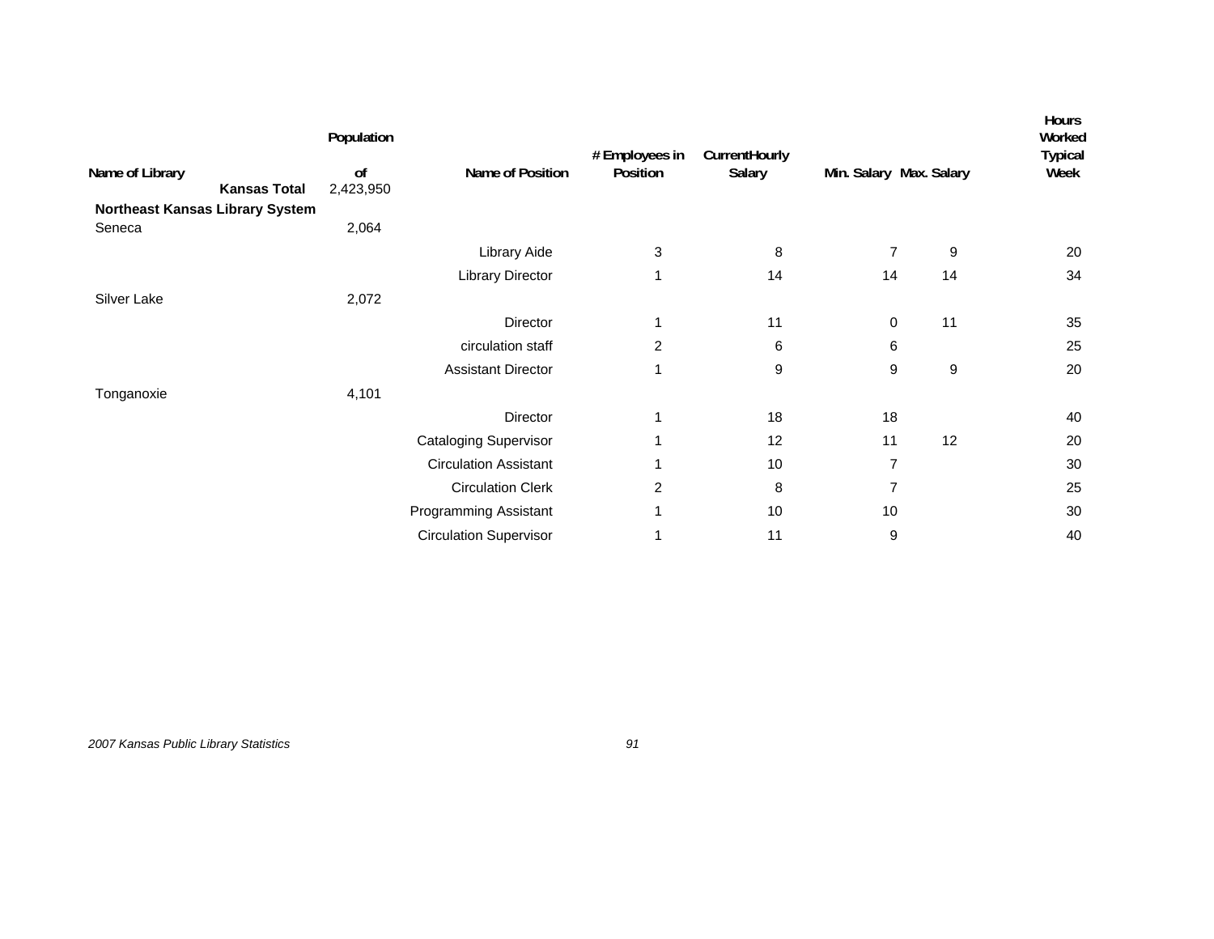| Name of Library | Population of | Name of Position | # Employees in Position | CurrentHourly Salary | Min. Salary | Max. Salary | Hours Worked Typical Week |
|---|---|---|---|---|---|---|---|
| **Kansas Total** | 2,423,950 | | | | | | |
| **Northeast Kansas Library System** | | | | | | | |
| Seneca | 2,064 | | | | | | |
| | | Library Aide | 3 | 8 | 7 | 9 | 20 |
| | | Library Director | 1 | 14 | 14 | 14 | 34 |
| Silver Lake | 2,072 | | | | | | |
| | | Director | 1 | 11 | 0 | 11 | 35 |
| | | circulation staff | 2 | 6 | 6 | | 25 |
| | | Assistant Director | 1 | 9 | 9 | 9 | 20 |
| Tonganoxie | 4,101 | | | | | | |
| | | Director | 1 | 18 | 18 | | 40 |
| | | Cataloging Supervisor | 1 | 12 | 11 | 12 | 20 |
| | | Circulation Assistant | 1 | 10 | 7 | | 30 |
| | | Circulation Clerk | 2 | 8 | 7 | | 25 |
| | | Programming Assistant | 1 | 10 | 10 | | 30 |
| | | Circulation Supervisor | 1 | 11 | 9 | | 40 |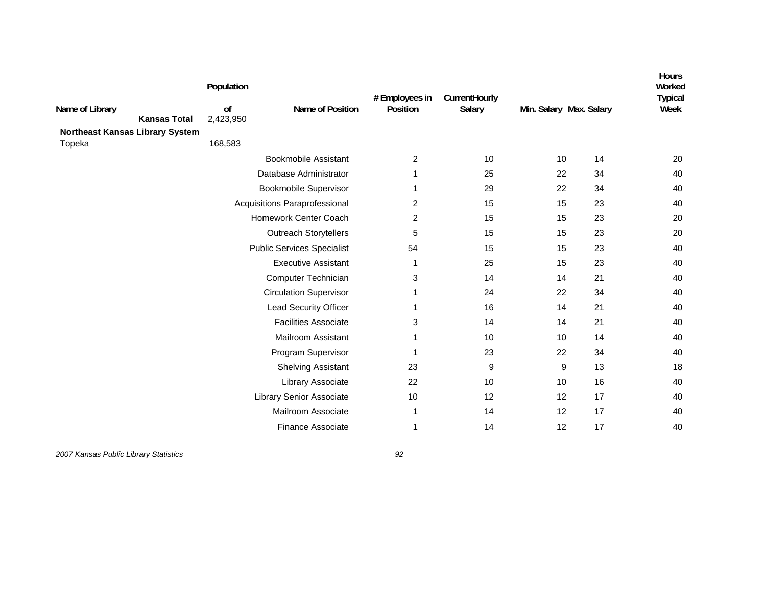| Name of Library | Population of | Name of Position | # Employees in Position | Current Hourly Salary | Min. Salary | Max. Salary | Hours Worked Typical Week |
|---|---|---|---|---|---|---|---|
| **Kansas Total** | 2,423,950 | | | | | | |
| **Northeast Kansas Library System** | | | | | | | |
| Topeka | 168,583 | | | | | | |
| | | Bookmobile Assistant | 2 | 10 | 10 | 14 | 20 |
| | | Database Administrator | 1 | 25 | 22 | 34 | 40 |
| | | Bookmobile Supervisor | 1 | 29 | 22 | 34 | 40 |
| | | Acquisitions Paraprofessional | 2 | 15 | 15 | 23 | 40 |
| | | Homework Center Coach | 2 | 15 | 15 | 23 | 20 |
| | | Outreach Storytellers | 5 | 15 | 15 | 23 | 20 |
| | | Public Services Specialist | 54 | 15 | 15 | 23 | 40 |
| | | Executive Assistant | 1 | 25 | 15 | 23 | 40 |
| | | Computer Technician | 3 | 14 | 14 | 21 | 40 |
| | | Circulation Supervisor | 1 | 24 | 22 | 34 | 40 |
| | | Lead Security Officer | 1 | 16 | 14 | 21 | 40 |
| | | Facilities Associate | 3 | 14 | 14 | 21 | 40 |
| | | Mailroom Assistant | 1 | 10 | 10 | 14 | 40 |
| | | Program Supervisor | 1 | 23 | 22 | 34 | 40 |
| | | Shelving Assistant | 23 | 9 | 9 | 13 | 18 |
| | | Library Associate | 22 | 10 | 10 | 16 | 40 |
| | | Library Senior Associate | 10 | 12 | 12 | 17 | 40 |
| | | Mailroom Associate | 1 | 14 | 12 | 17 | 40 |
| | | Finance Associate | 1 | 14 | 12 | 17 | 40 |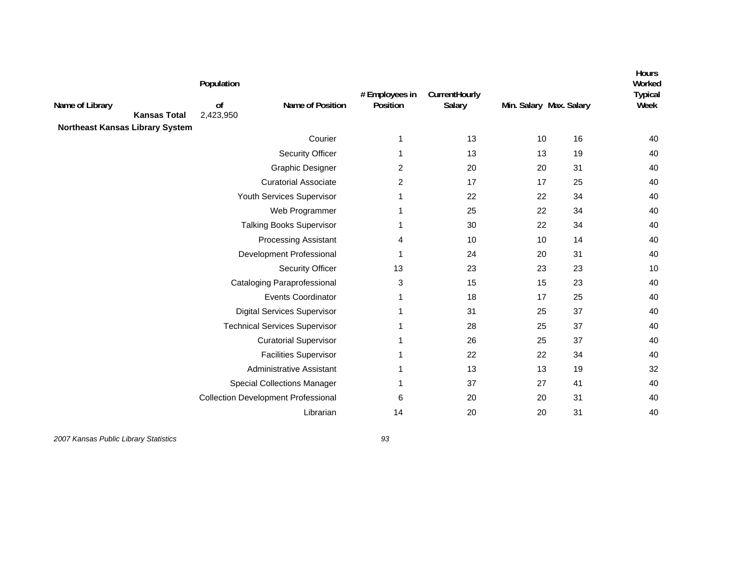| Name of Library | Population of | Name of Position | # Employees in Position | Current Hourly Salary | Min. Salary | Max. Salary | Hours Worked Typical Week |
|---|---|---|---|---|---|---|---|
| **Kansas Total** | 2,423,950 | | | | | | |
| **Northeast Kansas Library System** | | | | | | | |
| | | Courier | 1 | 13 | 10 | 16 | 40 |
| | | Security Officer | 1 | 13 | 13 | 19 | 40 |
| | | Graphic Designer | 2 | 20 | 20 | 31 | 40 |
| | | Curatorial Associate | 2 | 17 | 17 | 25 | 40 |
| | | Youth Services Supervisor | 1 | 22 | 22 | 34 | 40 |
| | | Web Programmer | 1 | 25 | 22 | 34 | 40 |
| | | Talking Books Supervisor | 1 | 30 | 22 | 34 | 40 |
| | | Processing Assistant | 4 | 10 | 10 | 14 | 40 |
| | | Development Professional | 1 | 24 | 20 | 31 | 40 |
| | | Security Officer | 13 | 23 | 23 | 23 | 10 |
| | | Cataloging Paraprofessional | 3 | 15 | 15 | 23 | 40 |
| | | Events Coordinator | 1 | 18 | 17 | 25 | 40 |
| | | Digital Services Supervisor | 1 | 31 | 25 | 37 | 40 |
| | | Technical Services Supervisor | 1 | 28 | 25 | 37 | 40 |
| | | Curatorial Supervisor | 1 | 26 | 25 | 37 | 40 |
| | | Facilities Supervisor | 1 | 22 | 22 | 34 | 40 |
| | | Administrative Assistant | 1 | 13 | 13 | 19 | 32 |
| | | Special Collections Manager | 1 | 37 | 27 | 41 | 40 |
| | | Collection Development Professional | 6 | 20 | 20 | 31 | 40 |
| | | Librarian | 14 | 20 | 20 | 31 | 40 |

*2007 Kansas Public Library Statistics*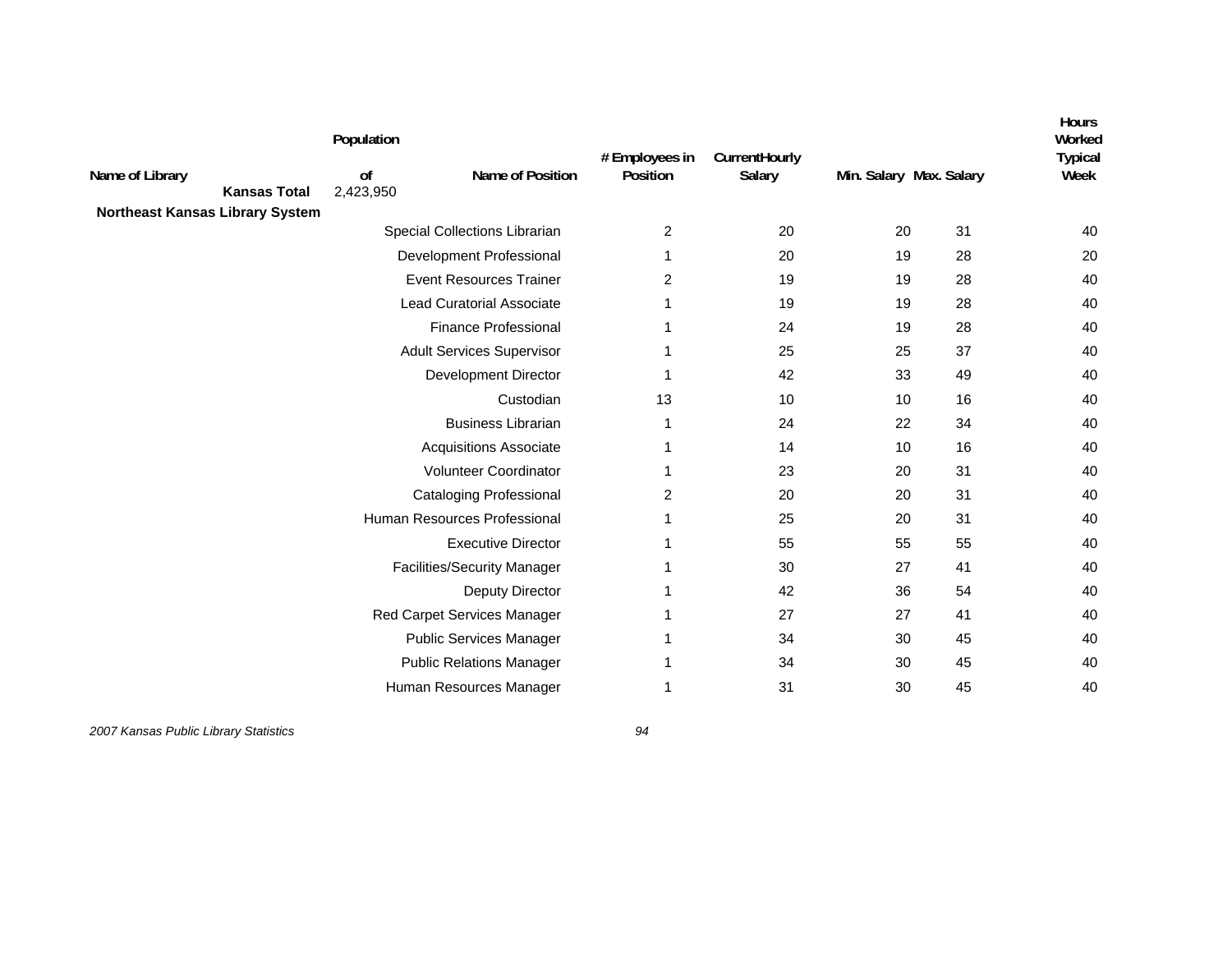| Name of Library | Population of | Name of Position | # Employees in Position | CurrentHourly Salary | Min. Salary | Max. Salary | Hours Worked Typical Week |
|---|---|---|---|---|---|---|---|
| **Kansas Total** | 2,423,950 | | | | | | |
| **Northeast Kansas Library System** | | | | | | | |
| | | Special Collections Librarian | 2 | 20 | 20 | 31 | 40 |
| | | Development Professional | 1 | 20 | 19 | 28 | 20 |
| | | Event Resources Trainer | 2 | 19 | 19 | 28 | 40 |
| | | Lead Curatorial Associate | 1 | 19 | 19 | 28 | 40 |
| | | Finance Professional | 1 | 24 | 19 | 28 | 40 |
| | | Adult Services Supervisor | 1 | 25 | 25 | 37 | 40 |
| | | Development Director | 1 | 42 | 33 | 49 | 40 |
| | | Custodian | 13 | 10 | 10 | 16 | 40 |
| | | Business Librarian | 1 | 24 | 22 | 34 | 40 |
| | | Acquisitions Associate | 1 | 14 | 10 | 16 | 40 |
| | | Volunteer Coordinator | 1 | 23 | 20 | 31 | 40 |
| | | Cataloging Professional | 2 | 20 | 20 | 31 | 40 |
| | | Human Resources Professional | 1 | 25 | 20 | 31 | 40 |
| | | Executive Director | 1 | 55 | 55 | 55 | 40 |
| | | Facilities/Security Manager | 1 | 30 | 27 | 41 | 40 |
| | | Deputy Director | 1 | 42 | 36 | 54 | 40 |
| | | Red Carpet Services Manager | 1 | 27 | 27 | 41 | 40 |
| | | Public Services Manager | 1 | 34 | 30 | 45 | 40 |
| | | Public Relations Manager | 1 | 34 | 30 | 45 | 40 |
| | | Human Resources Manager | 1 | 31 | 30 | 45 | 40 |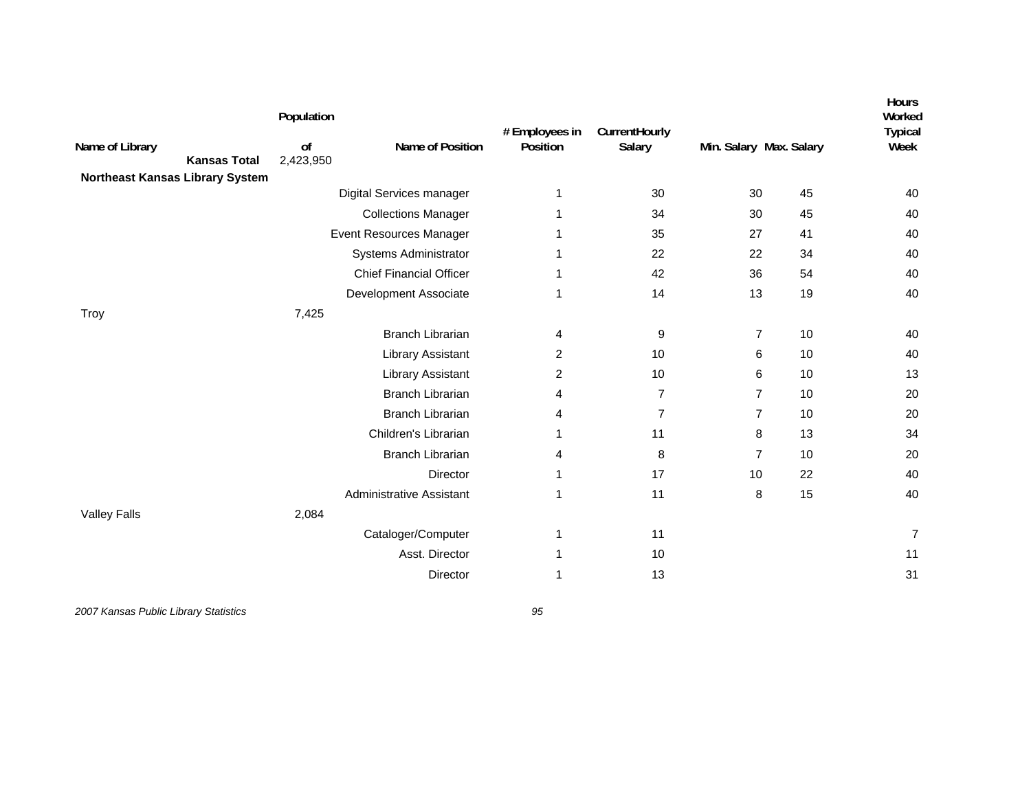| Name of Library | Population of | Name of Position | # Employees in Position | CurrentHourly Salary | Min. Salary | Max. Salary | Hours Worked Typical Week |
|---|---|---|---|---|---|---|---|
| **Kansas Total** | 2,423,950 | | | | | | |
| **Northeast Kansas Library System** | | | | | | | |
| | | Digital Services manager | 1 | 30 | 30 | 45 | 40 |
| | | Collections Manager | 1 | 34 | 30 | 45 | 40 |
| | | Event Resources Manager | 1 | 35 | 27 | 41 | 40 |
| | | Systems Administrator | 1 | 22 | 22 | 34 | 40 |
| | | Chief Financial Officer | 1 | 42 | 36 | 54 | 40 |
| | | Development Associate | 1 | 14 | 13 | 19 | 40 |
| Troy | 7,425 | | | | | | |
| | | Branch Librarian | 4 | 9 | 7 | 10 | 40 |
| | | Library Assistant | 2 | 10 | 6 | 10 | 40 |
| | | Library Assistant | 2 | 10 | 6 | 10 | 13 |
| | | Branch Librarian | 4 | 7 | 7 | 10 | 20 |
| | | Branch Librarian | 4 | 7 | 7 | 10 | 20 |
| | | Children's Librarian | 1 | 11 | 8 | 13 | 34 |
| | | Branch Librarian | 4 | 8 | 7 | 10 | 20 |
| | | Director | 1 | 17 | 10 | 22 | 40 |
| | | Administrative Assistant | 1 | 11 | 8 | 15 | 40 |
| Valley Falls | 2,084 | | | | | | |
| | | Cataloger/Computer | 1 | 11 | | | 7 |
| | | Asst. Director | 1 | 10 | | | 11 |
| | | Director | 1 | 13 | | | 31 |

*2007 Kansas Public Library Statistics*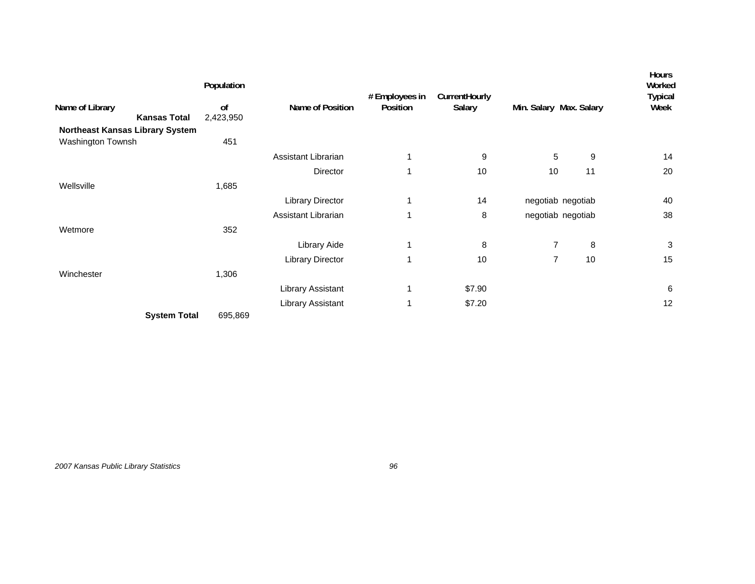| Name of Library | Population of | Name of Position | # Employees in Position | CurrentHourly Salary | Min. Salary | Max. Salary | Hours Worked Typical Week |
|---|---|---|---|---|---|---|---|
| **Kansas Total** | 2,423,950 | | | | | | |
| **Northeast Kansas Library System** | | | | | | | |
| Washington Townsh | 451 | | | | | | |
| | | Assistant Librarian | 1 | 9 | 5 | 9 | 14 |
| | | Director | 1 | 10 | 10 | 11 | 20 |
| Wellsville | 1,685 | | | | | | |
| | | Library Director | 1 | 14 | negotiab | negotiab | 40 |
| | | Assistant Librarian | 1 | 8 | negotiab | negotiab | 38 |
| Wetmore | 352 | | | | | | |
| | | Library Aide | 1 | 8 | 7 | 8 | 3 |
| | | Library Director | 1 | 10 | 7 | 10 | 15 |
| Winchester | 1,306 | | | | | | |
| | | Library Assistant | 1 | $7.90 | | | 6 |
| | | Library Assistant | 1 | $7.20 | | | 12 |
| **System Total** | 695,869 | | | | | | |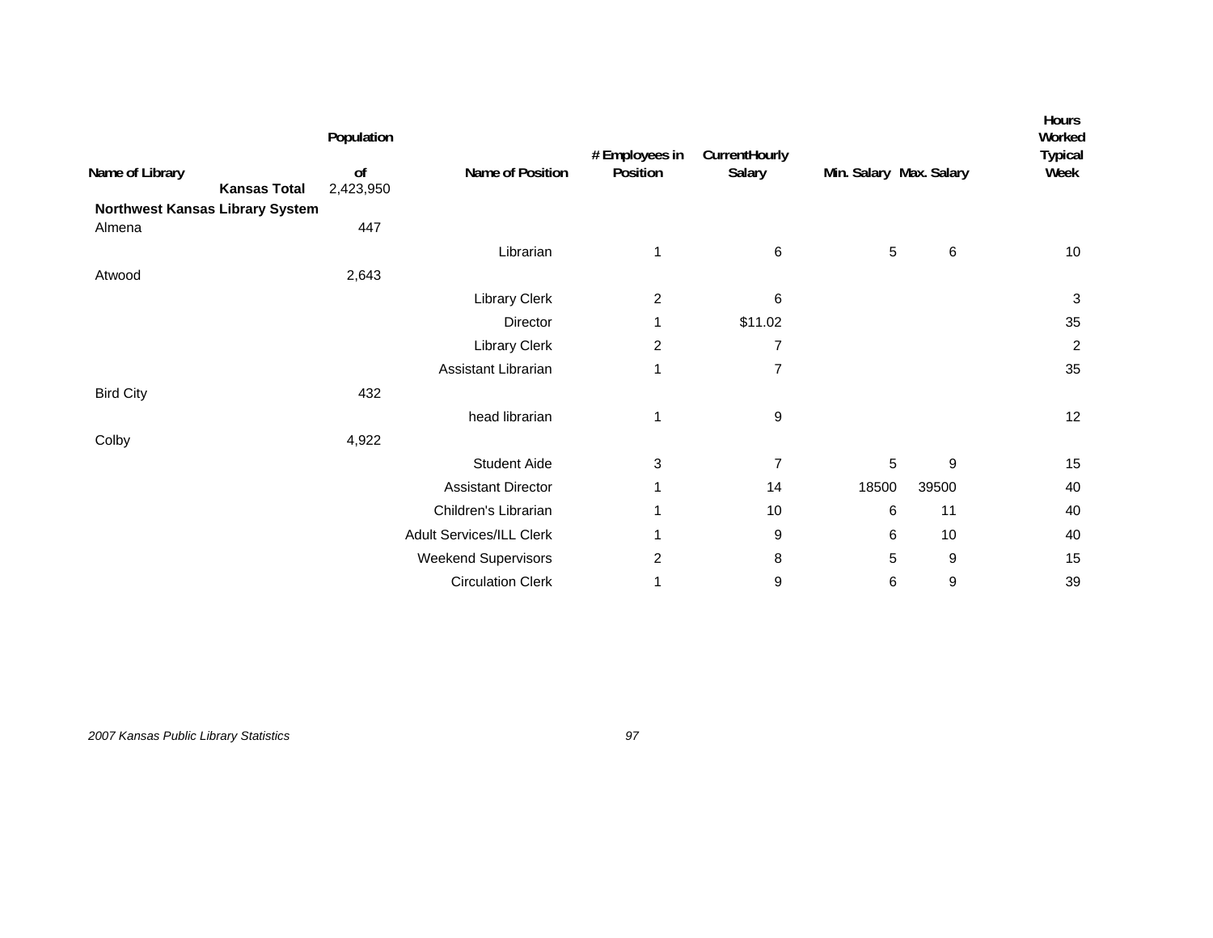| Name of Library | Population of | Name of Position | # Employees in Position | CurrentHourly Salary | Min. Salary | Max. Salary | Hours Worked Typical Week |
|---|---|---|---|---|---|---|---|
| **Kansas Total** | 2,423,950 | | | | | | |
| **Northwest Kansas Library System** | | | | | | | |
| Almena | 447 | | | | | | |
| | | Librarian | 1 | 6 | 5 | 6 | 10 |
| Atwood | 2,643 | | | | | | |
| | | Library Clerk | 2 | 6 | | | 3 |
| | | Director | 1 | $11.02 | | | 35 |
| | | Library Clerk | 2 | 7 | | | 2 |
| | | Assistant Librarian | 1 | 7 | | | 35 |
| Bird City | 432 | | | | | | |
| | | head librarian | 1 | 9 | | | 12 |
| Colby | 4,922 | | | | | | |
| | | Student Aide | 3 | 7 | 5 | 9 | 15 |
| | | Assistant Director | 1 | 14 | 18500 | 39500 | 40 |
| | | Children's Librarian | 1 | 10 | 6 | 11 | 40 |
| | | Adult Services/ILL Clerk | 1 | 9 | 6 | 10 | 40 |
| | | Weekend Supervisors | 2 | 8 | 5 | 9 | 15 |
| | | Circulation Clerk | 1 | 9 | 6 | 9 | 39 |

*2007 Kansas Public Library Statistics*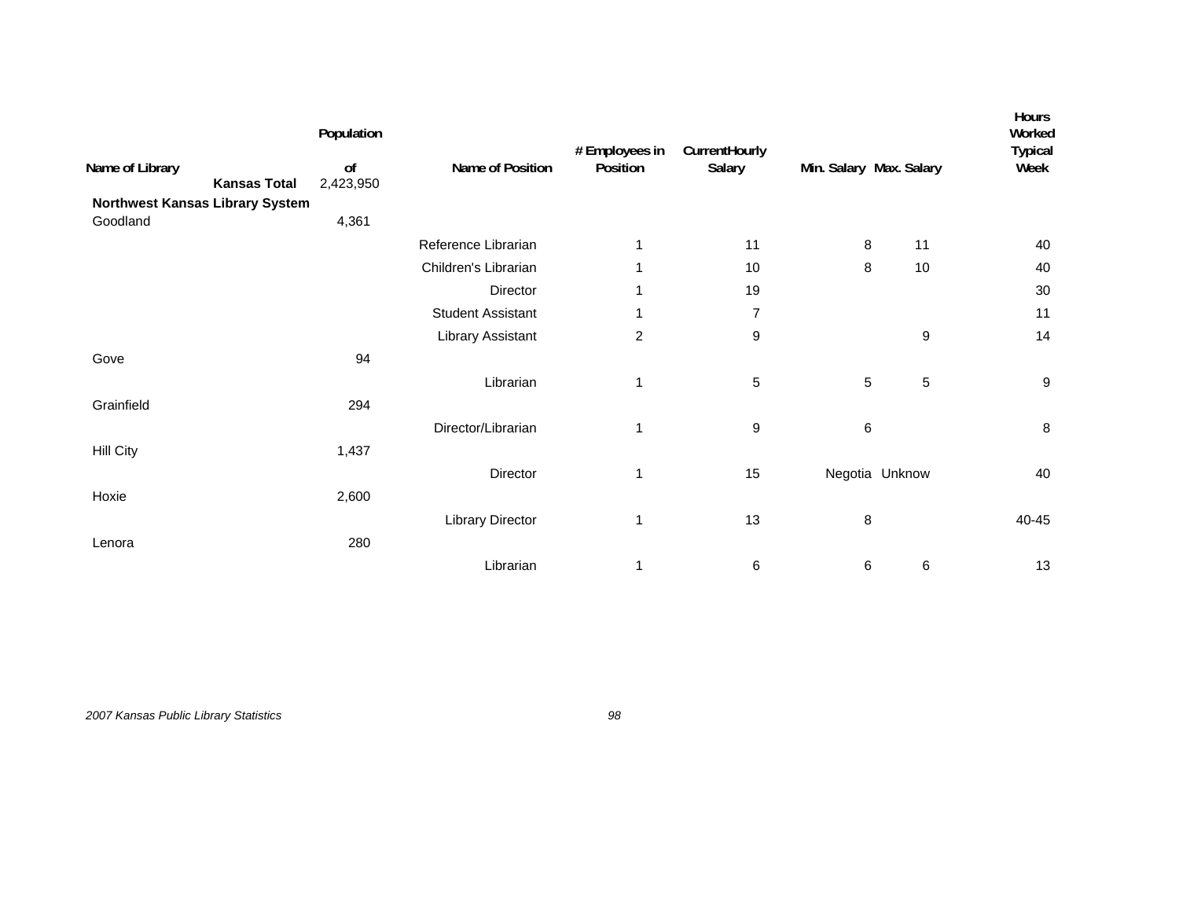| Name of Library | Population of | Name of Position | # Employees in Position | CurrentHourly Salary | Min. Salary | Max. Salary | Hours Worked Typical Week |
|---|---|---|---|---|---|---|---|
| **Kansas Total** | 2,423,950 | | | | | | |
| **Northwest Kansas Library System** | | | | | | | |
| Goodland | 4,361 | | | | | | |
| | | Reference Librarian | 1 | 11 | 8 | 11 | 40 |
| | | Children's Librarian | 1 | 10 | 8 | 10 | 40 |
| | | Director | 1 | 19 | | | 30 |
| | | Student Assistant | 1 | 7 | | | 11 |
| | | Library Assistant | 2 | 9 | | 9 | 14 |
| Gove | 94 | | | | | | |
| | | Librarian | 1 | 5 | 5 | 5 | 9 |
| Grainfield | 294 | | | | | | |
| | | Director/Librarian | 1 | 9 | 6 | | 8 |
| Hill City | 1,437 | | | | | | |
| | | Director | 1 | 15 | Negotia | Unknow | 40 |
| Hoxie | 2,600 | | | | | | |
| | | Library Director | 1 | 13 | 8 | | 40-45 |
| Lenora | 280 | | | | | | |
| | | Librarian | 1 | 6 | 6 | 6 | 13 |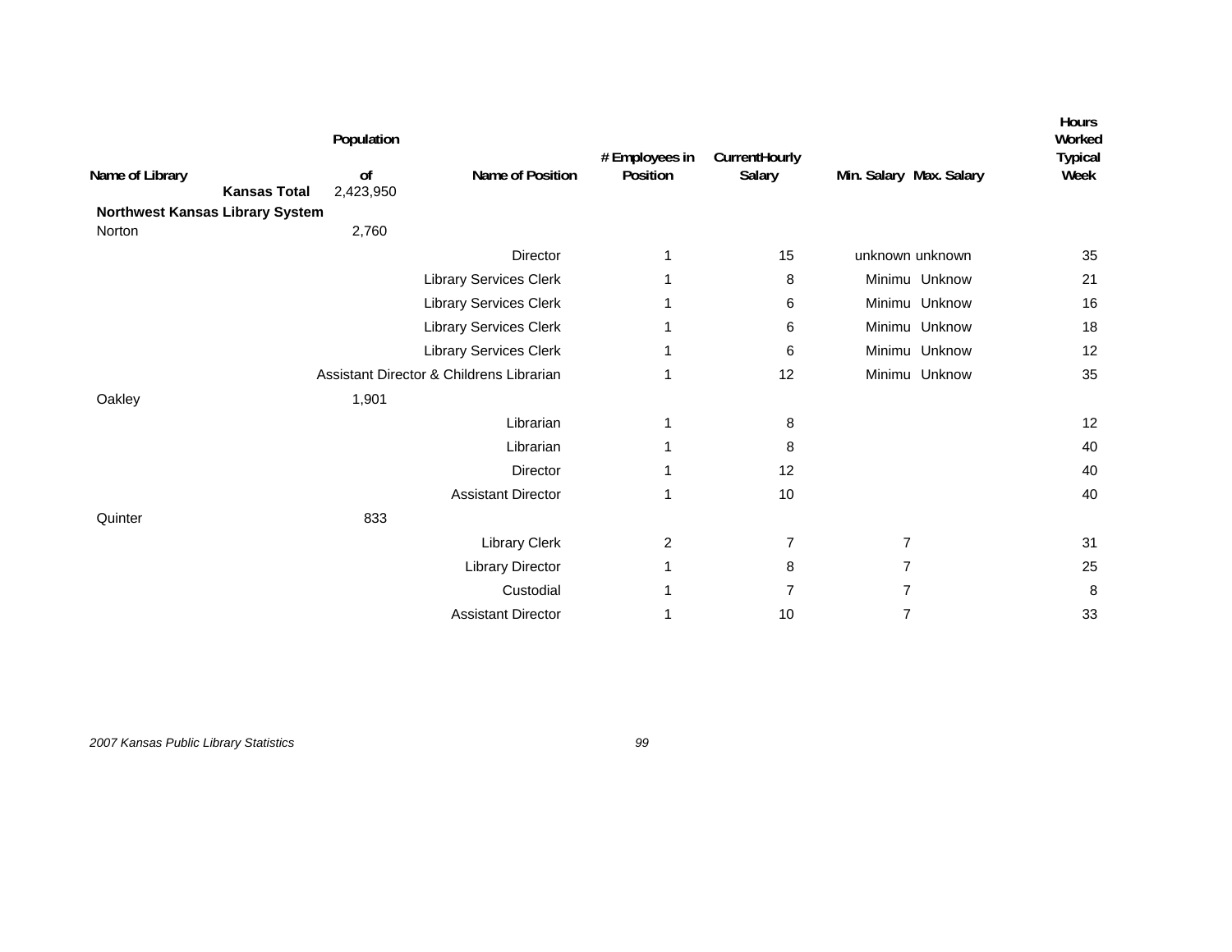| Name of Library | Population of | Name of Position | # Employees in Position | CurrentHourly Salary | Min. Salary | Max. Salary | Hours Worked Typical Week |
|---|---|---|---|---|---|---|---|
| **Kansas Total** | 2,423,950 | | | | | | |
| **Northwest Kansas Library System** | | | | | | | |
| Norton | 2,760 | | | | | | |
| | | Director | 1 | 15 | unknown | unknown | 35 |
| | | Library Services Clerk | 1 | 8 | Minimu | Unknow | 21 |
| | | Library Services Clerk | 1 | 6 | Minimu | Unknow | 16 |
| | | Library Services Clerk | 1 | 6 | Minimu | Unknow | 18 |
| | | Library Services Clerk | 1 | 6 | Minimu | Unknow | 12 |
| | | Assistant Director & Childrens Librarian | 1 | 12 | Minimu | Unknow | 35 |
| Oakley | 1,901 | | | | | | |
| | | Librarian | 1 | 8 | | | 12 |
| | | Librarian | 1 | 8 | | | 40 |
| | | Director | 1 | 12 | | | 40 |
| | | Assistant Director | 1 | 10 | | | 40 |
| Quinter | 833 | | | | | | |
| | | Library Clerk | 2 | 7 | 7 | | 31 |
| | | Library Director | 1 | 8 | 7 | | 25 |
| | | Custodial | 1 | 7 | 7 | | 8 |
| | | Assistant Director | 1 | 10 | 7 | | 33 |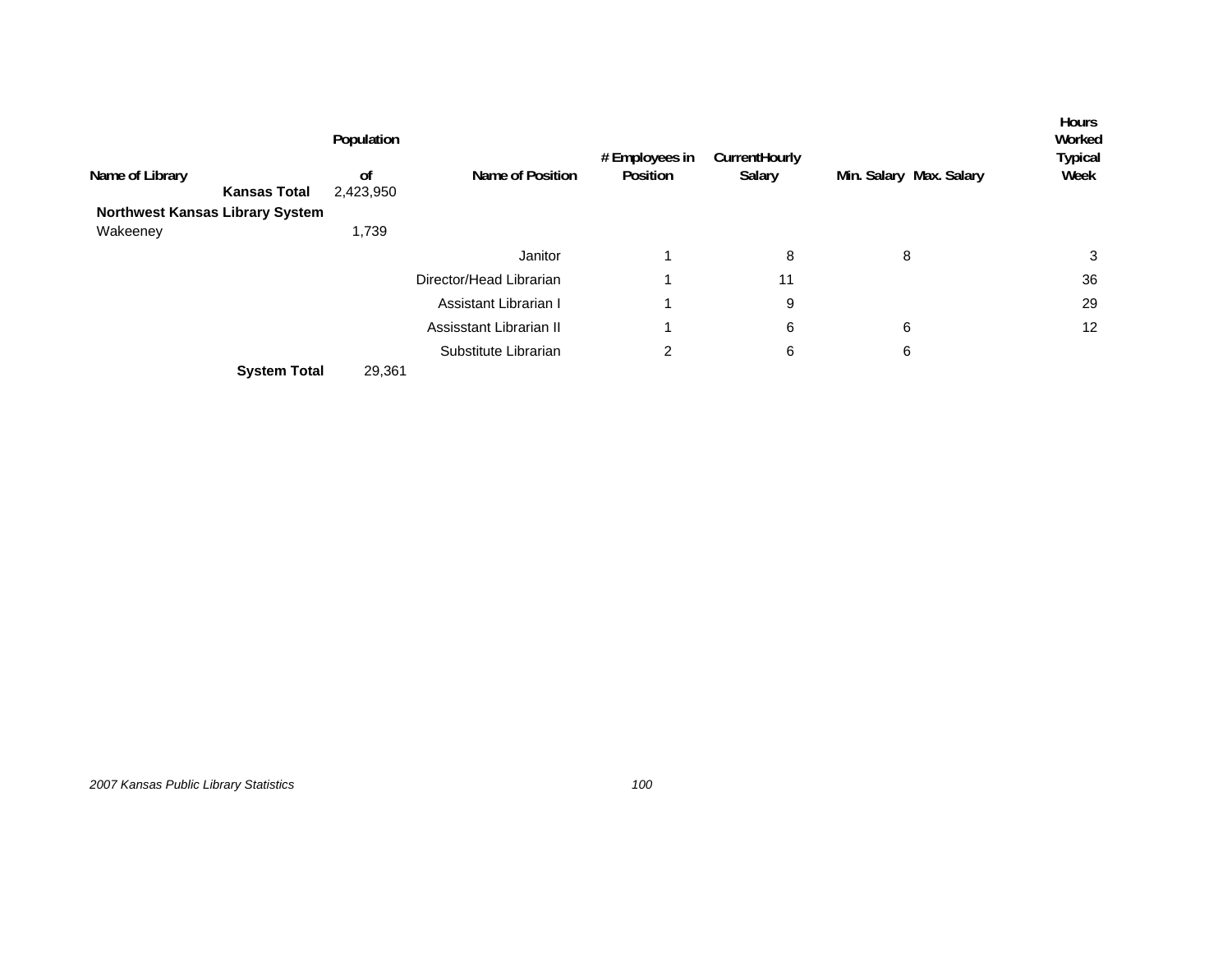| Name of Library | Population of | Name of Position | # Employees in Position | CurrentHourly Salary | Min. Salary | Max. Salary | Hours Worked Typical Week |
|---|---|---|---|---|---|---|---|
| **Kansas Total** | 2,423,950 | | | | | | |
| **Northwest Kansas Library System** | | | | | | | |
| Wakeeney | 1,739 | | | | | | |
| | | Janitor | 1 | 8 | 8 | | 3 |
| | | Director/Head Librarian | 1 | 11 | | | 36 |
| | | Assistant Librarian I | 1 | 9 | | | 29 |
| | | Assisstant Librarian II | 1 | 6 | 6 | | 12 |
| | | Substitute Librarian | 2 | 6 | 6 | | |
| **System Total** | 29,361 | | | | | | |

*2007 Kansas Public Library Statistics*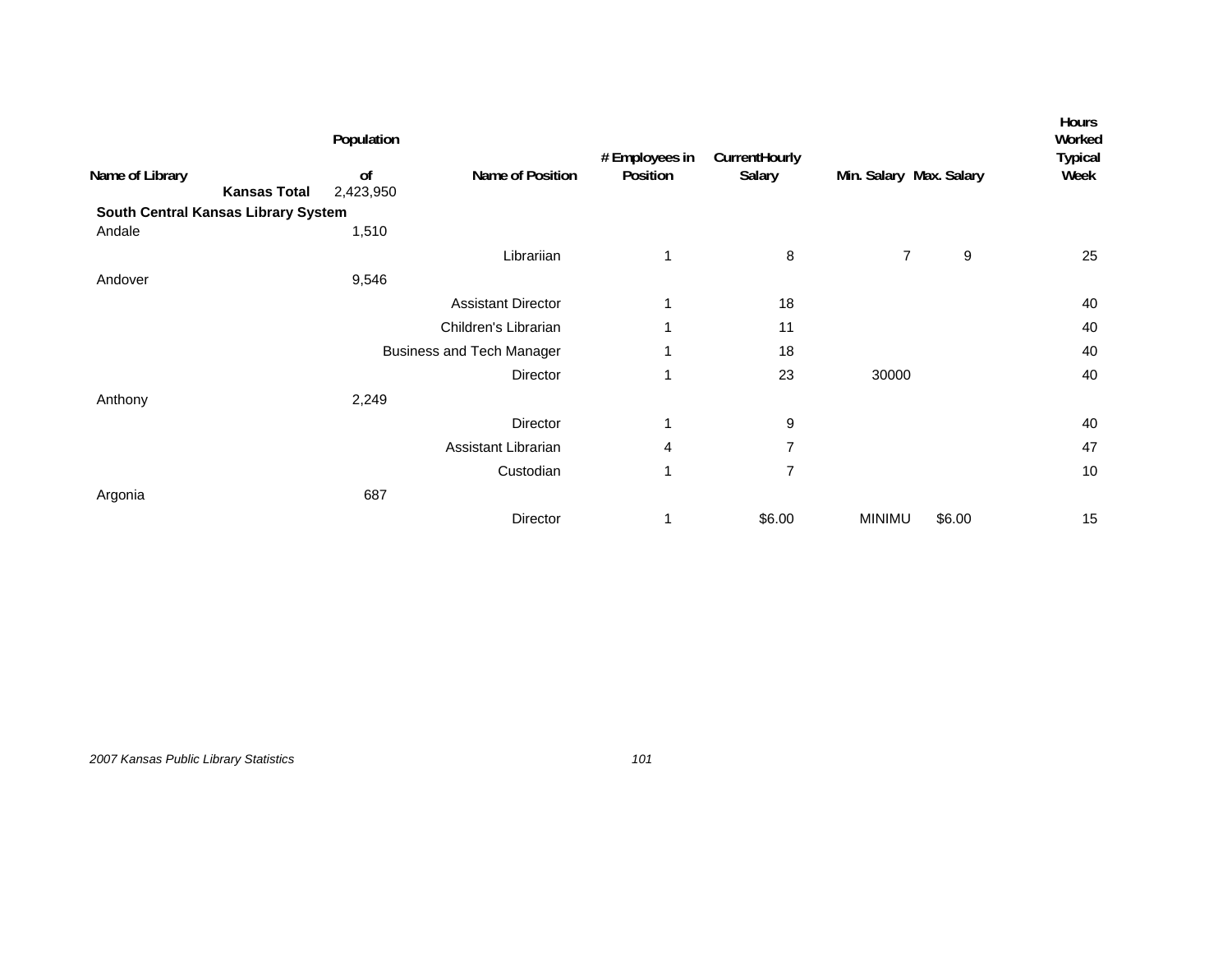| Name of Library | Population of | Name of Position | # Employees in Position | CurrentHourly Salary | Min. Salary | Max. Salary | Hours Worked Typical Week |
|---|---|---|---|---|---|---|---|
| **Kansas Total** | 2,423,950 | | | | | | |
| **South Central Kansas Library System** | | | | | | | |
| Andale | 1,510 | | | | | | |
| | | Librariian | 1 | 8 | 7 | 9 | 25 |
| Andover | 9,546 | | | | | | |
| | | Assistant Director | 1 | 18 | | | 40 |
| | | Children's Librarian | 1 | 11 | | | 40 |
| | | Business and Tech Manager | 1 | 18 | | | 40 |
| | | Director | 1 | 23 | 30000 | | 40 |
| Anthony | 2,249 | | | | | | |
| | | Director | 1 | 9 | | | 40 |
| | | Assistant Librarian | 4 | 7 | | | 47 |
| | | Custodian | 1 | 7 | | | 10 |
| Argonia | 687 | | | | | | |
| | | Director | 1 | $6.00 | MINIMU | $6.00 | 15 |

*2007 Kansas Public Library Statistics*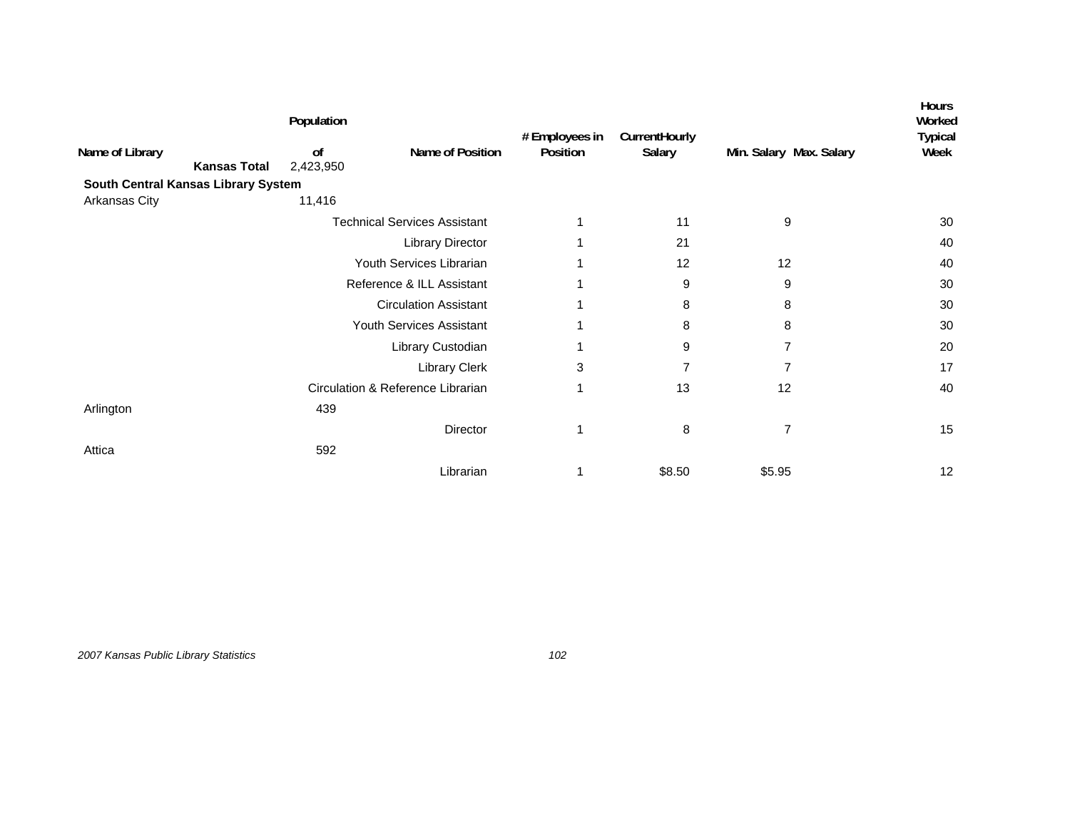| Name of Library | Population of | Name of Position | # Employees in Position | Current Hourly Salary | Min. Salary | Max. Salary | Hours Worked Typical Week |
|---|---|---|---|---|---|---|---|
| **Kansas Total** | 2,423,950 | | | | | | |
| **South Central Kansas Library System** | | | | | | | |
| Arkansas City | 11,416 | | | | | | |
| | | Technical Services Assistant | 1 | 11 | 9 | | 30 |
| | | Library Director | 1 | 21 | | | 40 |
| | | Youth Services Librarian | 1 | 12 | 12 | | 40 |
| | | Reference & ILL Assistant | 1 | 9 | 9 | | 30 |
| | | Circulation Assistant | 1 | 8 | 8 | | 30 |
| | | Youth Services Assistant | 1 | 8 | 8 | | 30 |
| | | Library Custodian | 1 | 9 | 7 | | 20 |
| | | Library Clerk | 3 | 7 | 7 | | 17 |
| | | Circulation & Reference Librarian | 1 | 13 | 12 | | 40 |
| Arlington | 439 | | | | | | |
| | | Director | 1 | 8 | 7 | | 15 |
| Attica | 592 | | | | | | |
| | | Librarian | 1 | $8.50 | $5.95 | | 12 |

*2007 Kansas Public Library Statistics*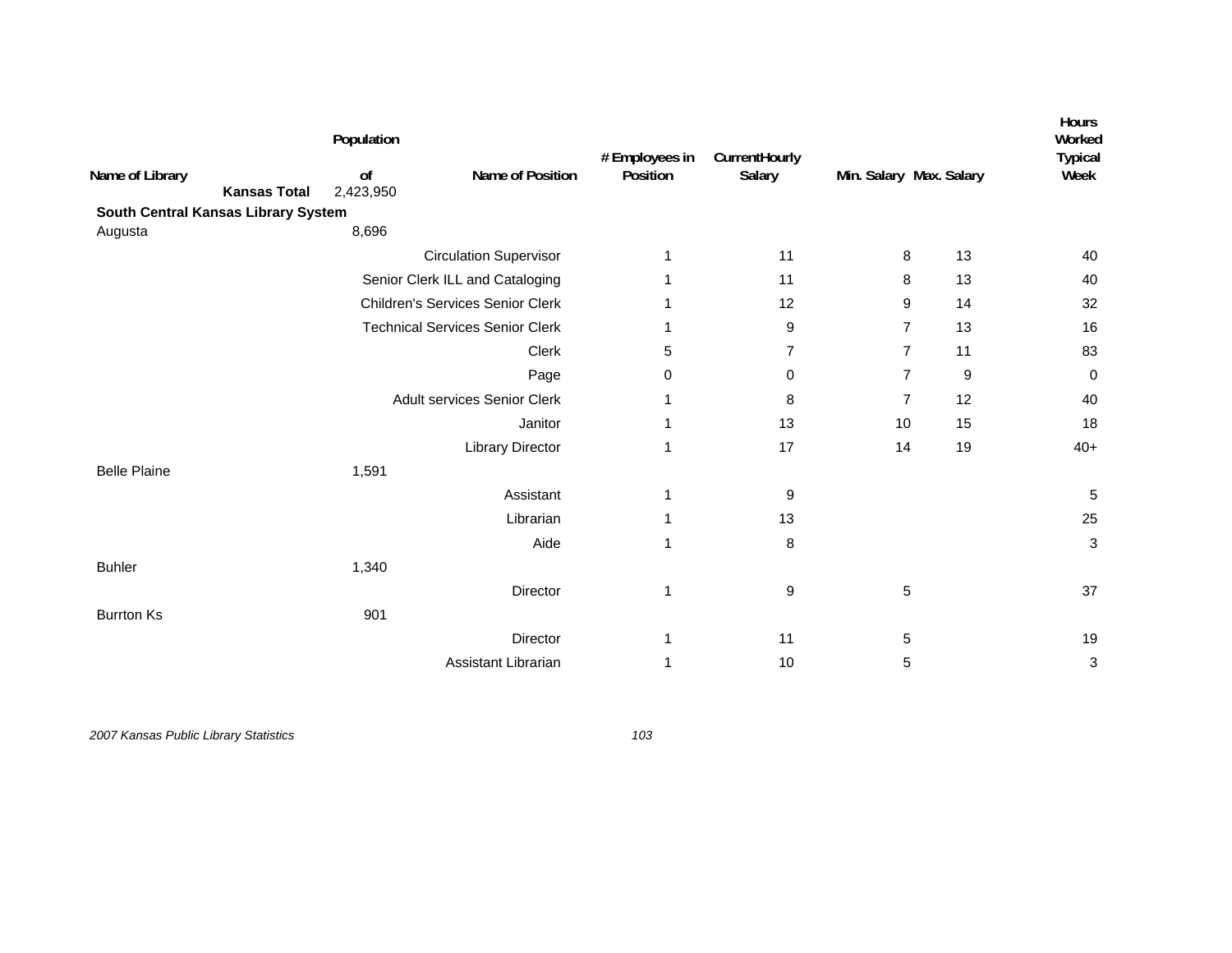| Name of Library | Population of | Name of Position | # Employees in Position | CurrentHourly Salary | Min. Salary | Max. Salary | Hours Worked Typical Week |
|---|---|---|---|---|---|---|---|
| **Kansas Total** | 2,423,950 | | | | | | |
| **South Central Kansas Library System** | | | | | | | |
| Augusta | 8,696 | | | | | | |
| | | Circulation Supervisor | 1 | 11 | 8 | 13 | 40 |
| | | Senior Clerk ILL and Cataloging | 1 | 11 | 8 | 13 | 40 |
| | | Children's Services Senior Clerk | 1 | 12 | 9 | 14 | 32 |
| | | Technical Services Senior Clerk | 1 | 9 | 7 | 13 | 16 |
| | | Clerk | 5 | 7 | 7 | 11 | 83 |
| | | Page | 0 | 0 | 7 | 9 | 0 |
| | | Adult services Senior Clerk | 1 | 8 | 7 | 12 | 40 |
| | | Janitor | 1 | 13 | 10 | 15 | 18 |
| | | Library Director | 1 | 17 | 14 | 19 | 40+ |
| Belle Plaine | 1,591 | | | | | | |
| | | Assistant | 1 | 9 | | | 5 |
| | | Librarian | 1 | 13 | | | 25 |
| | | Aide | 1 | 8 | | | 3 |
| Buhler | 1,340 | | | | | | |
| | | Director | 1 | 9 | 5 | | 37 |
| Burrton Ks | 901 | | | | | | |
| | | Director | 1 | 11 | 5 | | 19 |
| | | Assistant Librarian | 1 | 10 | 5 | | 3 |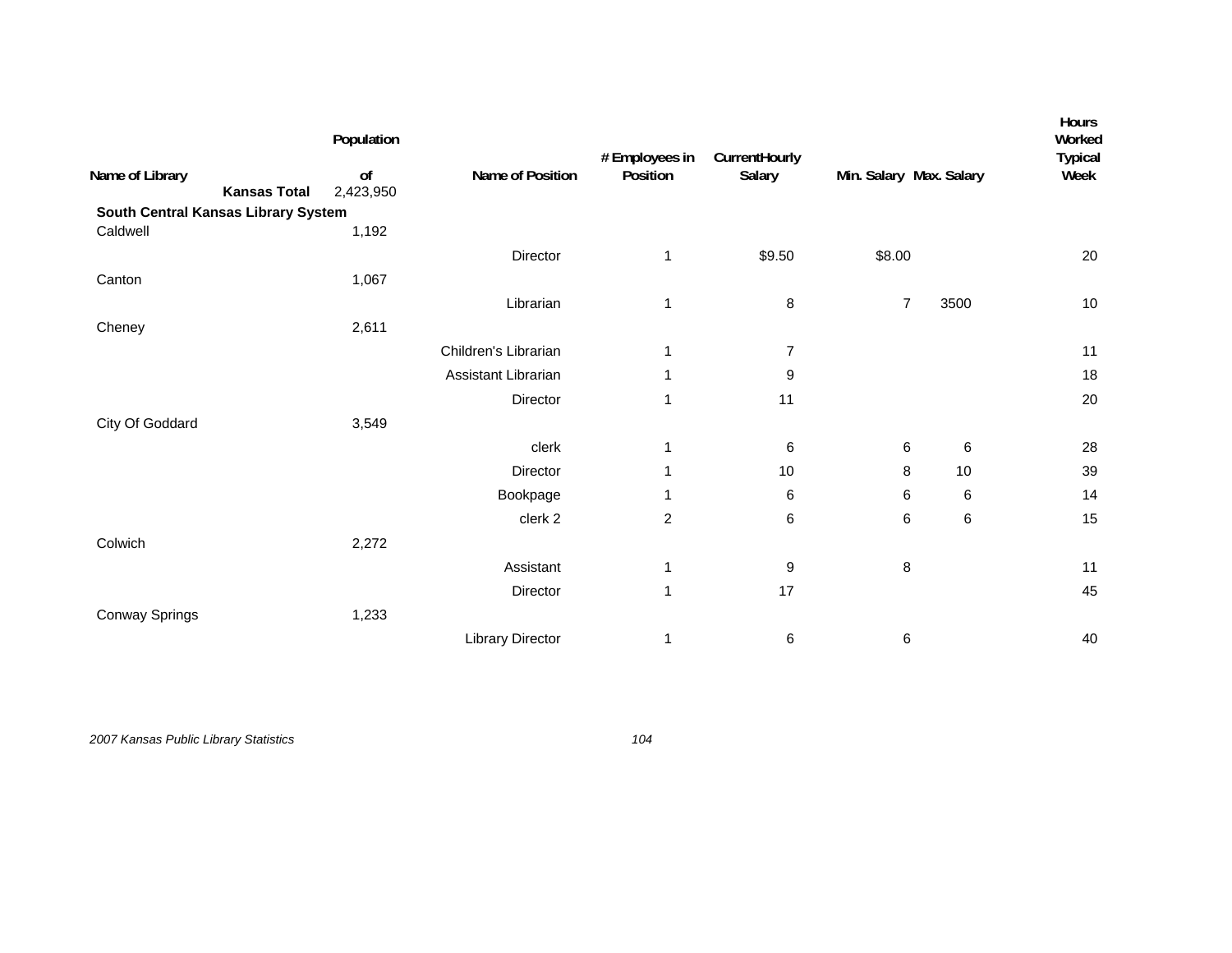| Name of Library | Population of | Name of Position | # Employees in Position | CurrentHourly Salary | Min. Salary | Max. Salary | Hours Worked Typical Week |
|---|---|---|---|---|---|---|---|
| **Kansas Total** | 2,423,950 | | | | | | |
| **South Central Kansas Library System** | | | | | | | |
| Caldwell | 1,192 | | | | | | |
| | | Director | 1 | $9.50 | $8.00 | | 20 |
| Canton | 1,067 | | | | | | |
| | | Librarian | 1 | 8 | 7 | 3500 | 10 |
| Cheney | 2,611 | | | | | | |
| | | Children's Librarian | 1 | 7 | | | 11 |
| | | Assistant Librarian | 1 | 9 | | | 18 |
| | | Director | 1 | 11 | | | 20 |
| City Of Goddard | 3,549 | | | | | | |
| | | clerk | 1 | 6 | 6 | 6 | 28 |
| | | Director | 1 | 10 | 8 | 10 | 39 |
| | | Bookpage | 1 | 6 | 6 | 6 | 14 |
| | | clerk 2 | 2 | 6 | 6 | 6 | 15 |
| Colwich | 2,272 | | | | | | |
| | | Assistant | 1 | 9 | 8 | | 11 |
| | | Director | 1 | 17 | | | 45 |
| Conway Springs | 1,233 | | | | | | |
| | | Library Director | 1 | 6 | 6 | | 40 |

*2007 Kansas Public Library Statistics*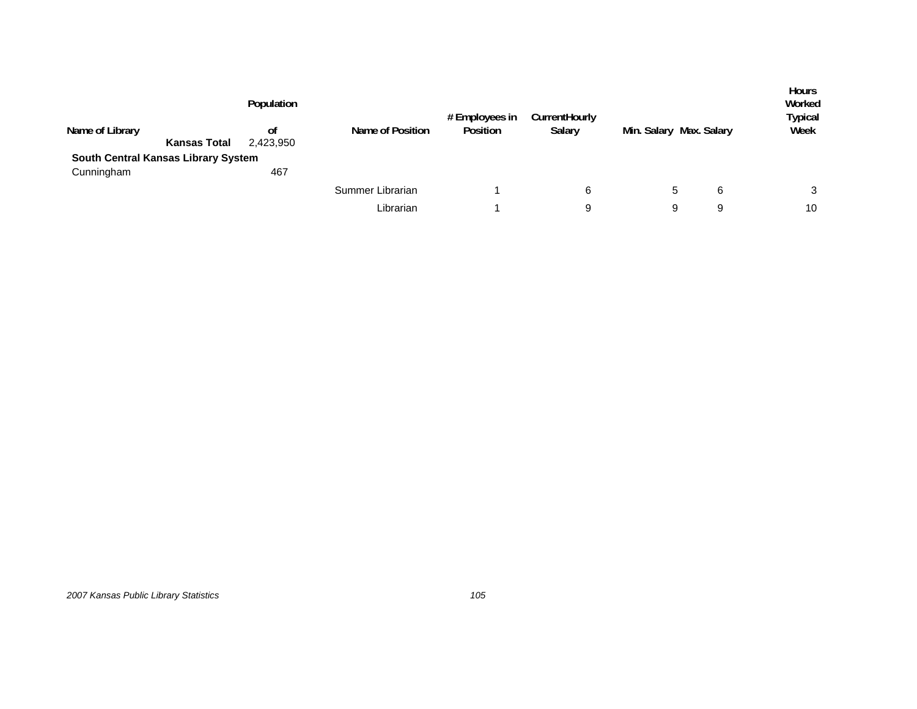| Name of Library | Population of | Name of Position | # Employees in Position | CurrentHourly Salary | Min. Salary | Max. Salary | Hours Worked Typical Week |
|---|---|---|---|---|---|---|---|
| **Kansas Total** | 2,423,950 | | | | | | |
| **South Central Kansas Library System** | | | | | | | |
| Cunningham | 467 | | | | | | |
| | | Summer Librarian | 1 | 6 | 5 | 6 | 3 |
| | | Librarian | 1 | 9 | 9 | 9 | 10 |

*2007 Kansas Public Library Statistics*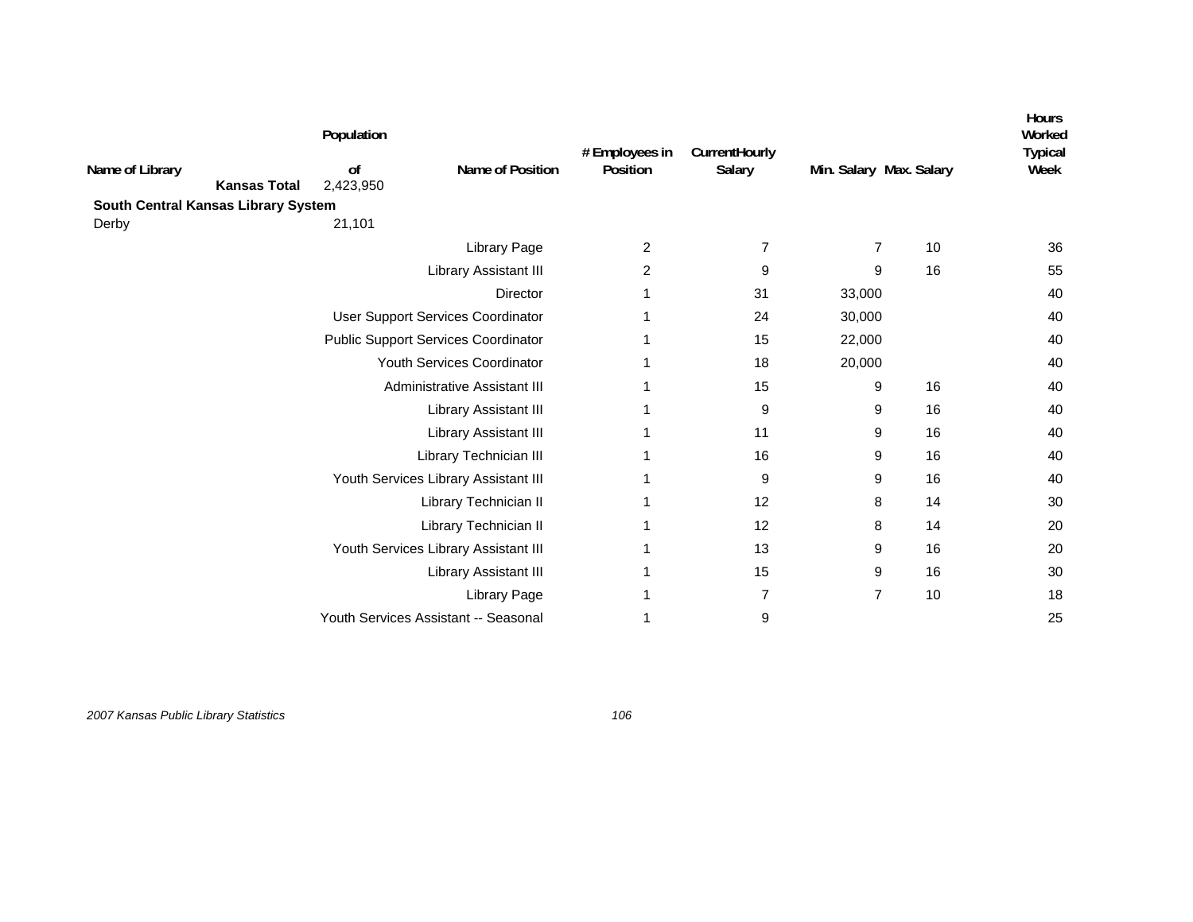| Name of Library | Population of | Name of Position | # Employees in Position | CurrentHourly Salary | Min. Salary | Max. Salary | Hours Worked Typical Week |
|---|---|---|---|---|---|---|---|
| **Kansas Total** | 2,423,950 | | | | | | |
| **South Central Kansas Library System** | | | | | | | |
| Derby | 21,101 | | | | | | |
| | | Library Page | 2 | 7 | 7 | 10 | 36 |
| | | Library Assistant III | 2 | 9 | 9 | 16 | 55 |
| | | Director | 1 | 31 | 33,000 | | 40 |
| | | User Support Services Coordinator | 1 | 24 | 30,000 | | 40 |
| | | Public Support Services Coordinator | 1 | 15 | 22,000 | | 40 |
| | | Youth Services Coordinator | 1 | 18 | 20,000 | | 40 |
| | | Administrative Assistant III | 1 | 15 | 9 | 16 | 40 |
| | | Library Assistant III | 1 | 9 | 9 | 16 | 40 |
| | | Library Assistant III | 1 | 11 | 9 | 16 | 40 |
| | | Library Technician III | 1 | 16 | 9 | 16 | 40 |
| | | Youth Services Library Assistant III | 1 | 9 | 9 | 16 | 40 |
| | | Library Technician II | 1 | 12 | 8 | 14 | 30 |
| | | Library Technician II | 1 | 12 | 8 | 14 | 20 |
| | | Youth Services Library Assistant III | 1 | 13 | 9 | 16 | 20 |
| | | Library Assistant III | 1 | 15 | 9 | 16 | 30 |
| | | Library Page | 1 | 7 | 7 | 10 | 18 |
| | | Youth Services Assistant -- Seasonal | 1 | 9 | | | 25 |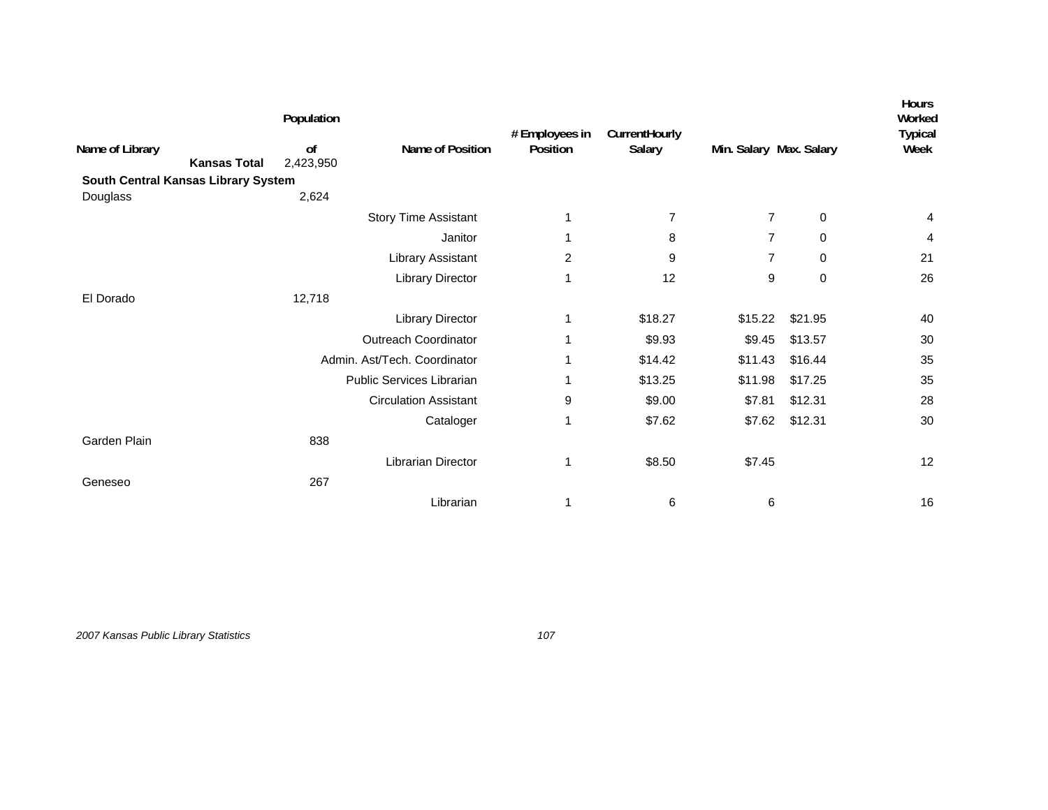| Name of Library | Population of | Name of Position | # Employees in Position | CurrentHourly Salary | Min. Salary | Max. Salary | Hours Worked Typical Week |
|---|---|---|---|---|---|---|---|
| **Kansas Total** | 2,423,950 | | | | | | |
| **South Central Kansas Library System** | | | | | | | |
| Douglass | 2,624 | | | | | | |
| | | Story Time Assistant | 1 | 7 | 7 | 0 | 4 |
| | | Janitor | 1 | 8 | 7 | 0 | 4 |
| | | Library Assistant | 2 | 9 | 7 | 0 | 21 |
| | | Library Director | 1 | 12 | 9 | 0 | 26 |
| El Dorado | 12,718 | | | | | | |
| | | Library Director | 1 | $18.27 | $15.22 | $21.95 | 40 |
| | | Outreach Coordinator | 1 | $9.93 | $9.45 | $13.57 | 30 |
| | | Admin. Ast/Tech. Coordinator | 1 | $14.42 | $11.43 | $16.44 | 35 |
| | | Public Services Librarian | 1 | $13.25 | $11.98 | $17.25 | 35 |
| | | Circulation Assistant | 9 | $9.00 | $7.81 | $12.31 | 28 |
| | | Cataloger | 1 | $7.62 | $7.62 | $12.31 | 30 |
| Garden Plain | 838 | | | | | | |
| | | Librarian Director | 1 | $8.50 | $7.45 | | 12 |
| Geneseo | 267 | | | | | | |
| | | Librarian | 1 | 6 | 6 | | 16 |

*2007 Kansas Public Library Statistics*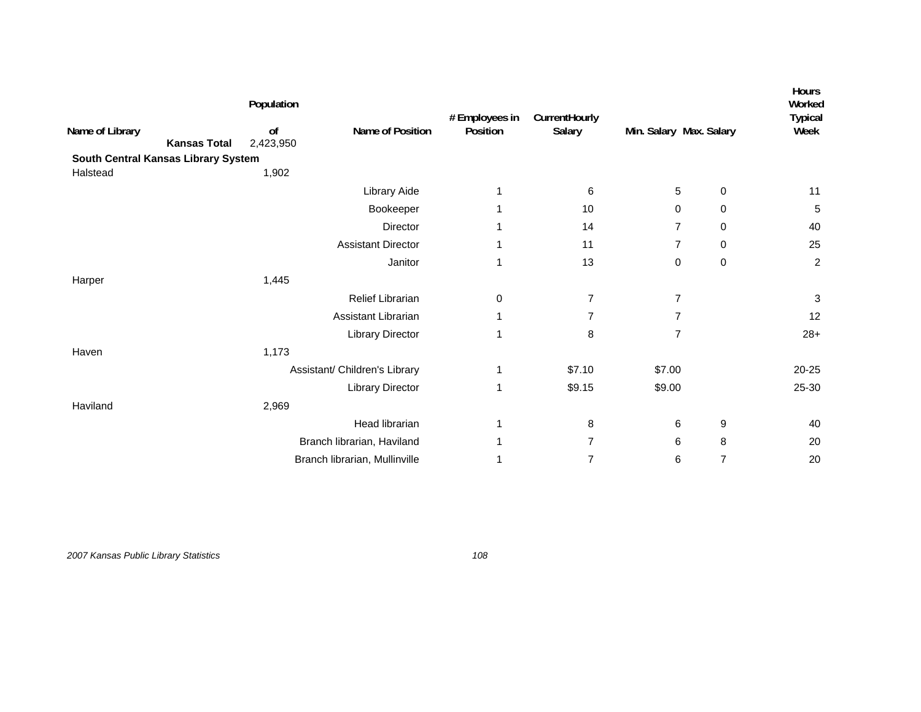| Name of Library | Population of | Name of Position | # Employees in Position | Current Hourly Salary | Min. Salary | Max. Salary | Hours Worked Typical Week |
|---|---|---|---|---|---|---|---|
| **Kansas Total** | 2,423,950 | | | | | | |
| **South Central Kansas Library System** | | | | | | | |
| Halstead | 1,902 | | | | | | |
| | | Library Aide | 1 | 6 | 5 | 0 | 11 |
| | | Bookeeper | 1 | 10 | 0 | 0 | 5 |
| | | Director | 1 | 14 | 7 | 0 | 40 |
| | | Assistant Director | 1 | 11 | 7 | 0 | 25 |
| | | Janitor | 1 | 13 | 0 | 0 | 2 |
| Harper | 1,445 | | | | | | |
| | | Relief Librarian | 0 | 7 | 7 | | 3 |
| | | Assistant Librarian | 1 | 7 | 7 | | 12 |
| | | Library Director | 1 | 8 | 7 | | 28+ |
| Haven | 1,173 | | | | | | |
| | | Assistant/ Children's Library | 1 | $7.10 | $7.00 | | 20-25 |
| | | Library Director | 1 | $9.15 | $9.00 | | 25-30 |
| Haviland | 2,969 | | | | | | |
| | | Head librarian | 1 | 8 | 6 | 9 | 40 |
| | | Branch librarian, Haviland | 1 | 7 | 6 | 8 | 20 |
| | | Branch librarian, Mullinville | 1 | 7 | 6 | 7 | 20 |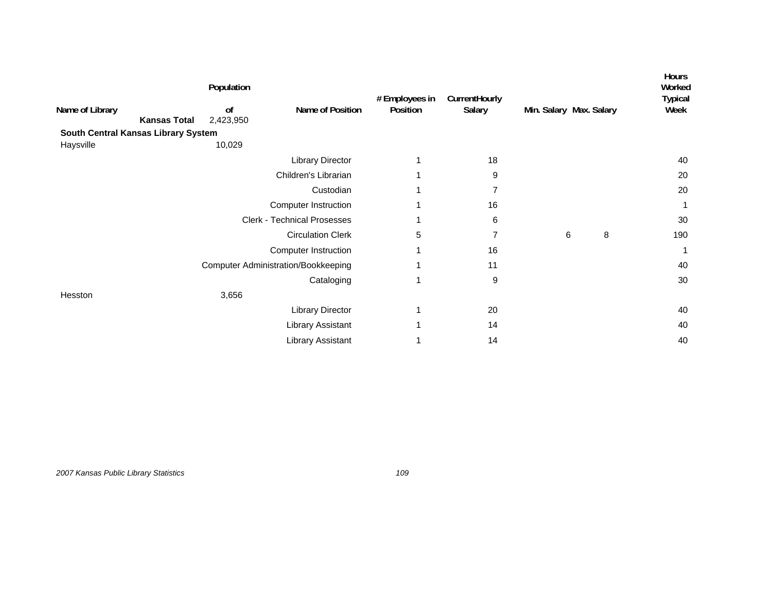| Name of Library | Population of | Name of Position | # Employees in Position | CurrentHourly Salary | Min. Salary | Max. Salary | Hours Worked Typical Week |
|---|---|---|---|---|---|---|---|
| **Kansas Total** | 2,423,950 | | | | | | |
| **South Central Kansas Library System** | | | | | | | |
| Haysville | 10,029 | | | | | | |
| | | Library Director | 1 | 18 | | | 40 |
| | | Children's Librarian | 1 | 9 | | | 20 |
| | | Custodian | 1 | 7 | | | 20 |
| | | Computer Instruction | 1 | 16 | | | 1 |
| | | Clerk - Technical Prosesses | 1 | 6 | | | 30 |
| | | Circulation Clerk | 5 | 7 | 6 | 8 | 190 |
| | | Computer Instruction | 1 | 16 | | | 1 |
| | | Computer Administration/Bookkeeping | 1 | 11 | | | 40 |
| | | Cataloging | 1 | 9 | | | 30 |
| Hesston | 3,656 | | | | | | |
| | | Library Director | 1 | 20 | | | 40 |
| | | Library Assistant | 1 | 14 | | | 40 |
| | | Library Assistant | 1 | 14 | | | 40 |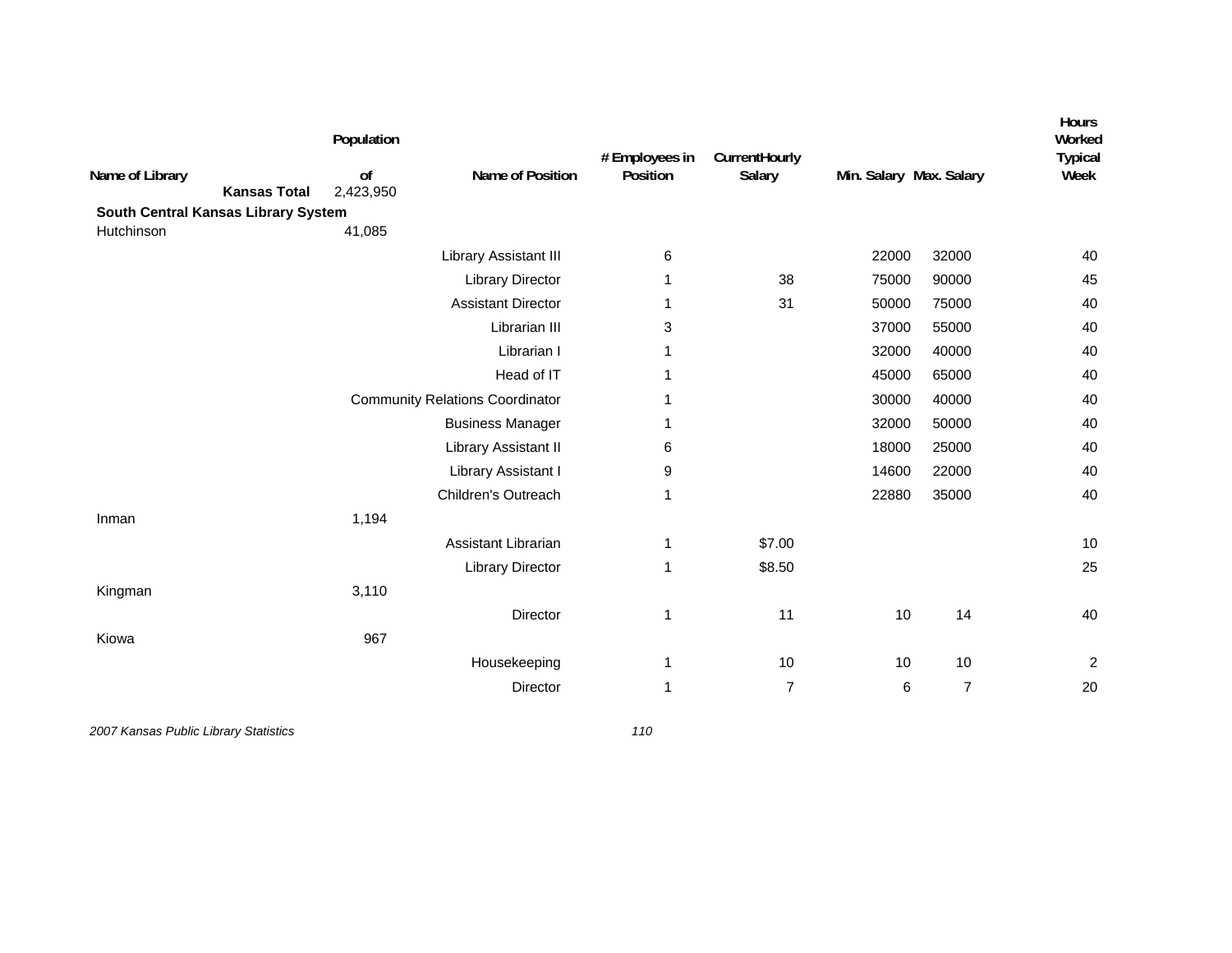| Name of Library | Population of | Name of Position | # Employees in Position | CurrentHourly Salary | Min. Salary | Max. Salary | Hours Worked Typical Week |
|---|---|---|---|---|---|---|---|
| **Kansas Total** | 2,423,950 | | | | | | |
| **South Central Kansas Library System** | | | | | | | |
| Hutchinson | 41,085 | | | | | | |
| | | Library Assistant III | 6 | | 22000 | 32000 | 40 |
| | | Library Director | 1 | 38 | 75000 | 90000 | 45 |
| | | Assistant Director | 1 | 31 | 50000 | 75000 | 40 |
| | | Librarian III | 3 | | 37000 | 55000 | 40 |
| | | Librarian I | 1 | | 32000 | 40000 | 40 |
| | | Head of IT | 1 | | 45000 | 65000 | 40 |
| | | Community Relations Coordinator | 1 | | 30000 | 40000 | 40 |
| | | Business Manager | 1 | | 32000 | 50000 | 40 |
| | | Library Assistant II | 6 | | 18000 | 25000 | 40 |
| | | Library Assistant I | 9 | | 14600 | 22000 | 40 |
| | | Children's Outreach | 1 | | 22880 | 35000 | 40 |
| Inman | 1,194 | | | | | | |
| | | Assistant Librarian | 1 | $7.00 | | | 10 |
| | | Library Director | 1 | $8.50 | | | 25 |
| Kingman | 3,110 | | | | | | |
| | | Director | 1 | 11 | 10 | 14 | 40 |
| Kiowa | 967 | | | | | | |
| | | Housekeeping | 1 | 10 | 10 | 10 | 2 |
| | | Director | 1 | 7 | 6 | 7 | 20 |

*2007 Kansas Public Library Statistics*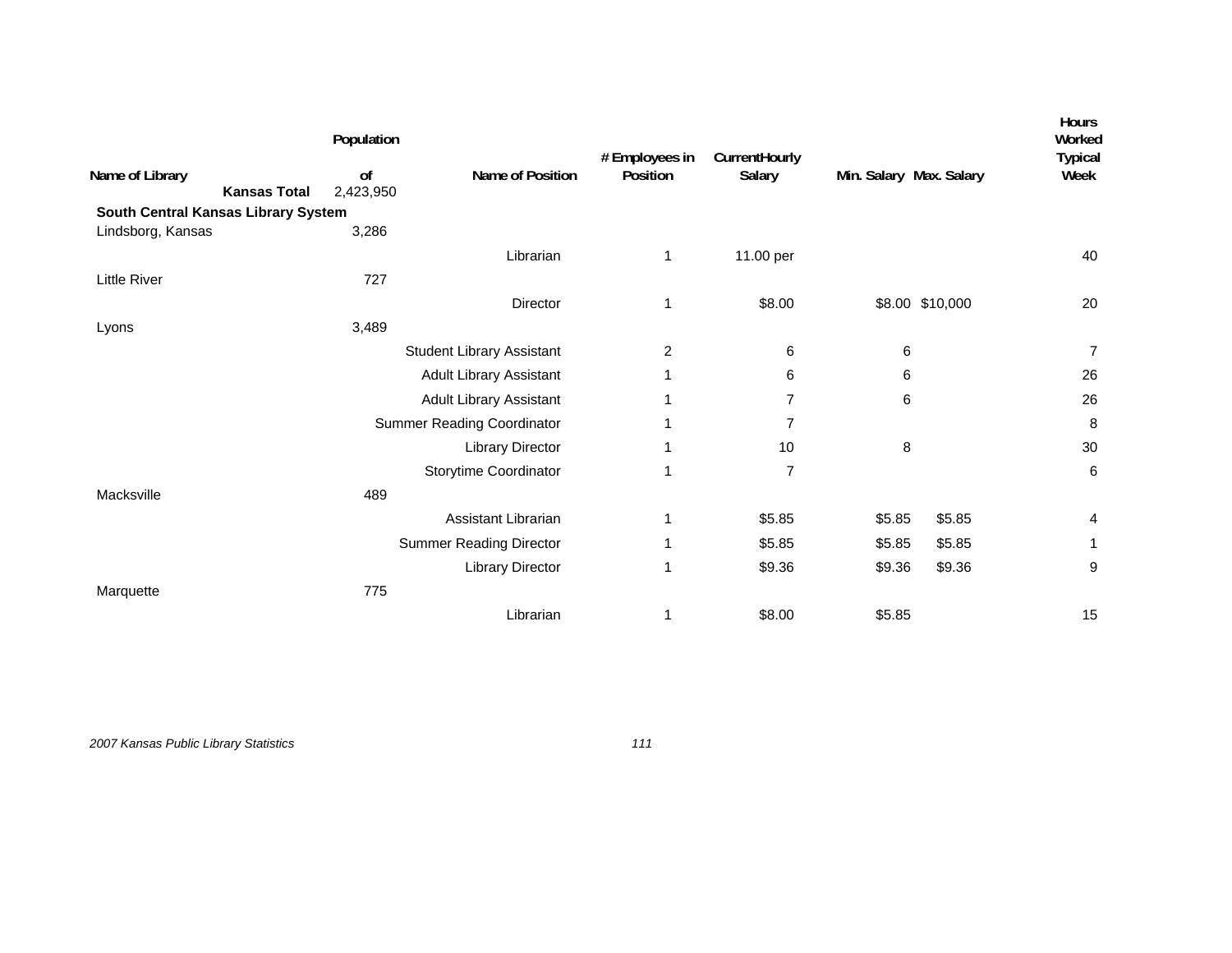| Name of Library | Population of | Name of Position | # Employees in Position | CurrentHourly Salary | Min. Salary | Max. Salary | Hours Worked Typical Week |
|---|---|---|---|---|---|---|---|
| **Kansas Total** | 2,423,950 | | | | | | |
| **South Central Kansas Library System** | | | | | | | |
| Lindsborg, Kansas | 3,286 | | | | | | |
| | | Librarian | 1 | 11.00 per | | | 40 |
| Little River | 727 | | | | | | |
| | | Director | 1 | $8.00 | $8.00 | $10,000 | 20 |
| Lyons | 3,489 | | | | | | |
| | | Student Library Assistant | 2 | 6 | 6 | | 7 |
| | | Adult Library Assistant | 1 | 6 | 6 | | 26 |
| | | Adult Library Assistant | 1 | 7 | 6 | | 26 |
| | | Summer Reading Coordinator | 1 | 7 | | | 8 |
| | | Library Director | 1 | 10 | 8 | | 30 |
| | | Storytime Coordinator | 1 | 7 | | | 6 |
| Macksville | 489 | | | | | | |
| | | Assistant Librarian | 1 | $5.85 | $5.85 | $5.85 | 4 |
| | | Summer Reading Director | 1 | $5.85 | $5.85 | $5.85 | 1 |
| | | Library Director | 1 | $9.36 | $9.36 | $9.36 | 9 |
| Marquette | 775 | | | | | | |
| | | Librarian | 1 | $8.00 | $5.85 | | 15 |

*2007 Kansas Public Library Statistics*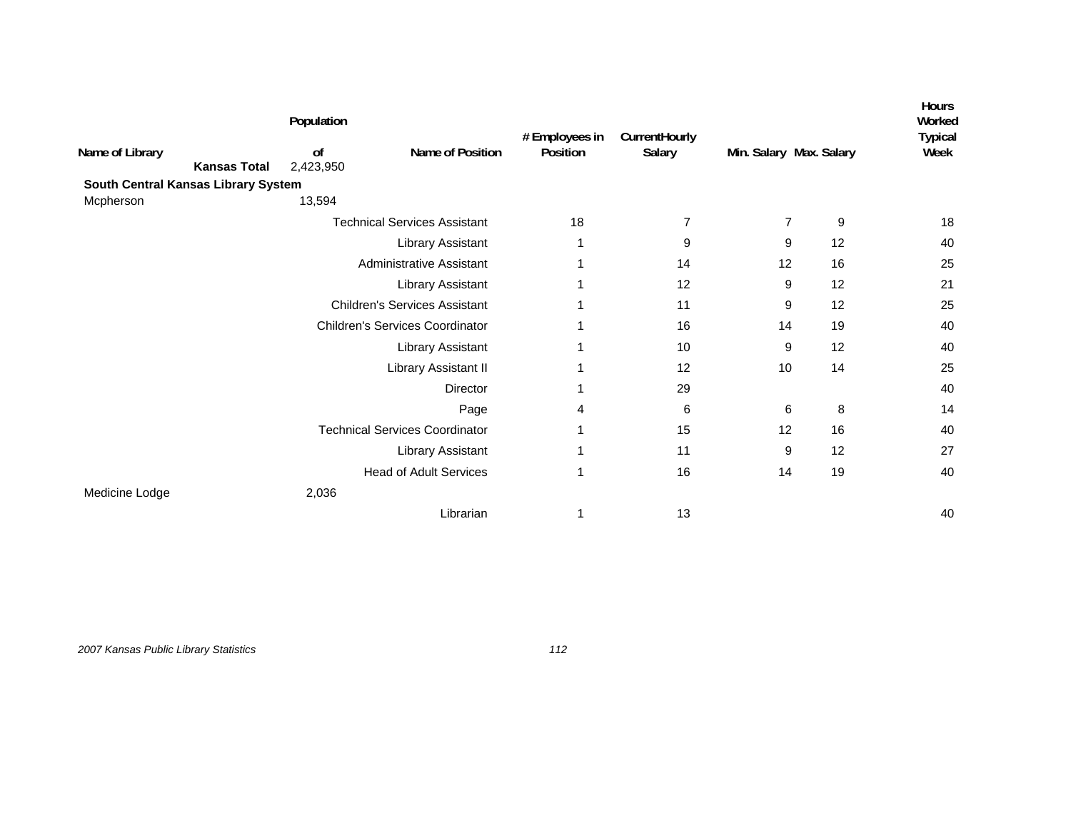| Name of Library | Population of | Name of Position | # Employees in Position | CurrentHourly Salary | Min. Salary | Max. Salary | Hours Worked Typical Week |
|---|---|---|---|---|---|---|---|
| **Kansas Total** | 2,423,950 | | | | | | |
| **South Central Kansas Library System** | | | | | | | |
| Mcpherson | 13,594 | | | | | | |
| | | Technical Services Assistant | 18 | 7 | 7 | 9 | 18 |
| | | Library Assistant | 1 | 9 | 9 | 12 | 40 |
| | | Administrative Assistant | 1 | 14 | 12 | 16 | 25 |
| | | Library Assistant | 1 | 12 | 9 | 12 | 21 |
| | | Children's Services Assistant | 1 | 11 | 9 | 12 | 25 |
| | | Children's Services Coordinator | 1 | 16 | 14 | 19 | 40 |
| | | Library Assistant | 1 | 10 | 9 | 12 | 40 |
| | | Library Assistant II | 1 | 12 | 10 | 14 | 25 |
| | | Director | 1 | 29 | | | 40 |
| | | Page | 4 | 6 | 6 | 8 | 14 |
| | | Technical Services Coordinator | 1 | 15 | 12 | 16 | 40 |
| | | Library Assistant | 1 | 11 | 9 | 12 | 27 |
| | | Head of Adult Services | 1 | 16 | 14 | 19 | 40 |
| Medicine Lodge | 2,036 | | | | | | |
| | | Librarian | 1 | 13 | | | 40 |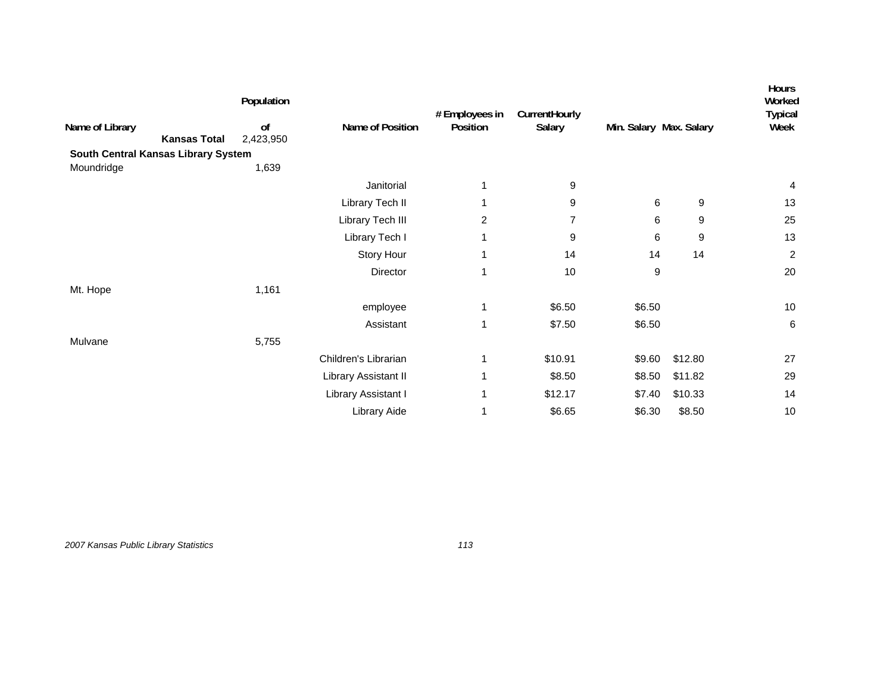| Name of Library | Population of | Name of Position | # Employees in Position | CurrentHourly Salary | Min. Salary | Max. Salary | Hours Worked Typical Week |
|---|---|---|---|---|---|---|---|
| **Kansas Total** | 2,423,950 | | | | | | |
| **South Central Kansas Library System** | | | | | | | |
| Moundridge | 1,639 | | | | | | |
| | | Janitorial | 1 | 9 | | | 4 |
| | | Library Tech II | 1 | 9 | 6 | 9 | 13 |
| | | Library Tech III | 2 | 7 | 6 | 9 | 25 |
| | | Library Tech I | 1 | 9 | 6 | 9 | 13 |
| | | Story Hour | 1 | 14 | 14 | 14 | 2 |
| | | Director | 1 | 10 | 9 | | 20 |
| Mt. Hope | 1,161 | | | | | | |
| | | employee | 1 | $6.50 | $6.50 | | 10 |
| | | Assistant | 1 | $7.50 | $6.50 | | 6 |
| Mulvane | 5,755 | | | | | | |
| | | Children's Librarian | 1 | $10.91 | $9.60 | $12.80 | 27 |
| | | Library Assistant II | 1 | $8.50 | $8.50 | $11.82 | 29 |
| | | Library Assistant I | 1 | $12.17 | $7.40 | $10.33 | 14 |
| | | Library Aide | 1 | $6.65 | $6.30 | $8.50 | 10 |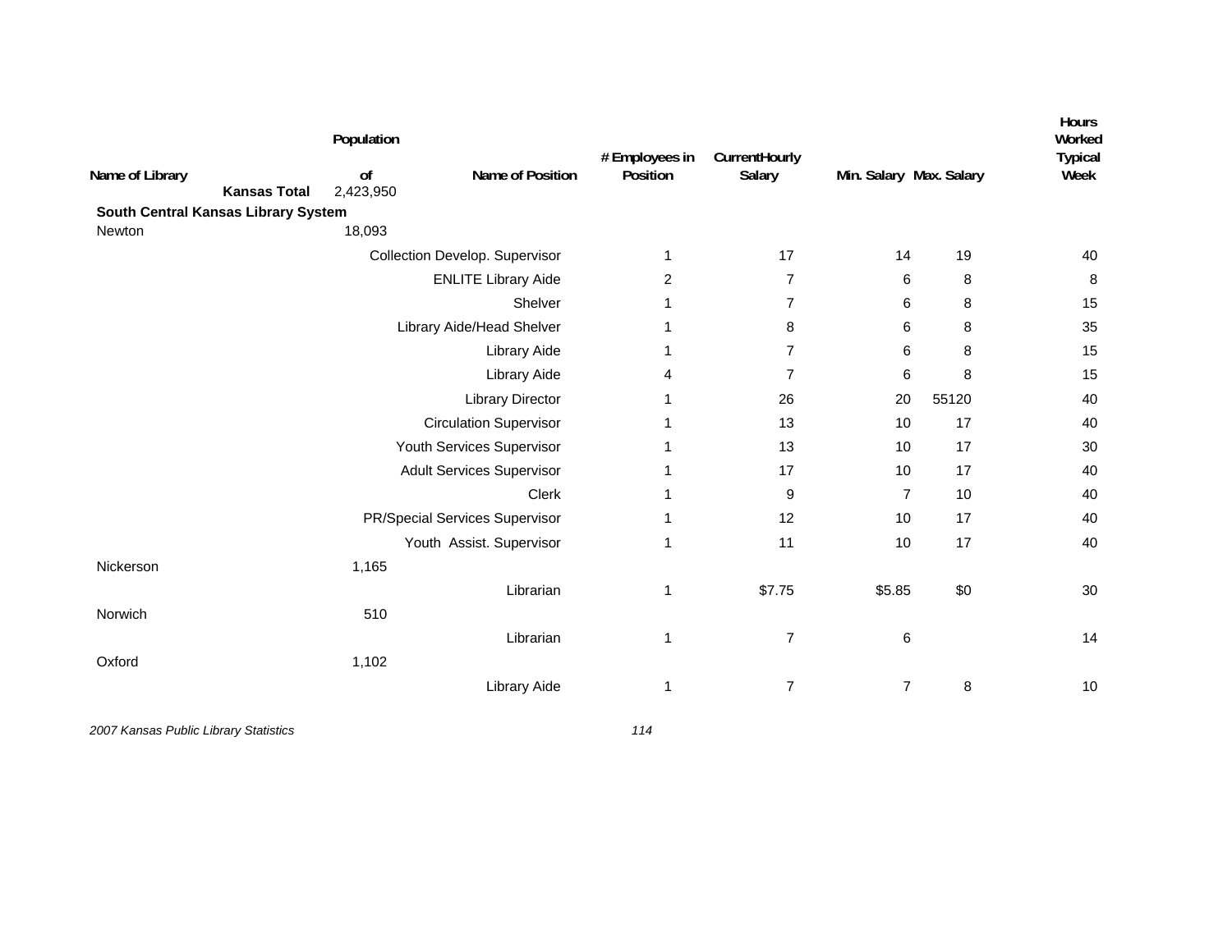| Name of Library | Population of | Name of Position | # Employees in Position | CurrentHourly Salary | Min. Salary | Max. Salary | Hours Worked Typical Week |
|---|---|---|---|---|---|---|---|
| **Kansas Total** | 2,423,950 | | | | | | |
| **South Central Kansas Library System** | | | | | | | |
| Newton | 18,093 | | | | | | |
| | | Collection Develop. Supervisor | 1 | 17 | 14 | 19 | 40 |
| | | ENLITE Library Aide | 2 | 7 | 6 | 8 | 8 |
| | | Shelver | 1 | 7 | 6 | 8 | 15 |
| | | Library Aide/Head Shelver | 1 | 8 | 6 | 8 | 35 |
| | | Library Aide | 1 | 7 | 6 | 8 | 15 |
| | | Library Aide | 4 | 7 | 6 | 8 | 15 |
| | | Library Director | 1 | 26 | 20 | 55120 | 40 |
| | | Circulation Supervisor | 1 | 13 | 10 | 17 | 40 |
| | | Youth Services Supervisor | 1 | 13 | 10 | 17 | 30 |
| | | Adult Services Supervisor | 1 | 17 | 10 | 17 | 40 |
| | | Clerk | 1 | 9 | 7 | 10 | 40 |
| | | PR/Special Services Supervisor | 1 | 12 | 10 | 17 | 40 |
| | | Youth Assist. Supervisor | 1 | 11 | 10 | 17 | 40 |
| Nickerson | 1,165 | | | | | | |
| | | Librarian | 1 | $7.75 | $5.85 | $0 | 30 |
| Norwich | 510 | | | | | | |
| | | Librarian | 1 | 7 | 6 | | 14 |
| Oxford | 1,102 | | | | | | |
| | | Library Aide | 1 | 7 | 7 | 8 | 10 |

*2007 Kansas Public Library Statistics*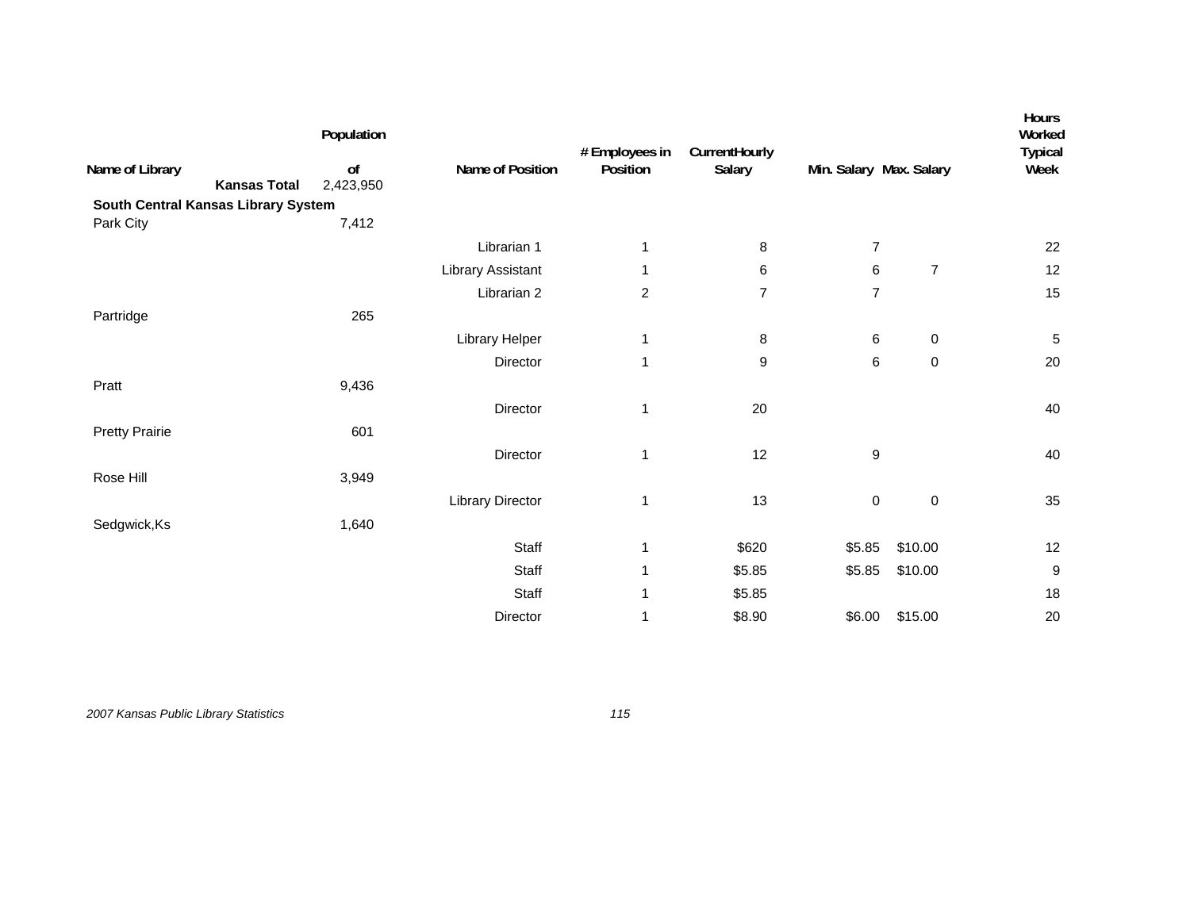| Name of Library | Population of | Name of Position | # Employees in Position | CurrentHourly Salary | Min. Salary | Max. Salary | Hours Worked Typical Week |
|---|---|---|---|---|---|---|---|
| **Kansas Total** | 2,423,950 | | | | | | |
| **South Central Kansas Library System** | | | | | | | |
| Park City | 7,412 | | | | | | |
| | | Librarian 1 | 1 | 8 | 7 | | 22 |
| | | Library Assistant | 1 | 6 | 6 | 7 | 12 |
| | | Librarian 2 | 2 | 7 | 7 | | 15 |
| Partridge | 265 | | | | | | |
| | | Library Helper | 1 | 8 | 6 | 0 | 5 |
| | | Director | 1 | 9 | 6 | 0 | 20 |
| Pratt | 9,436 | | | | | | |
| | | Director | 1 | 20 | | | 40 |
| Pretty Prairie | 601 | | | | | | |
| | | Director | 1 | 12 | 9 | | 40 |
| Rose Hill | 3,949 | | | | | | |
| | | Library Director | 1 | 13 | 0 | 0 | 35 |
| Sedgwick,Ks | 1,640 | | | | | | |
| | | Staff | 1 | $620 | $5.85 | $10.00 | 12 |
| | | Staff | 1 | $5.85 | $5.85 | $10.00 | 9 |
| | | Staff | 1 | $5.85 | | | 18 |
| | | Director | 1 | $8.90 | $6.00 | $15.00 | 20 |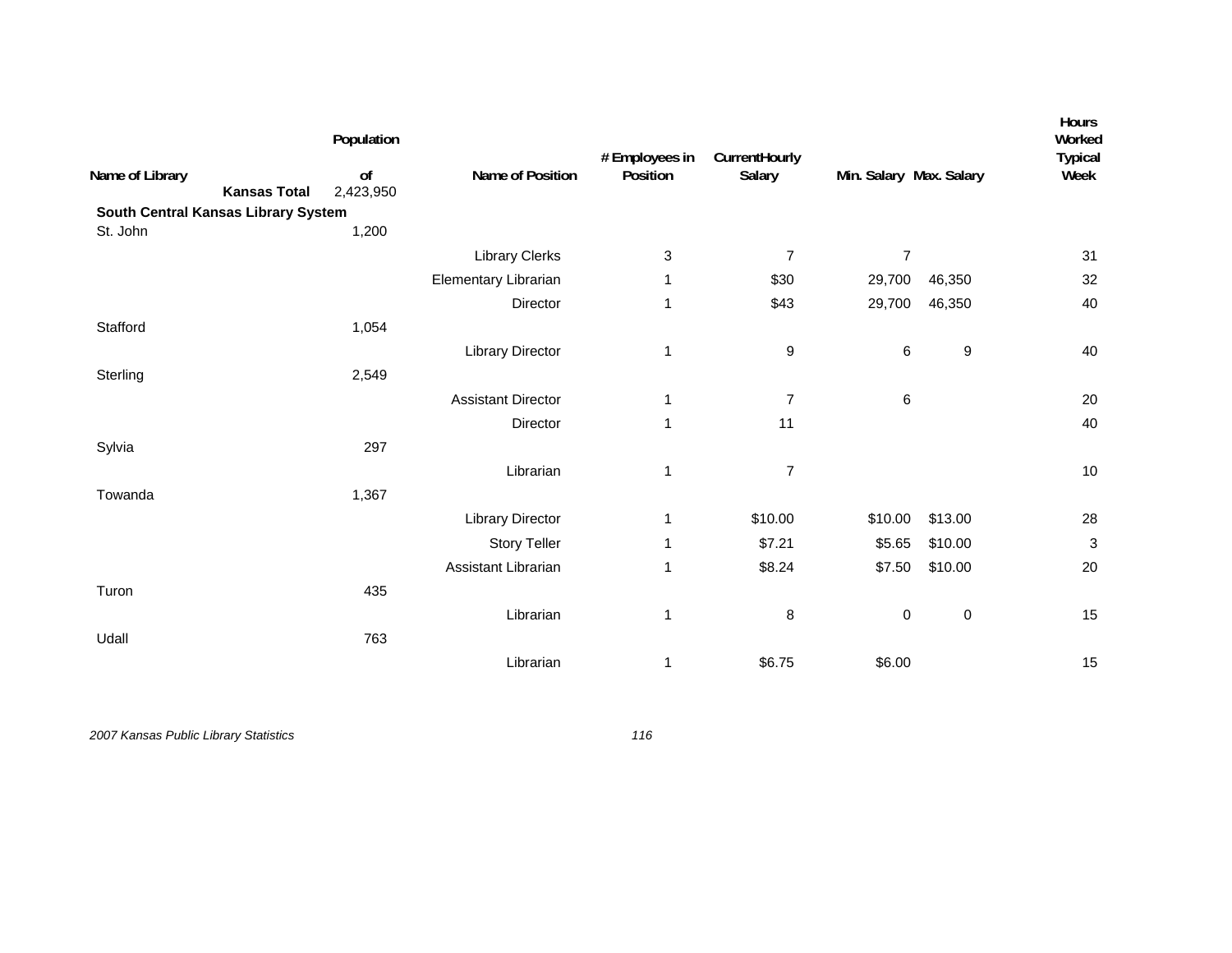| Name of Library | Population of | Name of Position | # Employees in Position | CurrentHourly Salary | Min. Salary | Max. Salary | Hours Worked Typical Week |
|---|---|---|---|---|---|---|---|
| **Kansas Total** | 2,423,950 | | | | | | |
| **South Central Kansas Library System** | | | | | | | |
| St. John | 1,200 | | | | | | |
| | | Library Clerks | 3 | 7 | 7 | | 31 |
| | | Elementary Librarian | 1 | $30 | 29,700 | 46,350 | 32 |
| | | Director | 1 | $43 | 29,700 | 46,350 | 40 |
| Stafford | 1,054 | | | | | | |
| | | Library Director | 1 | 9 | 6 | 9 | 40 |
| Sterling | 2,549 | | | | | | |
| | | Assistant Director | 1 | 7 | 6 | | 20 |
| | | Director | 1 | 11 | | | 40 |
| Sylvia | 297 | | | | | | |
| | | Librarian | 1 | 7 | | | 10 |
| Towanda | 1,367 | | | | | | |
| | | Library Director | 1 | $10.00 | $10.00 | $13.00 | 28 |
| | | Story Teller | 1 | $7.21 | $5.65 | $10.00 | 3 |
| | | Assistant Librarian | 1 | $8.24 | $7.50 | $10.00 | 20 |
| Turon | 435 | | | | | | |
| | | Librarian | 1 | 8 | 0 | 0 | 15 |
| Udall | 763 | | | | | | |
| | | Librarian | 1 | $6.75 | $6.00 | | 15 |

*2007 Kansas Public Library Statistics*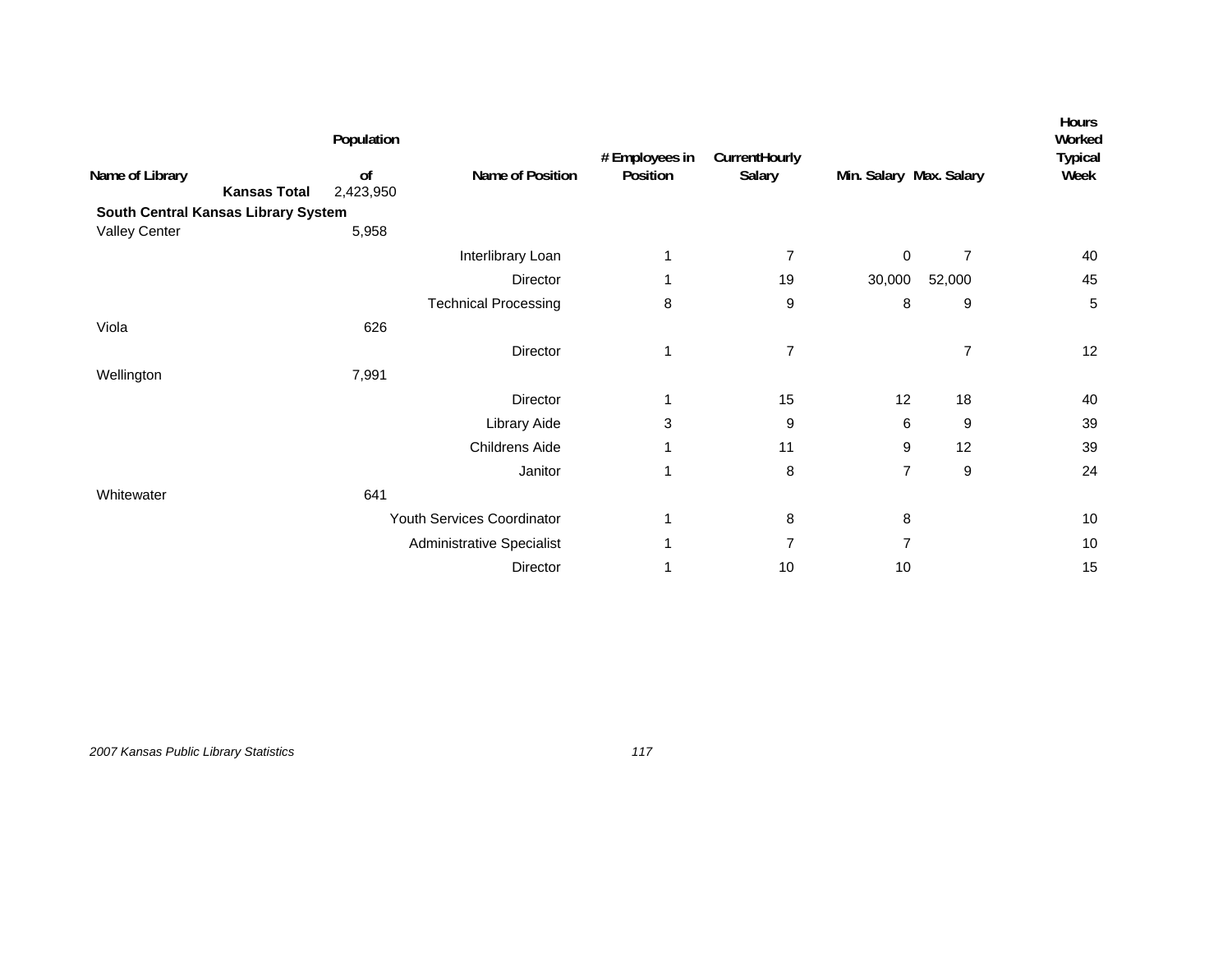| Name of Library | Population of | Name of Position | # Employees in Position | CurrentHourly Salary | Min. Salary | Max. Salary | Hours Worked Typical Week |
|---|---|---|---|---|---|---|---|
| **Kansas Total** | 2,423,950 | | | | | | |
| **South Central Kansas Library System** | | | | | | | |
| Valley Center | 5,958 | | | | | | |
| | | Interlibrary Loan | 1 | 7 | 0 | 7 | 40 |
| | | Director | 1 | 19 | 30,000 | 52,000 | 45 |
| | | Technical Processing | 8 | 9 | 8 | 9 | 5 |
| Viola | 626 | | | | | | |
| | | Director | 1 | 7 | | 7 | 12 |
| Wellington | 7,991 | | | | | | |
| | | Director | 1 | 15 | 12 | 18 | 40 |
| | | Library Aide | 3 | 9 | 6 | 9 | 39 |
| | | Childrens Aide | 1 | 11 | 9 | 12 | 39 |
| | | Janitor | 1 | 8 | 7 | 9 | 24 |
| Whitewater | 641 | | | | | | |
| | | Youth Services Coordinator | 1 | 8 | 8 | | 10 |
| | | Administrative Specialist | 1 | 7 | 7 | | 10 |
| | | Director | 1 | 10 | 10 | | 15 |

*2007 Kansas Public Library Statistics*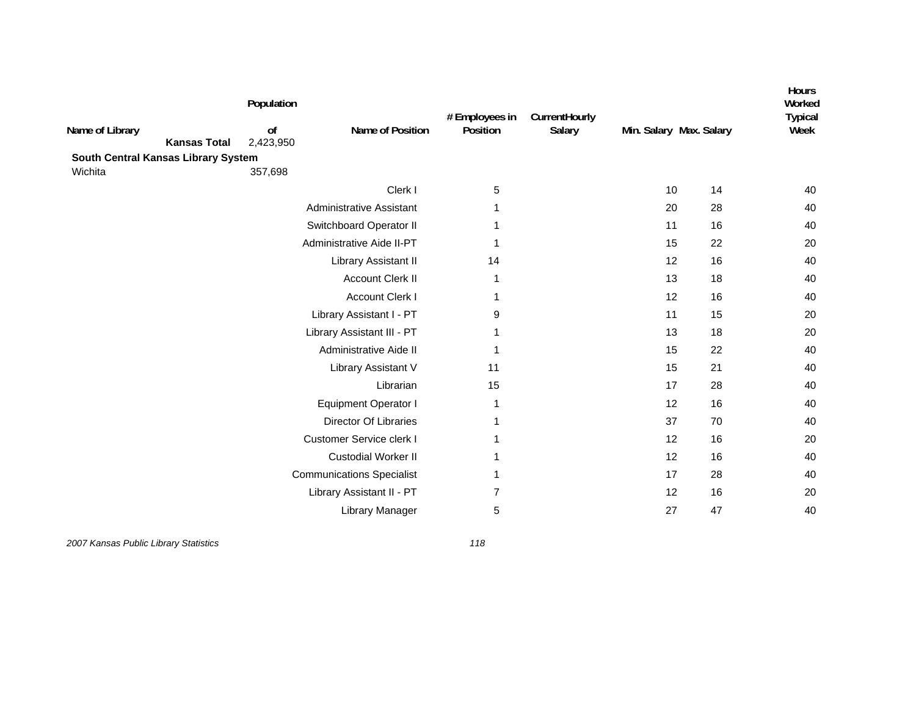| Name of Library | Population of | Name of Position | # Employees in Position | CurrentHourly Salary | Min. Salary | Max. Salary | Hours Worked Typical Week |
|---|---|---|---|---|---|---|---|
| **Kansas Total** | 2,423,950 | | | | | | |
| **South Central Kansas Library System** | | | | | | | |
| Wichita | 357,698 | | | | | | |
| | | Clerk I | 5 | | 10 | 14 | 40 |
| | | Administrative Assistant | 1 | | 20 | 28 | 40 |
| | | Switchboard Operator II | 1 | | 11 | 16 | 40 |
| | | Administrative Aide II-PT | 1 | | 15 | 22 | 20 |
| | | Library Assistant II | 14 | | 12 | 16 | 40 |
| | | Account Clerk II | 1 | | 13 | 18 | 40 |
| | | Account Clerk I | 1 | | 12 | 16 | 40 |
| | | Library Assistant I - PT | 9 | | 11 | 15 | 20 |
| | | Library Assistant III - PT | 1 | | 13 | 18 | 20 |
| | | Administrative Aide II | 1 | | 15 | 22 | 40 |
| | | Library Assistant V | 11 | | 15 | 21 | 40 |
| | | Librarian | 15 | | 17 | 28 | 40 |
| | | Equipment Operator I | 1 | | 12 | 16 | 40 |
| | | Director Of Libraries | 1 | | 37 | 70 | 40 |
| | | Customer Service clerk I | 1 | | 12 | 16 | 20 |
| | | Custodial Worker II | 1 | | 12 | 16 | 40 |
| | | Communications Specialist | 1 | | 17 | 28 | 40 |
| | | Library Assistant II - PT | 7 | | 12 | 16 | 20 |
| | | Library Manager | 5 | | 27 | 47 | 40 |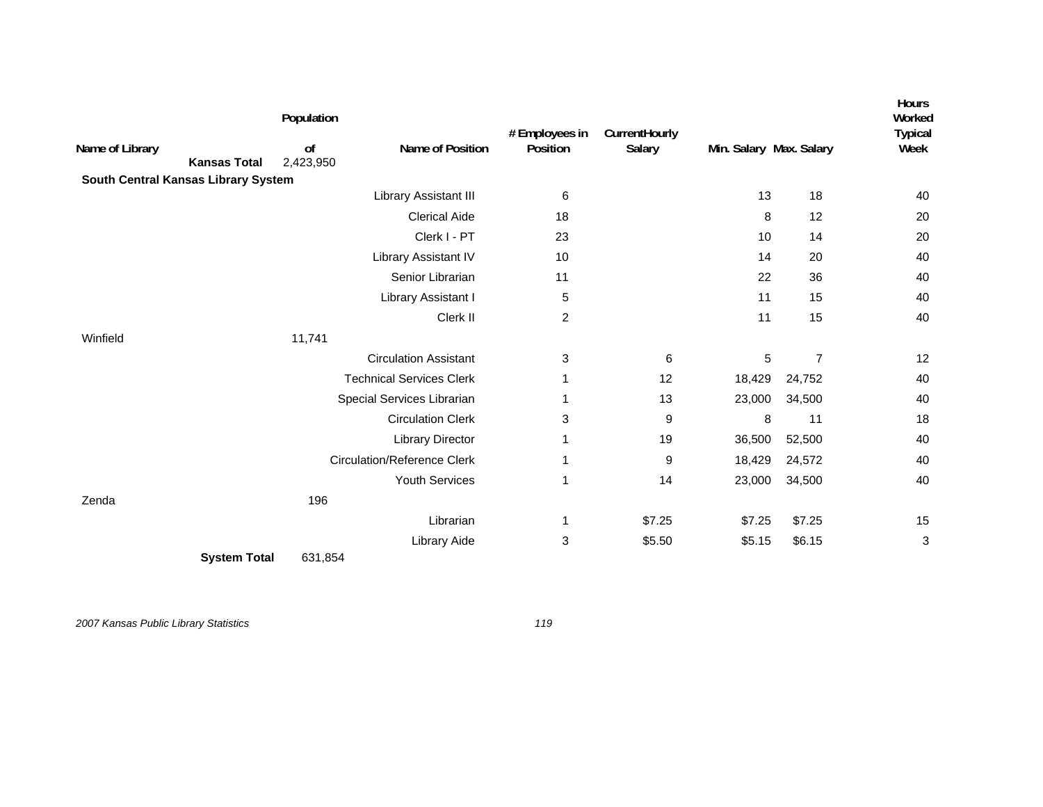| Name of Library | Population of | Name of Position | # Employees in Position | Current Hourly Salary | Min. Salary | Max. Salary | Hours Worked Typical Week |
|---|---|---|---|---|---|---|---|
| **Kansas Total** | 2,423,950 | | | | | | |
| **South Central Kansas Library System** | | | | | | | |
| | | Library Assistant III | 6 | | 13 | 18 | 40 |
| | | Clerical Aide | 18 | | 8 | 12 | 20 |
| | | Clerk I - PT | 23 | | 10 | 14 | 20 |
| | | Library Assistant IV | 10 | | 14 | 20 | 40 |
| | | Senior Librarian | 11 | | 22 | 36 | 40 |
| | | Library Assistant I | 5 | | 11 | 15 | 40 |
| | | Clerk II | 2 | | 11 | 15 | 40 |
| Winfield | 11,741 | | | | | | |
| | | Circulation Assistant | 3 | 6 | 5 | 7 | 12 |
| | | Technical Services Clerk | 1 | 12 | 18,429 | 24,752 | 40 |
| | | Special Services Librarian | 1 | 13 | 23,000 | 34,500 | 40 |
| | | Circulation Clerk | 3 | 9 | 8 | 11 | 18 |
| | | Library Director | 1 | 19 | 36,500 | 52,500 | 40 |
| | | Circulation/Reference Clerk | 1 | 9 | 18,429 | 24,572 | 40 |
| | | Youth Services | 1 | 14 | 23,000 | 34,500 | 40 |
| Zenda | 196 | | | | | | |
| | | Librarian | 1 | $7.25 | $7.25 | $7.25 | 15 |
| | | Library Aide | 3 | $5.50 | $5.15 | $6.15 | 3 |
| **System Total** | 631,854 | | | | | | |

*2007 Kansas Public Library Statistics*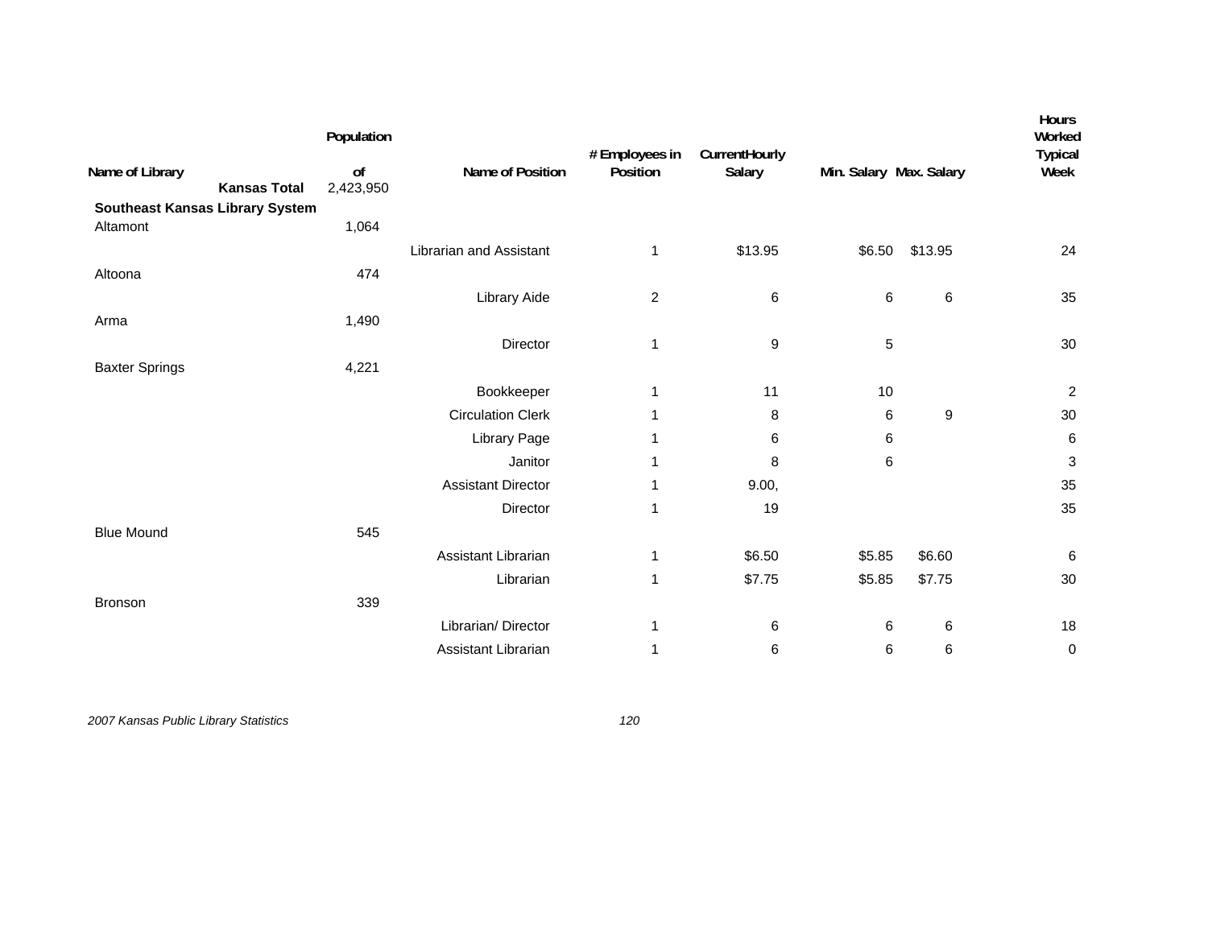| Name of Library | Population of | Name of Position | # Employees in Position | CurrentHourly Salary | Min. Salary | Max. Salary | Hours Worked Typical Week |
|---|---|---|---|---|---|---|---|
| **Kansas Total** | 2,423,950 | | | | | | |
| **Southeast Kansas Library System** | | | | | | | |
| Altamont | 1,064 | | | | | | |
| | | Librarian and Assistant | 1 | $13.95 | $6.50 | $13.95 | 24 |
| Altoona | 474 | | | | | | |
| | | Library Aide | 2 | 6 | 6 | 6 | 35 |
| Arma | 1,490 | | | | | | |
| | | Director | 1 | 9 | 5 | | 30 |
| Baxter Springs | 4,221 | | | | | | |
| | | Bookkeeper | 1 | 11 | 10 | | 2 |
| | | Circulation Clerk | 1 | 8 | 6 | 9 | 30 |
| | | Library Page | 1 | 6 | 6 | | 6 |
| | | Janitor | 1 | 8 | 6 | | 3 |
| | | Assistant Director | 1 | 9.00, | | | 35 |
| | | Director | 1 | 19 | | | 35 |
| Blue Mound | 545 | | | | | | |
| | | Assistant Librarian | 1 | $6.50 | $5.85 | $6.60 | 6 |
| | | Librarian | 1 | $7.75 | $5.85 | $7.75 | 30 |
| Bronson | 339 | | | | | | |
| | | Librarian/ Director | 1 | 6 | 6 | 6 | 18 |
| | | Assistant Librarian | 1 | 6 | 6 | 6 | 0 |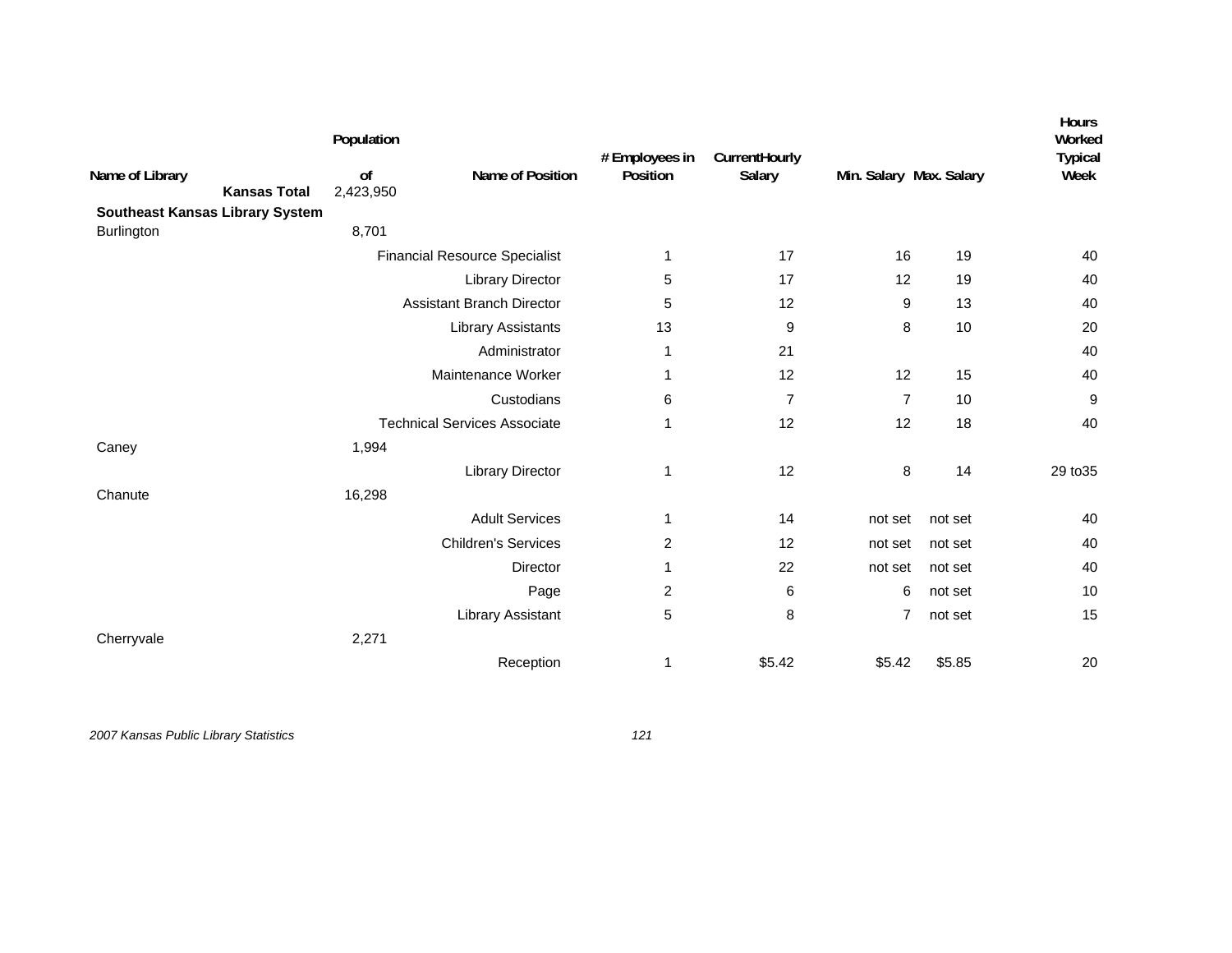| Name of Library | Population of | Name of Position | # Employees in Position | CurrentHourly Salary | Min. Salary | Max. Salary | Hours Worked Typical Week |
|---|---|---|---|---|---|---|---|
| **Kansas Total** | 2,423,950 | | | | | | |
| **Southeast Kansas Library System** | | | | | | | |
| Burlington | 8,701 | | | | | | |
| | | Financial Resource Specialist | 1 | 17 | 16 | 19 | 40 |
| | | Library Director | 5 | 17 | 12 | 19 | 40 |
| | | Assistant Branch Director | 5 | 12 | 9 | 13 | 40 |
| | | Library Assistants | 13 | 9 | 8 | 10 | 20 |
| | | Administrator | 1 | 21 | | | 40 |
| | | Maintenance Worker | 1 | 12 | 12 | 15 | 40 |
| | | Custodians | 6 | 7 | 7 | 10 | 9 |
| | | Technical Services Associate | 1 | 12 | 12 | 18 | 40 |
| Caney | 1,994 | | | | | | |
| | | Library Director | 1 | 12 | 8 | 14 | 29 to35 |
| Chanute | 16,298 | | | | | | |
| | | Adult Services | 1 | 14 | not set | not set | 40 |
| | | Children's Services | 2 | 12 | not set | not set | 40 |
| | | Director | 1 | 22 | not set | not set | 40 |
| | | Page | 2 | 6 | 6 | not set | 10 |
| | | Library Assistant | 5 | 8 | 7 | not set | 15 |
| Cherryvale | 2,271 | | | | | | |
| | | Reception | 1 | $5.42 | $5.42 | $5.85 | 20 |

*2007 Kansas Public Library Statistics*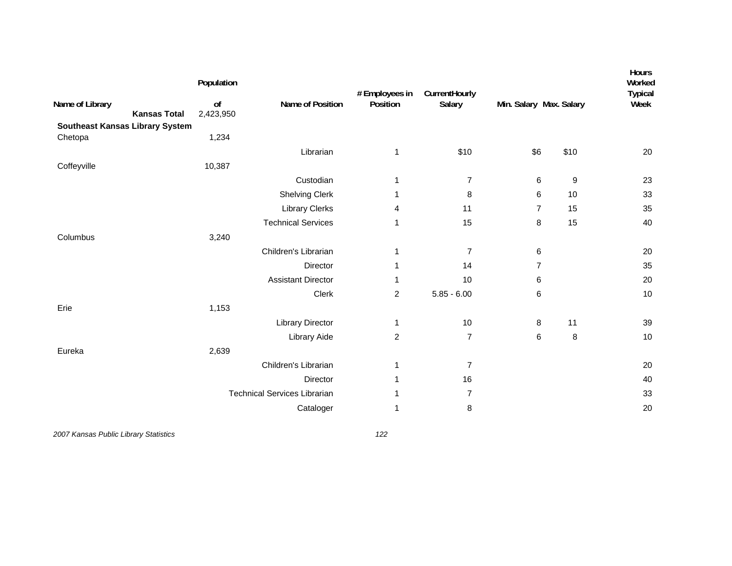| Name of Library | Population of | Name of Position | # Employees in Position | Current Hourly Salary | Min. Salary | Max. Salary | Hours Worked Typical Week |
|---|---|---|---|---|---|---|---|
| **Kansas Total** | 2,423,950 | | | | | | |
| **Southeast Kansas Library System** | | | | | | | |
| Chetopa | 1,234 | | | | | | |
| | | Librarian | 1 | $10 | $6 | $10 | 20 |
| Coffeyville | 10,387 | | | | | | |
| | | Custodian | 1 | 7 | 6 | 9 | 23 |
| | | Shelving Clerk | 1 | 8 | 6 | 10 | 33 |
| | | Library Clerks | 4 | 11 | 7 | 15 | 35 |
| | | Technical Services | 1 | 15 | 8 | 15 | 40 |
| Columbus | 3,240 | | | | | | |
| | | Children's Librarian | 1 | 7 | 6 | | 20 |
| | | Director | 1 | 14 | 7 | | 35 |
| | | Assistant Director | 1 | 10 | 6 | | 20 |
| | | Clerk | 2 | 5.85 - 6.00 | 6 | | 10 |
| Erie | 1,153 | | | | | | |
| | | Library Director | 1 | 10 | 8 | 11 | 39 |
| | | Library Aide | 2 | 7 | 6 | 8 | 10 |
| Eureka | 2,639 | | | | | | |
| | | Children's Librarian | 1 | 7 | | | 20 |
| | | Director | 1 | 16 | | | 40 |
| | | Technical Services Librarian | 1 | 7 | | | 33 |
| | | Cataloger | 1 | 8 | | | 20 |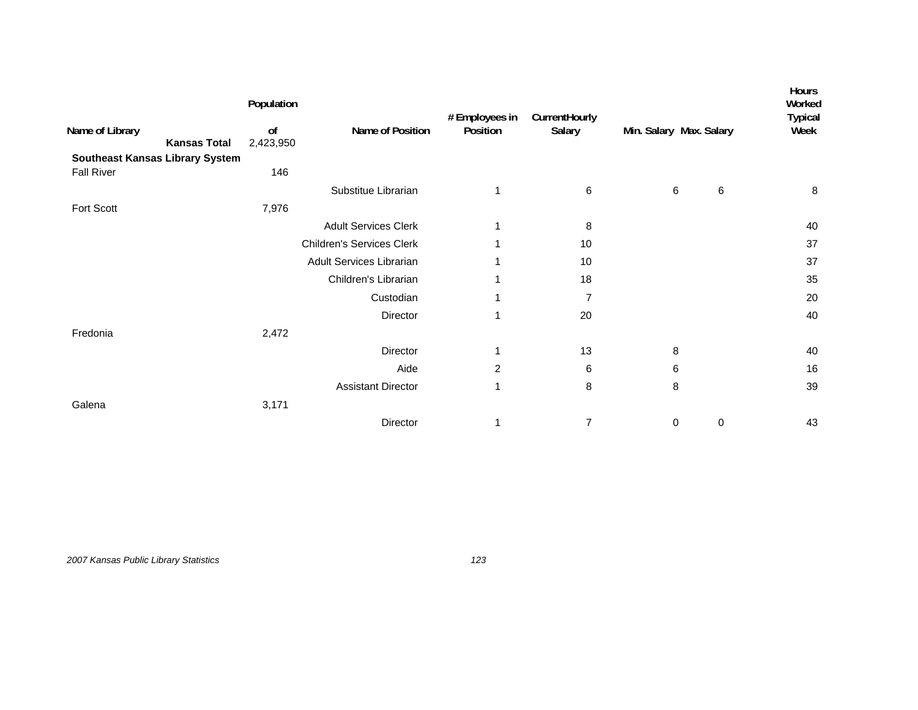| Name of Library | Population of | Name of Position | # Employees in Position | CurrentHourly Salary | Min. Salary | Max. Salary | Hours Worked Typical Week |
|---|---|---|---|---|---|---|---|
| **Kansas Total** | 2,423,950 | | | | | | |
| **Southeast Kansas Library System** | | | | | | | |
| Fall River | 146 | | | | | | |
| | | Substitue Librarian | 1 | 6 | 6 | 6 | 8 |
| Fort Scott | 7,976 | | | | | | |
| | | Adult Services Clerk | 1 | 8 | | | 40 |
| | | Children's Services Clerk | 1 | 10 | | | 37 |
| | | Adult Services Librarian | 1 | 10 | | | 37 |
| | | Children's Librarian | 1 | 18 | | | 35 |
| | | Custodian | 1 | 7 | | | 20 |
| | | Director | 1 | 20 | | | 40 |
| Fredonia | 2,472 | | | | | | |
| | | Director | 1 | 13 | 8 | | 40 |
| | | Aide | 2 | 6 | 6 | | 16 |
| | | Assistant Director | 1 | 8 | 8 | | 39 |
| Galena | 3,171 | | | | | | |
| | | Director | 1 | 7 | 0 | 0 | 43 |

*2007 Kansas Public Library Statistics*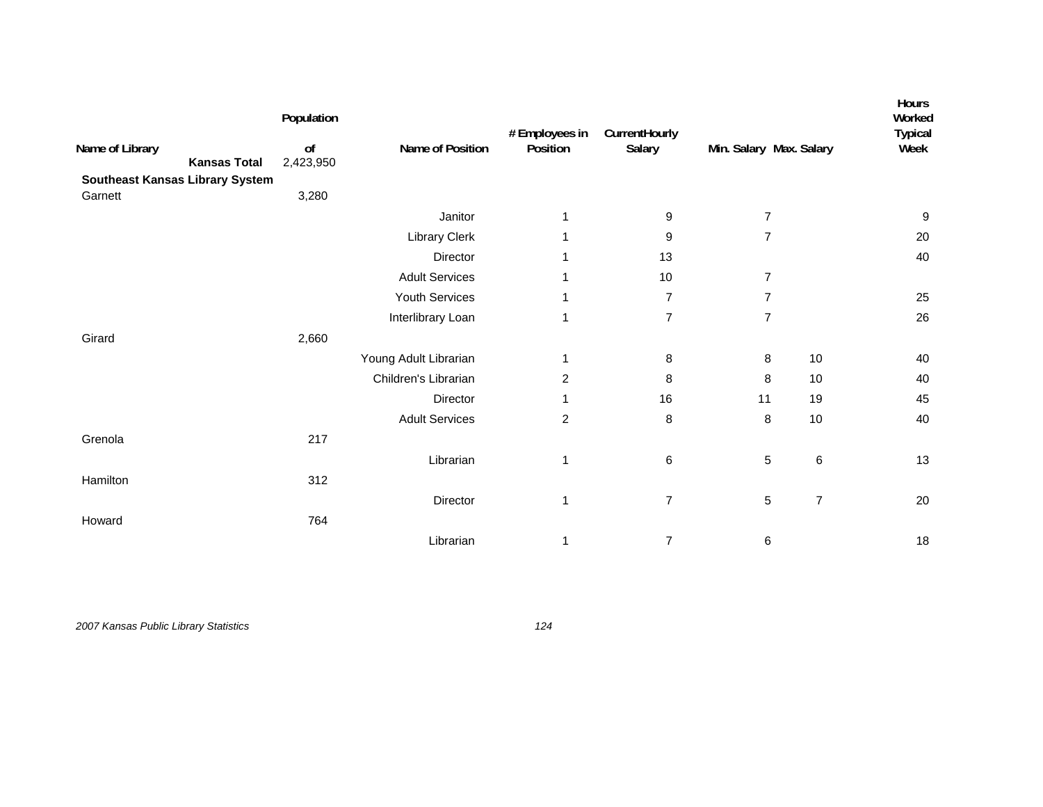| Name of Library | Population of | Name of Position | # Employees in Position | CurrentHourly Salary | Min. Salary | Max. Salary | Hours Worked Typical Week |
|---|---|---|---|---|---|---|---|
| **Kansas Total** | 2,423,950 | | | | | | |
| **Southeast Kansas Library System** | | | | | | | |
| Garnett | 3,280 | | | | | | |
| | | Janitor | 1 | 9 | 7 | | 9 |
| | | Library Clerk | 1 | 9 | 7 | | 20 |
| | | Director | 1 | 13 | | | 40 |
| | | Adult Services | 1 | 10 | 7 | | |
| | | Youth Services | 1 | 7 | 7 | | 25 |
| | | Interlibrary Loan | 1 | 7 | 7 | | 26 |
| Girard | 2,660 | | | | | | |
| | | Young Adult Librarian | 1 | 8 | 8 | 10 | 40 |
| | | Children's Librarian | 2 | 8 | 8 | 10 | 40 |
| | | Director | 1 | 16 | 11 | 19 | 45 |
| | | Adult Services | 2 | 8 | 8 | 10 | 40 |
| Grenola | 217 | | | | | | |
| | | Librarian | 1 | 6 | 5 | 6 | 13 |
| Hamilton | 312 | | | | | | |
| | | Director | 1 | 7 | 5 | 7 | 20 |
| Howard | 764 | | | | | | |
| | | Librarian | 1 | 7 | 6 | | 18 |

*2007 Kansas Public Library Statistics*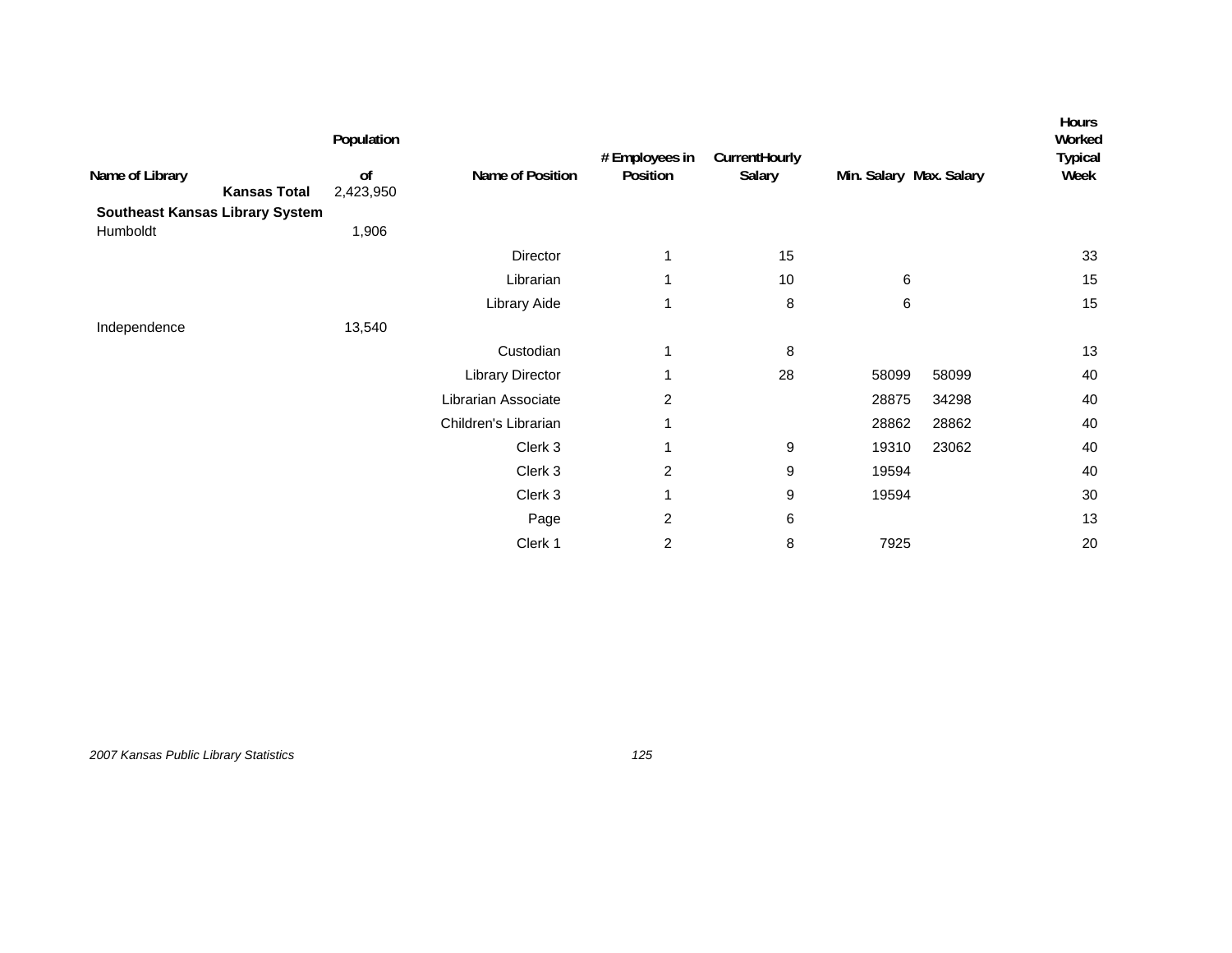| Name of Library | Population of | Name of Position | # Employees in Position | Current Hourly Salary | Min. Salary | Max. Salary | Hours Worked Typical Week |
|---|---|---|---|---|---|---|---|
| **Kansas Total** | 2,423,950 | | | | | | |
| **Southeast Kansas Library System** | | | | | | | |
| Humboldt | 1,906 | | | | | | |
| | | Director | 1 | 15 | | | 33 |
| | | Librarian | 1 | 10 | 6 | | 15 |
| | | Library Aide | 1 | 8 | 6 | | 15 |
| Independence | 13,540 | | | | | | |
| | | Custodian | 1 | 8 | | | 13 |
| | | Library Director | 1 | 28 | 58099 | 58099 | 40 |
| | | Librarian Associate | 2 | | 28875 | 34298 | 40 |
| | | Children's Librarian | 1 | | 28862 | 28862 | 40 |
| | | Clerk 3 | 1 | 9 | 19310 | 23062 | 40 |
| | | Clerk 3 | 2 | 9 | 19594 | | 40 |
| | | Clerk 3 | 1 | 9 | 19594 | | 30 |
| | | Page | 2 | 6 | | | 13 |
| | | Clerk 1 | 2 | 8 | 7925 | | 20 |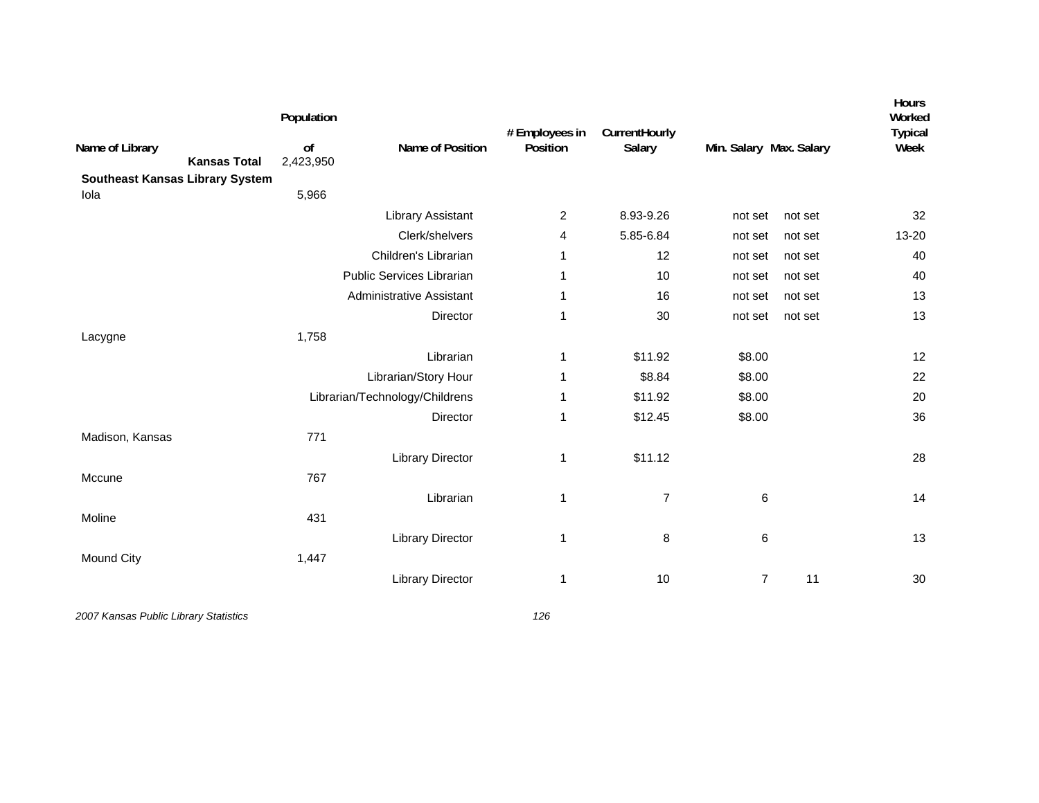| Name of Library | Population of | Name of Position | # Employees in Position | Current Hourly Salary | Min. Salary | Max. Salary | Hours Worked Typical Week |
|---|---|---|---|---|---|---|---|
| **Kansas Total** | 2,423,950 | | | | | | |
| **Southeast Kansas Library System** | | | | | | | |
| Iola | 5,966 | | | | | | |
| | | Library Assistant | 2 | 8.93-9.26 | not set | not set | 32 |
| | | Clerk/shelvers | 4 | 5.85-6.84 | not set | not set | 13-20 |
| | | Children's Librarian | 1 | 12 | not set | not set | 40 |
| | | Public Services Librarian | 1 | 10 | not set | not set | 40 |
| | | Administrative Assistant | 1 | 16 | not set | not set | 13 |
| | | Director | 1 | 30 | not set | not set | 13 |
| Lacygne | 1,758 | | | | | | |
| | | Librarian | 1 | $11.92 | $8.00 | | 12 |
| | | Librarian/Story Hour | 1 | $8.84 | $8.00 | | 22 |
| | | Librarian/Technology/Childrens | 1 | $11.92 | $8.00 | | 20 |
| | | Director | 1 | $12.45 | $8.00 | | 36 |
| Madison, Kansas | 771 | | | | | | |
| | | Library Director | 1 | $11.12 | | | 28 |
| Mccune | 767 | | | | | | |
| | | Librarian | 1 | 7 | 6 | | 14 |
| Moline | 431 | | | | | | |
| | | Library Director | 1 | 8 | 6 | | 13 |
| Mound City | 1,447 | | | | | | |
| | | Library Director | 1 | 10 | 7 | 11 | 30 |

*2007 Kansas Public Library Statistics*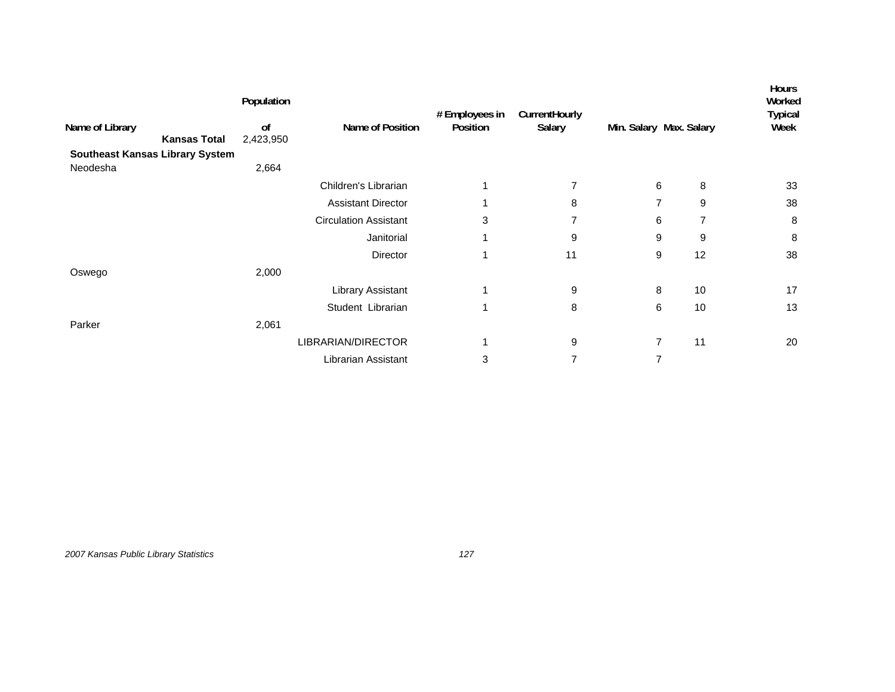| Name of Library | Population of | Name of Position | # Employees in Position | Current Hourly Salary | Min. Salary | Max. Salary | Hours Worked Typical Week |
|---|---|---|---|---|---|---|---|
| **Kansas Total** | 2,423,950 | | | | | | |
| **Southeast Kansas Library System** | | | | | | | |
| Neodesha | 2,664 | | | | | | |
| | | Children's Librarian | 1 | 7 | 6 | 8 | 33 |
| | | Assistant Director | 1 | 8 | 7 | 9 | 38 |
| | | Circulation Assistant | 3 | 7 | 6 | 7 | 8 |
| | | Janitorial | 1 | 9 | 9 | 9 | 8 |
| | | Director | 1 | 11 | 9 | 12 | 38 |
| Oswego | 2,000 | | | | | | |
| | | Library Assistant | 1 | 9 | 8 | 10 | 17 |
| | | Student Librarian | 1 | 8 | 6 | 10 | 13 |
| Parker | 2,061 | | | | | | |
| | | LIBRARIAN/DIRECTOR | 1 | 9 | 7 | 11 | 20 |
| | | Librarian Assistant | 3 | 7 | 7 | | |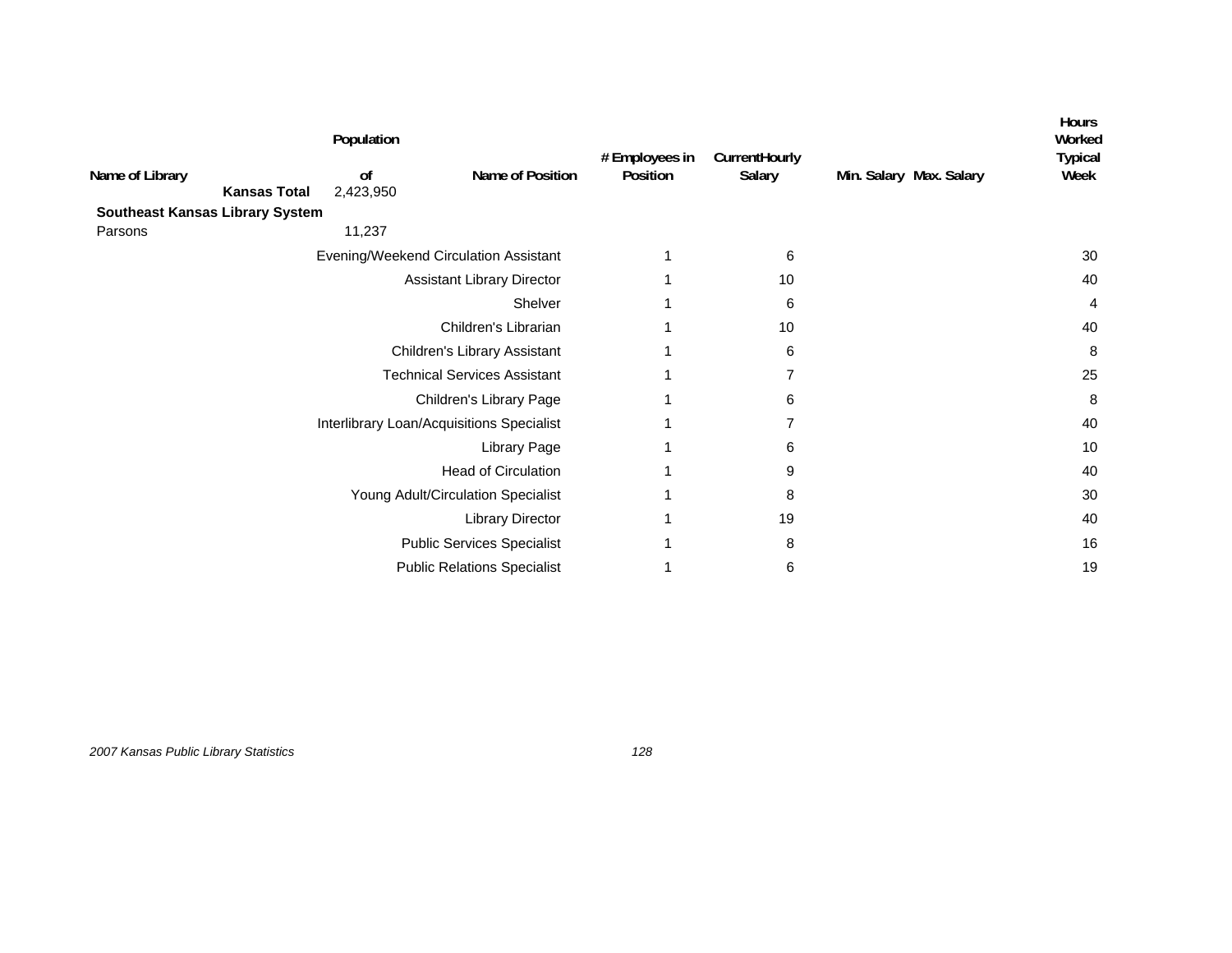| Name of Library | Population of | Name of Position | # Employees in Position | Current Hourly Salary | Min. Salary | Max. Salary | Hours Worked Typical Week |
|---|---|---|---|---|---|---|---|
| **Kansas Total** | 2,423,950 | | | | | | |
| **Southeast Kansas Library System** | | | | | | | |
| Parsons | 11,237 | | | | | | |
| | | Evening/Weekend Circulation Assistant | 1 | 6 | | | 30 |
| | | Assistant Library Director | 1 | 10 | | | 40 |
| | | Shelver | 1 | 6 | | | 4 |
| | | Children's Librarian | 1 | 10 | | | 40 |
| | | Children's Library Assistant | 1 | 6 | | | 8 |
| | | Technical Services Assistant | 1 | 7 | | | 25 |
| | | Children's Library Page | 1 | 6 | | | 8 |
| | | Interlibrary Loan/Acquisitions Specialist | 1 | 7 | | | 40 |
| | | Library Page | 1 | 6 | | | 10 |
| | | Head of Circulation | 1 | 9 | | | 40 |
| | | Young Adult/Circulation Specialist | 1 | 8 | | | 30 |
| | | Library Director | 1 | 19 | | | 40 |
| | | Public Services Specialist | 1 | 8 | | | 16 |
| | | Public Relations Specialist | 1 | 6 | | | 19 |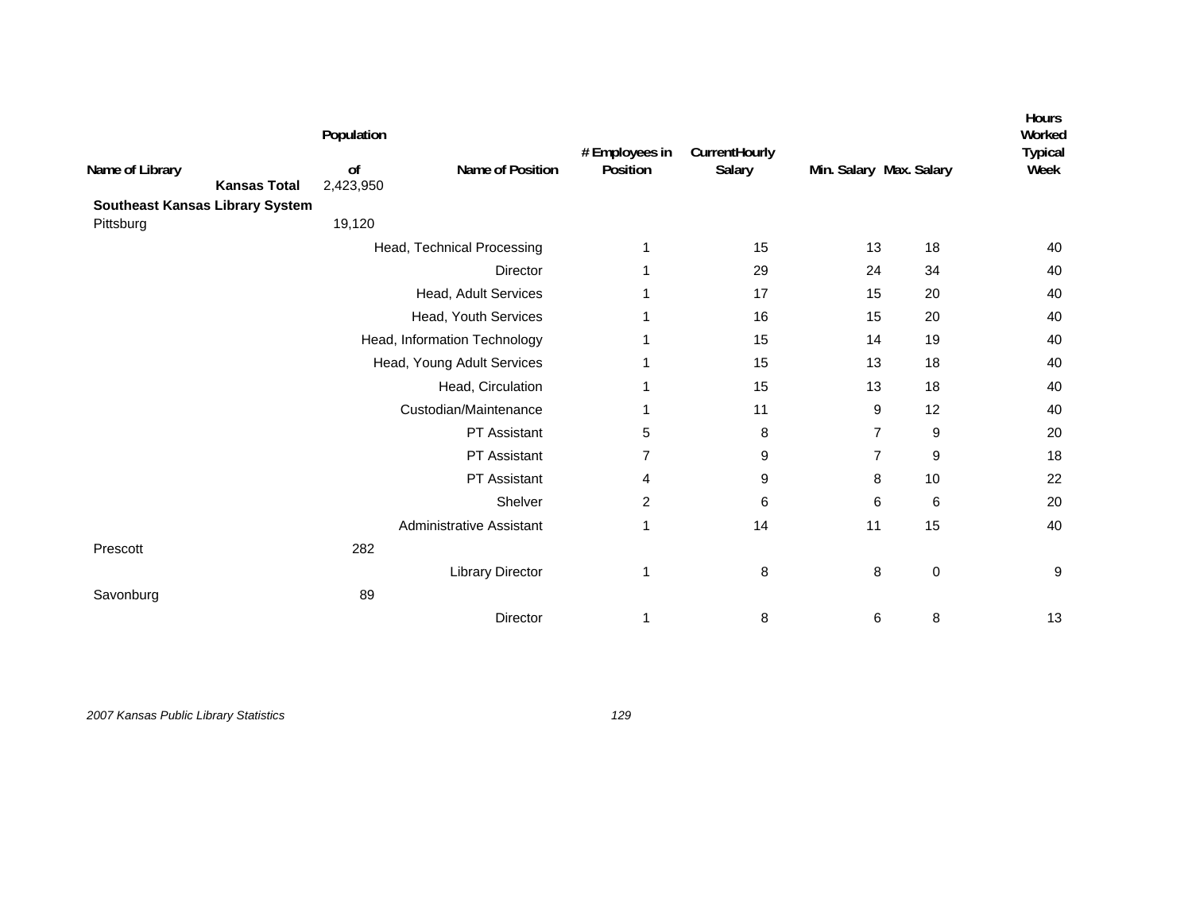| Name of Library | Population of | Name of Position | # Employees in Position | Current Hourly Salary | Min. Salary | Max. Salary | Hours Worked Typical Week |
|---|---|---|---|---|---|---|---|
| **Kansas Total** | 2,423,950 | | | | | | |
| **Southeast Kansas Library System** | | | | | | | |
| Pittsburg | 19,120 | | | | | | |
| | | Head, Technical Processing | 1 | 15 | 13 | 18 | 40 |
| | | Director | 1 | 29 | 24 | 34 | 40 |
| | | Head, Adult Services | 1 | 17 | 15 | 20 | 40 |
| | | Head, Youth Services | 1 | 16 | 15 | 20 | 40 |
| | | Head, Information Technology | 1 | 15 | 14 | 19 | 40 |
| | | Head, Young Adult Services | 1 | 15 | 13 | 18 | 40 |
| | | Head, Circulation | 1 | 15 | 13 | 18 | 40 |
| | | Custodian/Maintenance | 1 | 11 | 9 | 12 | 40 |
| | | PT Assistant | 5 | 8 | 7 | 9 | 20 |
| | | PT Assistant | 7 | 9 | 7 | 9 | 18 |
| | | PT Assistant | 4 | 9 | 8 | 10 | 22 |
| | | Shelver | 2 | 6 | 6 | 6 | 20 |
| | | Administrative Assistant | 1 | 14 | 11 | 15 | 40 |
| Prescott | 282 | | | | | | |
| | | Library Director | 1 | 8 | 8 | 0 | 9 |
| Savonburg | 89 | | | | | | |
| | | Director | 1 | 8 | 6 | 8 | 13 |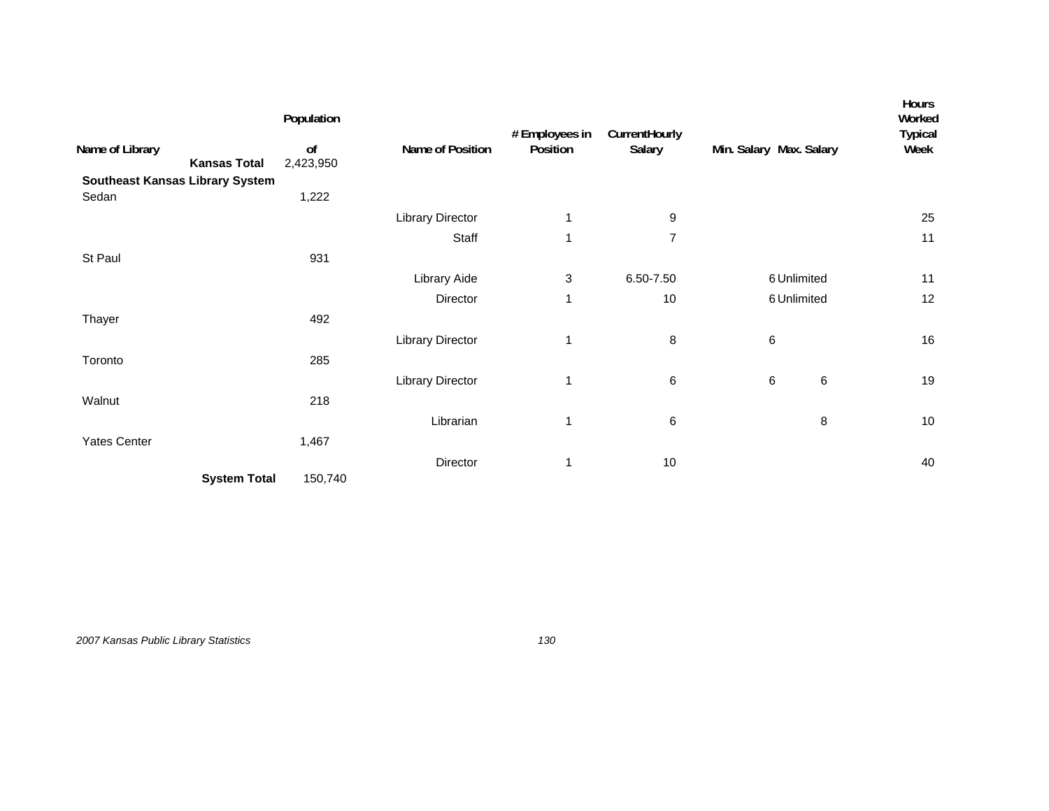| Name of Library | Population of | Name of Position | # Employees in Position | Current Hourly Salary | Min. Salary | Max. Salary | Hours Worked Typical Week |
|---|---|---|---|---|---|---|---|
| **Kansas Total** | 2,423,950 | | | | | | |
| **Southeast Kansas Library System** | | | | | | | |
| Sedan | 1,222 | | | | | | |
| | | Library Director | 1 | 9 | | | 25 |
| | | Staff | 1 | 7 | | | 11 |
| St Paul | 931 | | | | | | |
| | | Library Aide | 3 | 6.50-7.50 | 6 | Unlimited | 11 |
| | | Director | 1 | 10 | 6 | Unlimited | 12 |
| Thayer | 492 | | | | | | |
| | | Library Director | 1 | 8 | 6 | | 16 |
| Toronto | 285 | | | | | | |
| | | Library Director | 1 | 6 | 6 | 6 | 19 |
| Walnut | 218 | | | | | | |
| | | Librarian | 1 | 6 | | 8 | 10 |
| Yates Center | 1,467 | | | | | | |
| | | Director | 1 | 10 | | | 40 |
| **System Total** | 150,740 | | | | | | |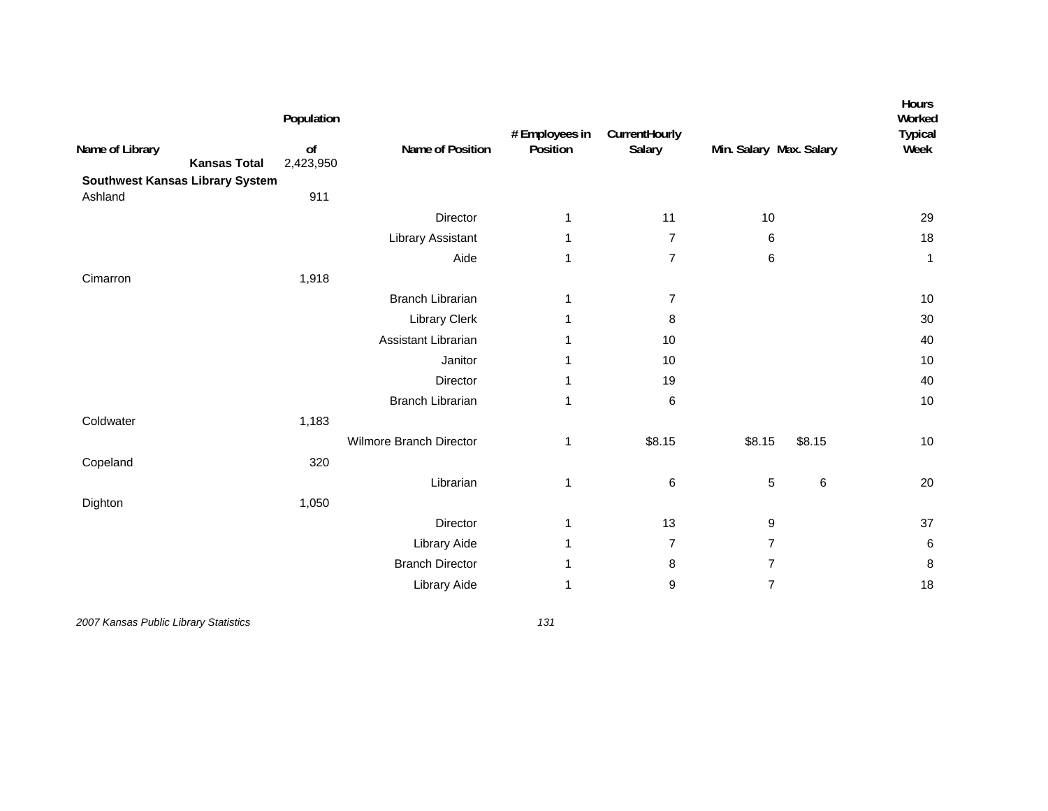| Name of Library | Population of | Name of Position | # Employees in Position | CurrentHourly Salary | Min. Salary | Max. Salary | Hours Worked Typical Week |
|---|---|---|---|---|---|---|---|
| **Kansas Total** | 2,423,950 | | | | | | |
| **Southwest Kansas Library System** | | | | | | | |
| Ashland | 911 | | | | | | |
| | | Director | 1 | 11 | 10 | | 29 |
| | | Library Assistant | 1 | 7 | 6 | | 18 |
| | | Aide | 1 | 7 | 6 | | 1 |
| Cimarron | 1,918 | | | | | | |
| | | Branch Librarian | 1 | 7 | | | 10 |
| | | Library Clerk | 1 | 8 | | | 30 |
| | | Assistant Librarian | 1 | 10 | | | 40 |
| | | Janitor | 1 | 10 | | | 10 |
| | | Director | 1 | 19 | | | 40 |
| | | Branch Librarian | 1 | 6 | | | 10 |
| Coldwater | 1,183 | | | | | | |
| | | Wilmore Branch Director | 1 | $8.15 | $8.15 | $8.15 | 10 |
| Copeland | 320 | | | | | | |
| | | Librarian | 1 | 6 | 5 | 6 | 20 |
| Dighton | 1,050 | | | | | | |
| | | Director | 1 | 13 | 9 | | 37 |
| | | Library Aide | 1 | 7 | 7 | | 6 |
| | | Branch Director | 1 | 8 | 7 | | 8 |
| | | Library Aide | 1 | 9 | 7 | | 18 |

*2007 Kansas Public Library Statistics*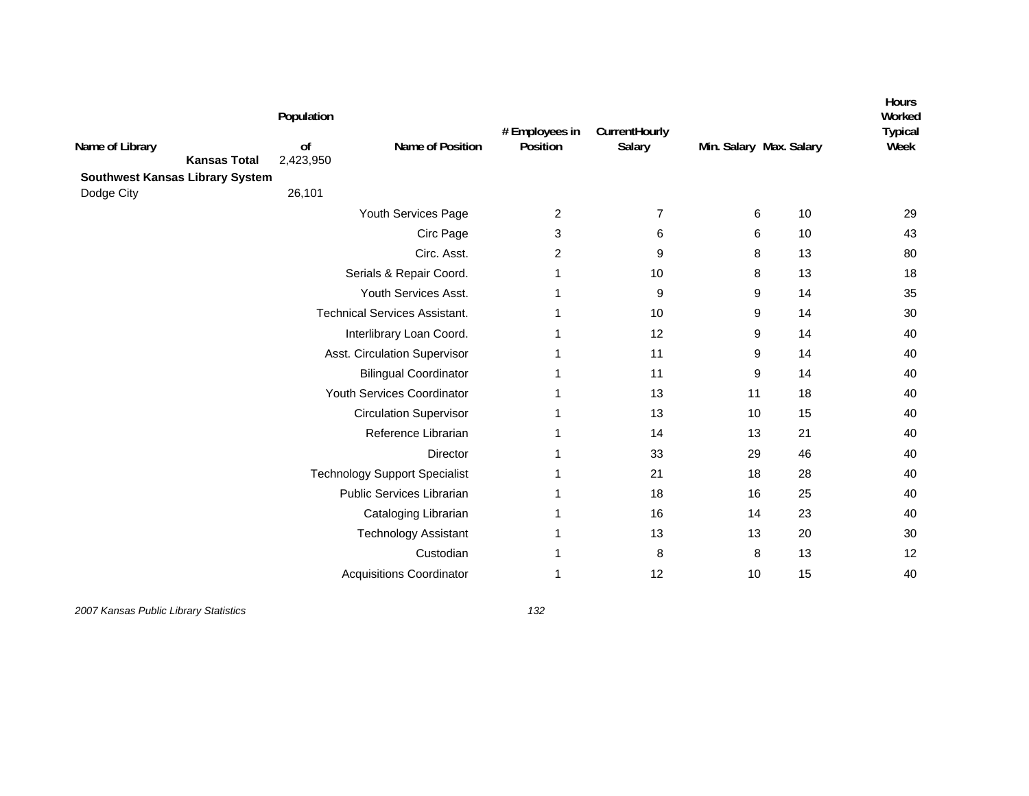| Name of Library | Population of | Name of Position | # Employees in Position | CurrentHourly Salary | Min. Salary | Max. Salary | Hours Worked Typical Week |
|---|---|---|---|---|---|---|---|
| **Kansas Total** | 2,423,950 | | | | | | |
| **Southwest Kansas Library System** | | | | | | | |
| Dodge City | 26,101 | | | | | | |
| | | Youth Services Page | 2 | 7 | 6 | 10 | 29 |
| | | Circ Page | 3 | 6 | 6 | 10 | 43 |
| | | Circ. Asst. | 2 | 9 | 8 | 13 | 80 |
| | | Serials & Repair Coord. | 1 | 10 | 8 | 13 | 18 |
| | | Youth Services Asst. | 1 | 9 | 9 | 14 | 35 |
| | | Technical Services Assistant. | 1 | 10 | 9 | 14 | 30 |
| | | Interlibrary Loan Coord. | 1 | 12 | 9 | 14 | 40 |
| | | Asst. Circulation Supervisor | 1 | 11 | 9 | 14 | 40 |
| | | Bilingual Coordinator | 1 | 11 | 9 | 14 | 40 |
| | | Youth Services Coordinator | 1 | 13 | 11 | 18 | 40 |
| | | Circulation Supervisor | 1 | 13 | 10 | 15 | 40 |
| | | Reference Librarian | 1 | 14 | 13 | 21 | 40 |
| | | Director | 1 | 33 | 29 | 46 | 40 |
| | | Technology Support Specialist | 1 | 21 | 18 | 28 | 40 |
| | | Public Services Librarian | 1 | 18 | 16 | 25 | 40 |
| | | Cataloging Librarian | 1 | 16 | 14 | 23 | 40 |
| | | Technology Assistant | 1 | 13 | 13 | 20 | 30 |
| | | Custodian | 1 | 8 | 8 | 13 | 12 |
| | | Acquisitions Coordinator | 1 | 12 | 10 | 15 | 40 |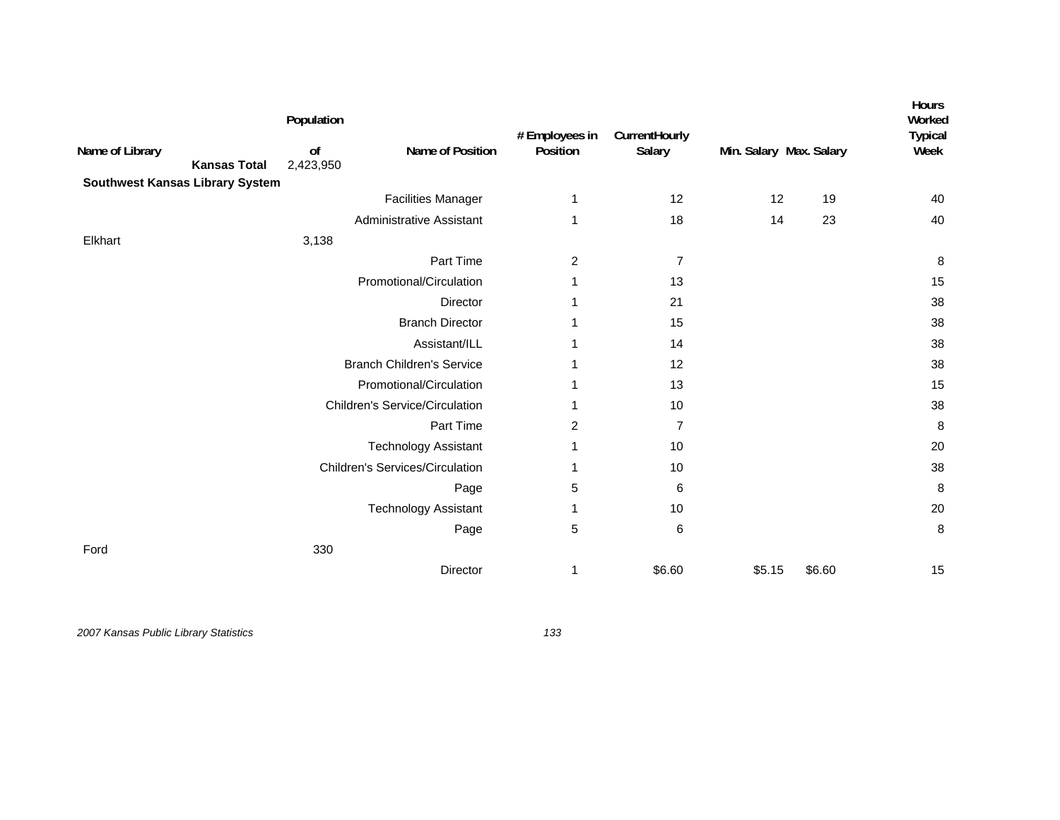| Name of Library | Population of | Name of Position | # Employees in Position | Current Hourly Salary | Min. Salary | Max. Salary | Hours Worked Typical Week |
|---|---|---|---|---|---|---|---|
| **Kansas Total** | 2,423,950 | | | | | | |
| **Southwest Kansas Library System** | | | | | | | |
| | | Facilities Manager | 1 | 12 | 12 | 19 | 40 |
| | | Administrative Assistant | 1 | 18 | 14 | 23 | 40 |
| Elkhart | 3,138 | | | | | | |
| | | Part Time | 2 | 7 | | | 8 |
| | | Promotional/Circulation | 1 | 13 | | | 15 |
| | | Director | 1 | 21 | | | 38 |
| | | Branch Director | 1 | 15 | | | 38 |
| | | Assistant/ILL | 1 | 14 | | | 38 |
| | | Branch Children's Service | 1 | 12 | | | 38 |
| | | Promotional/Circulation | 1 | 13 | | | 15 |
| | | Children's Service/Circulation | 1 | 10 | | | 38 |
| | | Part Time | 2 | 7 | | | 8 |
| | | Technology Assistant | 1 | 10 | | | 20 |
| | | Children's Services/Circulation | 1 | 10 | | | 38 |
| | | Page | 5 | 6 | | | 8 |
| | | Technology Assistant | 1 | 10 | | | 20 |
| | | Page | 5 | 6 | | | 8 |
| Ford | 330 | | | | | | |
| | | Director | 1 | $6.60 | $5.15 | $6.60 | 15 |

*2007 Kansas Public Library Statistics*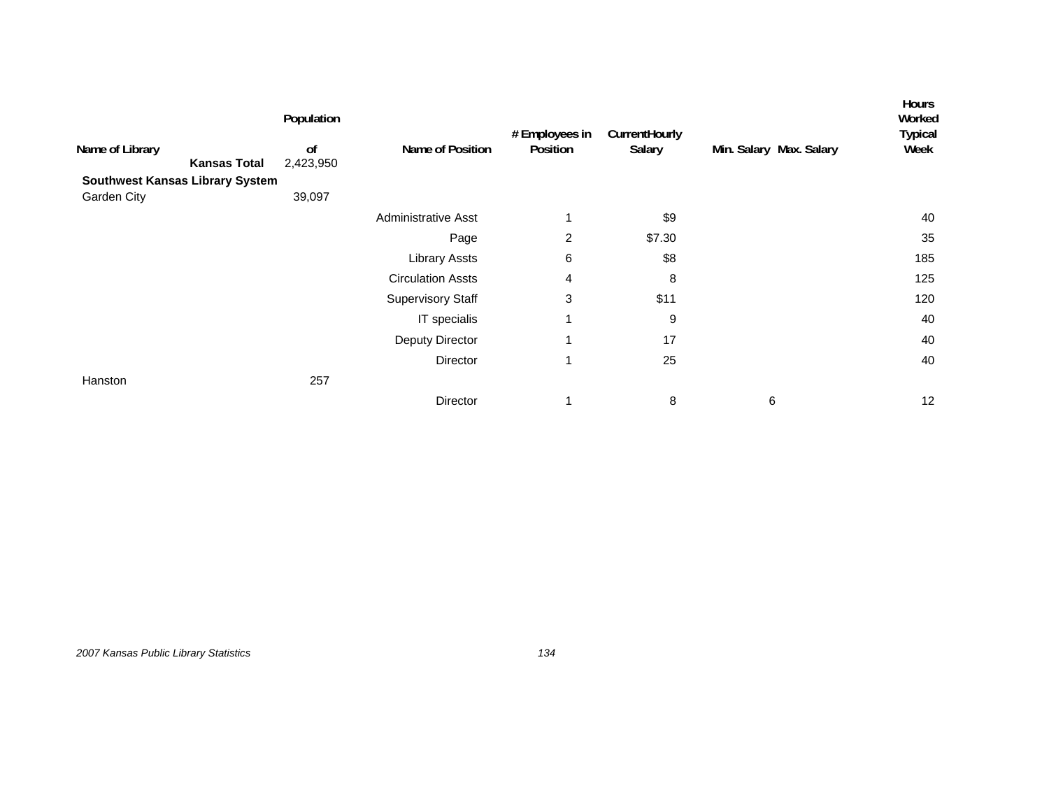| Name of Library | Population of | Name of Position | # Employees in Position | Current Hourly Salary | Min. Salary | Max. Salary | Hours Worked Typical Week |
|---|---|---|---|---|---|---|---|
| **Kansas Total** | 2,423,950 | | | | | | |
| **Southwest Kansas Library System** | | | | | | | |
| Garden City | 39,097 | | | | | | |
| | | Administrative Asst | 1 | $9 | | | 40 |
| | | Page | 2 | $7.30 | | | 35 |
| | | Library Assts | 6 | $8 | | | 185 |
| | | Circulation Assts | 4 | 8 | | | 125 |
| | | Supervisory Staff | 3 | $11 | | | 120 |
| | | IT specialis | 1 | 9 | | | 40 |
| | | Deputy Director | 1 | 17 | | | 40 |
| | | Director | 1 | 25 | | | 40 |
| Hanston | 257 | | | | | | |
| | | Director | 1 | 8 | 6 | | 12 |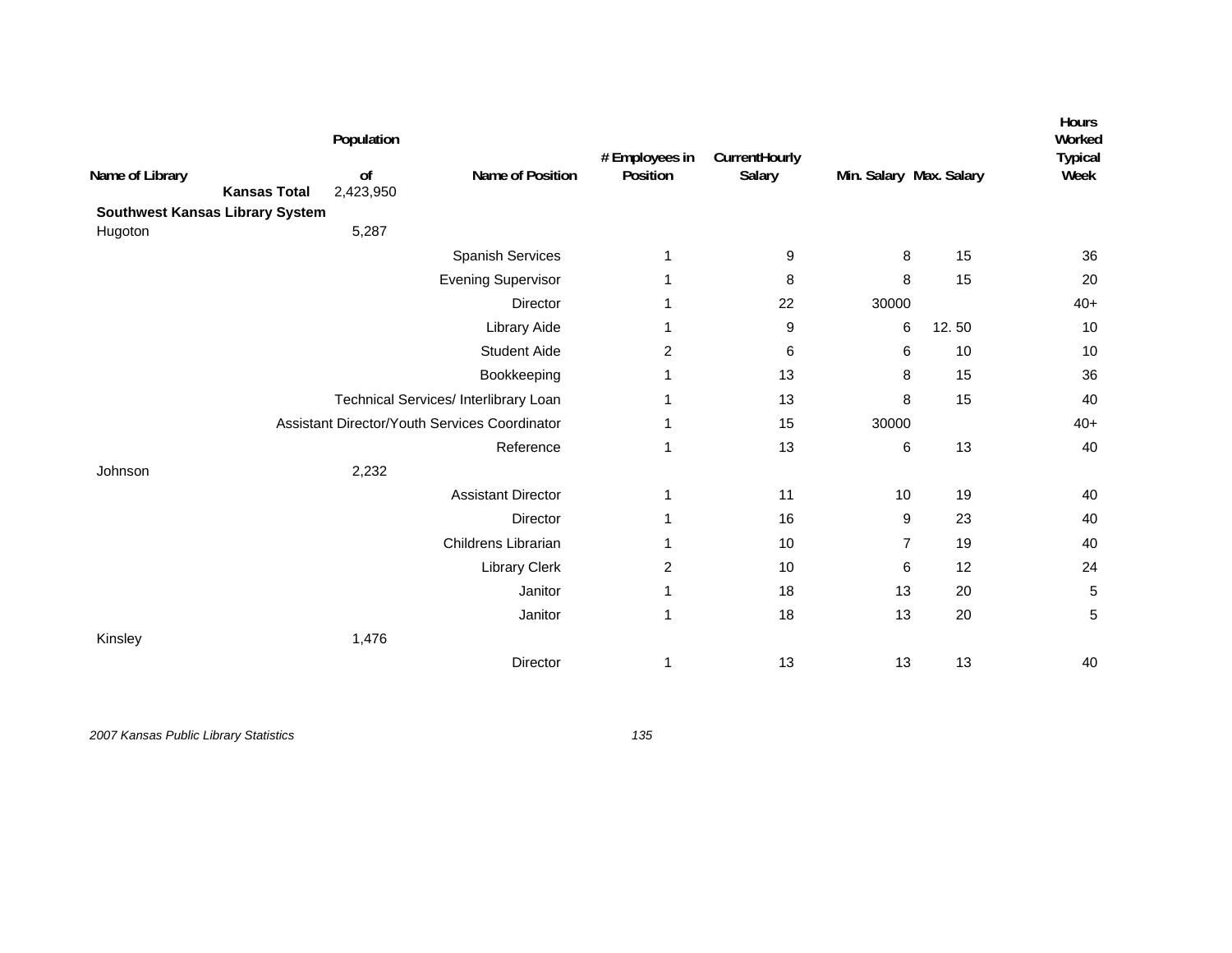| Name of Library | Population of | Name of Position | # Employees in Position | CurrentHourly Salary | Min. Salary | Max. Salary | Hours Worked Typical Week |
|---|---|---|---|---|---|---|---|
| **Kansas Total** | 2,423,950 | | | | | | |
| **Southwest Kansas Library System** | | | | | | | |
| Hugoton | 5,287 | | | | | | |
| | | Spanish Services | 1 | 9 | 8 | 15 | 36 |
| | | Evening Supervisor | 1 | 8 | 8 | 15 | 20 |
| | | Director | 1 | 22 | 30000 | | 40+ |
| | | Library Aide | 1 | 9 | 6 | 12. 50 | 10 |
| | | Student Aide | 2 | 6 | 6 | 10 | 10 |
| | | Bookkeeping | 1 | 13 | 8 | 15 | 36 |
| | | Technical Services/ Interlibrary Loan | 1 | 13 | 8 | 15 | 40 |
| | | Assistant Director/Youth Services Coordinator | 1 | 15 | 30000 | | 40+ |
| | | Reference | 1 | 13 | 6 | 13 | 40 |
| Johnson | 2,232 | | | | | | |
| | | Assistant Director | 1 | 11 | 10 | 19 | 40 |
| | | Director | 1 | 16 | 9 | 23 | 40 |
| | | Childrens Librarian | 1 | 10 | 7 | 19 | 40 |
| | | Library Clerk | 2 | 10 | 6 | 12 | 24 |
| | | Janitor | 1 | 18 | 13 | 20 | 5 |
| | | Janitor | 1 | 18 | 13 | 20 | 5 |
| Kinsley | 1,476 | | | | | | |
| | | Director | 1 | 13 | 13 | 13 | 40 |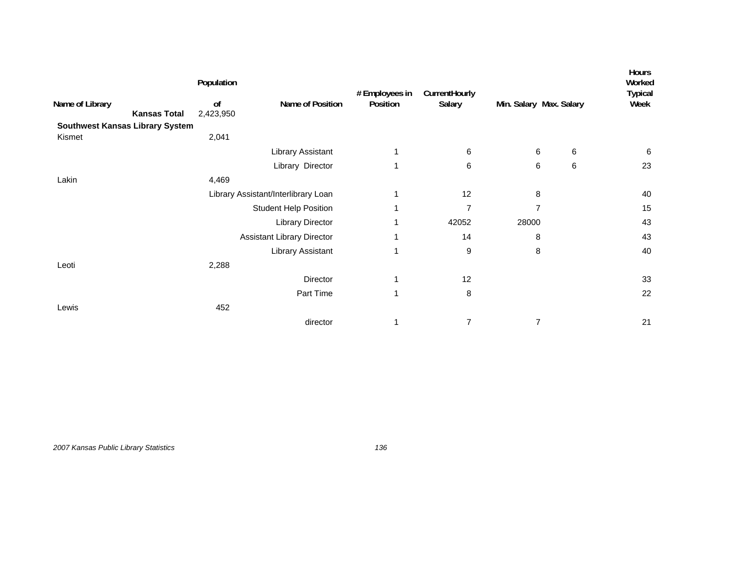| Name of Library | Population of | Name of Position | # Employees in Position | CurrentHourly Salary | Min. Salary | Max. Salary | Hours Worked Typical Week |
|---|---|---|---|---|---|---|---|
| **Kansas Total** | 2,423,950 | | | | | | |
| **Southwest Kansas Library System** | | | | | | | |
| Kismet | 2,041 | | | | | | |
| | | Library Assistant | 1 | 6 | 6 | 6 | 6 |
| | | Library Director | 1 | 6 | 6 | 6 | 23 |
| Lakin | 4,469 | | | | | | |
| | | Library Assistant/Interlibrary Loan | 1 | 12 | 8 | | 40 |
| | | Student Help Position | 1 | 7 | 7 | | 15 |
| | | Library Director | 1 | 42052 | 28000 | | 43 |
| | | Assistant Library Director | 1 | 14 | 8 | | 43 |
| | | Library Assistant | 1 | 9 | 8 | | 40 |
| Leoti | 2,288 | | | | | | |
| | | Director | 1 | 12 | | | 33 |
| | | Part Time | 1 | 8 | | | 22 |
| Lewis | 452 | | | | | | |
| | | director | 1 | 7 | 7 | | 21 |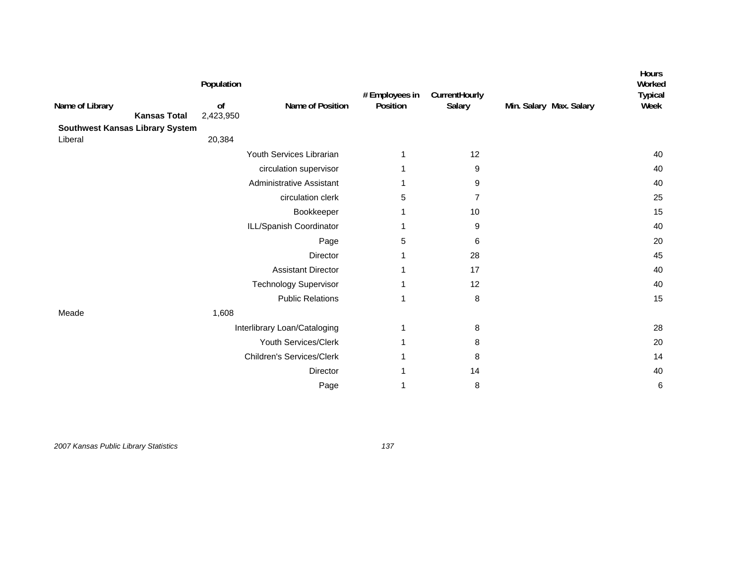| Name of Library | Population of | Name of Position | # Employees in Position | CurrentHourly Salary | Min. Salary | Max. Salary | Hours Worked Typical Week |
|---|---|---|---|---|---|---|---|
| **Kansas Total** | 2,423,950 | | | | | | |
| **Southwest Kansas Library System** | | | | | | | |
| Liberal | 20,384 | | | | | | |
| | | Youth Services Librarian | 1 | 12 | | | 40 |
| | | circulation supervisor | 1 | 9 | | | 40 |
| | | Administrative Assistant | 1 | 9 | | | 40 |
| | | circulation clerk | 5 | 7 | | | 25 |
| | | Bookkeeper | 1 | 10 | | | 15 |
| | | ILL/Spanish Coordinator | 1 | 9 | | | 40 |
| | | Page | 5 | 6 | | | 20 |
| | | Director | 1 | 28 | | | 45 |
| | | Assistant Director | 1 | 17 | | | 40 |
| | | Technology Supervisor | 1 | 12 | | | 40 |
| | | Public Relations | 1 | 8 | | | 15 |
| Meade | 1,608 | | | | | | |
| | | Interlibrary Loan/Cataloging | 1 | 8 | | | 28 |
| | | Youth Services/Clerk | 1 | 8 | | | 20 |
| | | Children's Services/Clerk | 1 | 8 | | | 14 |
| | | Director | 1 | 14 | | | 40 |
| | | Page | 1 | 8 | | | 6 |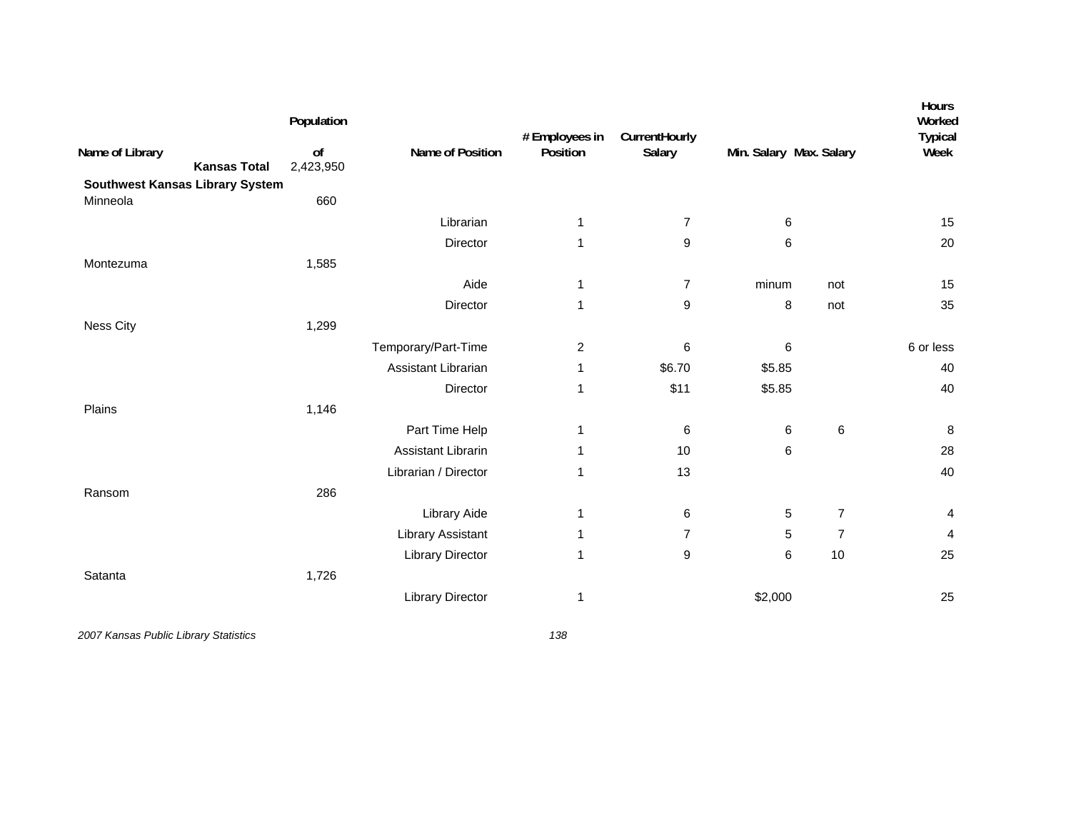| Name of Library | Population of | Name of Position | # Employees in Position | CurrentHourly Salary | Min. Salary | Max. Salary | Hours Worked Typical Week |
|---|---|---|---|---|---|---|---|
| **Kansas Total** | 2,423,950 | | | | | | |
| **Southwest Kansas Library System** | | | | | | | |
| Minneola | 660 | | | | | | |
| | | Librarian | 1 | 7 | 6 | | 15 |
| | | Director | 1 | 9 | 6 | | 20 |
| Montezuma | 1,585 | | | | | | |
| | | Aide | 1 | 7 | minum | not | 15 |
| | | Director | 1 | 9 | 8 | not | 35 |
| Ness City | 1,299 | | | | | | |
| | | Temporary/Part-Time | 2 | 6 | 6 | | 6 or less |
| | | Assistant Librarian | 1 | $6.70 | $5.85 | | 40 |
| | | Director | 1 | $11 | $5.85 | | 40 |
| Plains | 1,146 | | | | | | |
| | | Part Time Help | 1 | 6 | 6 | 6 | 8 |
| | | Assistant Librarin | 1 | 10 | 6 | | 28 |
| | | Librarian / Director | 1 | 13 | | | 40 |
| Ransom | 286 | | | | | | |
| | | Library Aide | 1 | 6 | 5 | 7 | 4 |
| | | Library Assistant | 1 | 7 | 5 | 7 | 4 |
| | | Library Director | 1 | 9 | 6 | 10 | 25 |
| Satanta | 1,726 | | | | | | |
| | | Library Director | 1 | | $2,000 | | 25 |

*2007 Kansas Public Library Statistics*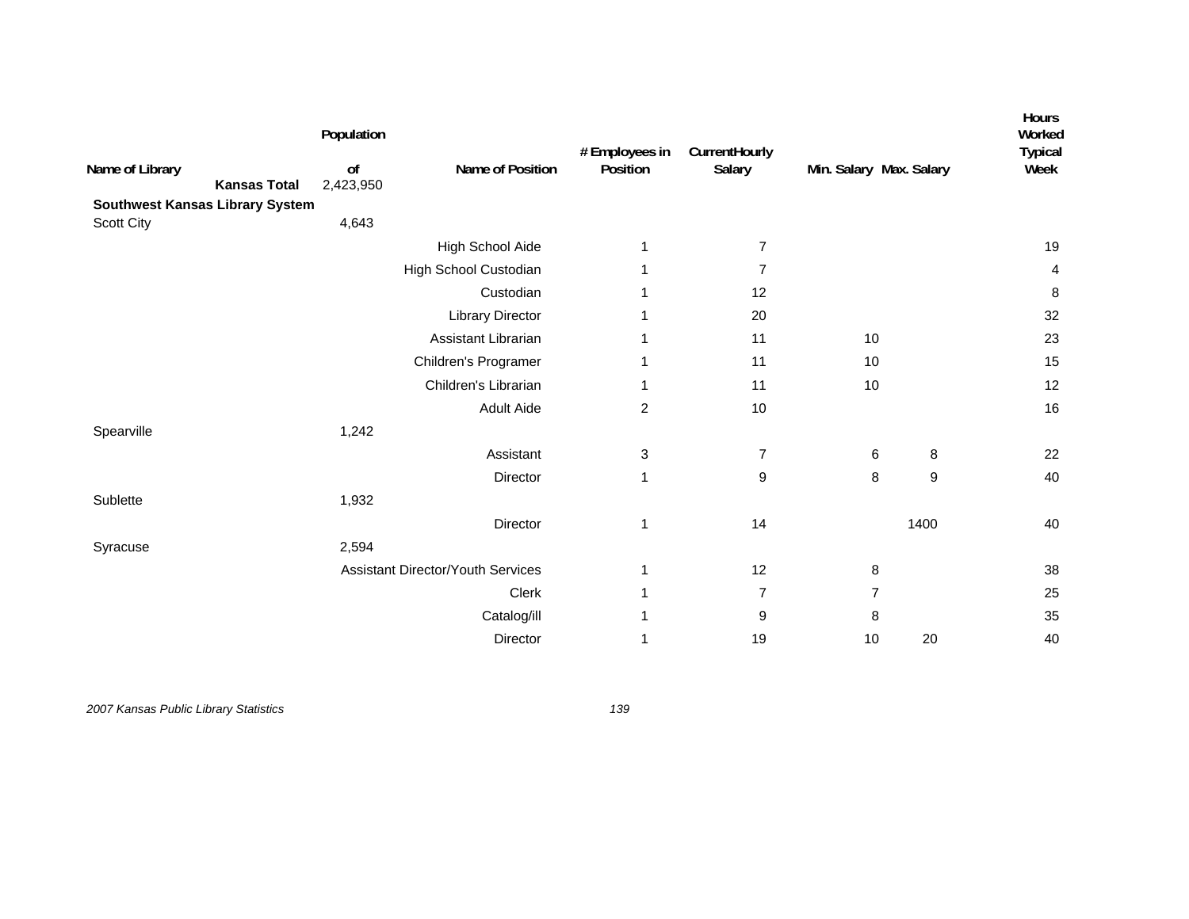| Name of Library | Population of | Name of Position | # Employees in Position | Current Hourly Salary | Min. Salary | Max. Salary | Hours Worked Typical Week |
|---|---|---|---|---|---|---|---|
| **Kansas Total** | 2,423,950 | | | | | | |
| **Southwest Kansas Library System** | | | | | | | |
| Scott City | 4,643 | | | | | | |
| | | High School Aide | 1 | 7 | | | 19 |
| | | High School Custodian | 1 | 7 | | | 4 |
| | | Custodian | 1 | 12 | | | 8 |
| | | Library Director | 1 | 20 | | | 32 |
| | | Assistant Librarian | 1 | 11 | 10 | | 23 |
| | | Children's Programer | 1 | 11 | 10 | | 15 |
| | | Children's Librarian | 1 | 11 | 10 | | 12 |
| | | Adult Aide | 2 | 10 | | | 16 |
| Spearville | 1,242 | | | | | | |
| | | Assistant | 3 | 7 | 6 | 8 | 22 |
| | | Director | 1 | 9 | 8 | 9 | 40 |
| Sublette | 1,932 | | | | | | |
| | | Director | 1 | 14 | | 1400 | 40 |
| Syracuse | 2,594 | | | | | | |
| | | Assistant Director/Youth Services | 1 | 12 | 8 | | 38 |
| | | Clerk | 1 | 7 | 7 | | 25 |
| | | Catalog/ill | 1 | 9 | 8 | | 35 |
| | | Director | 1 | 19 | 10 | 20 | 40 |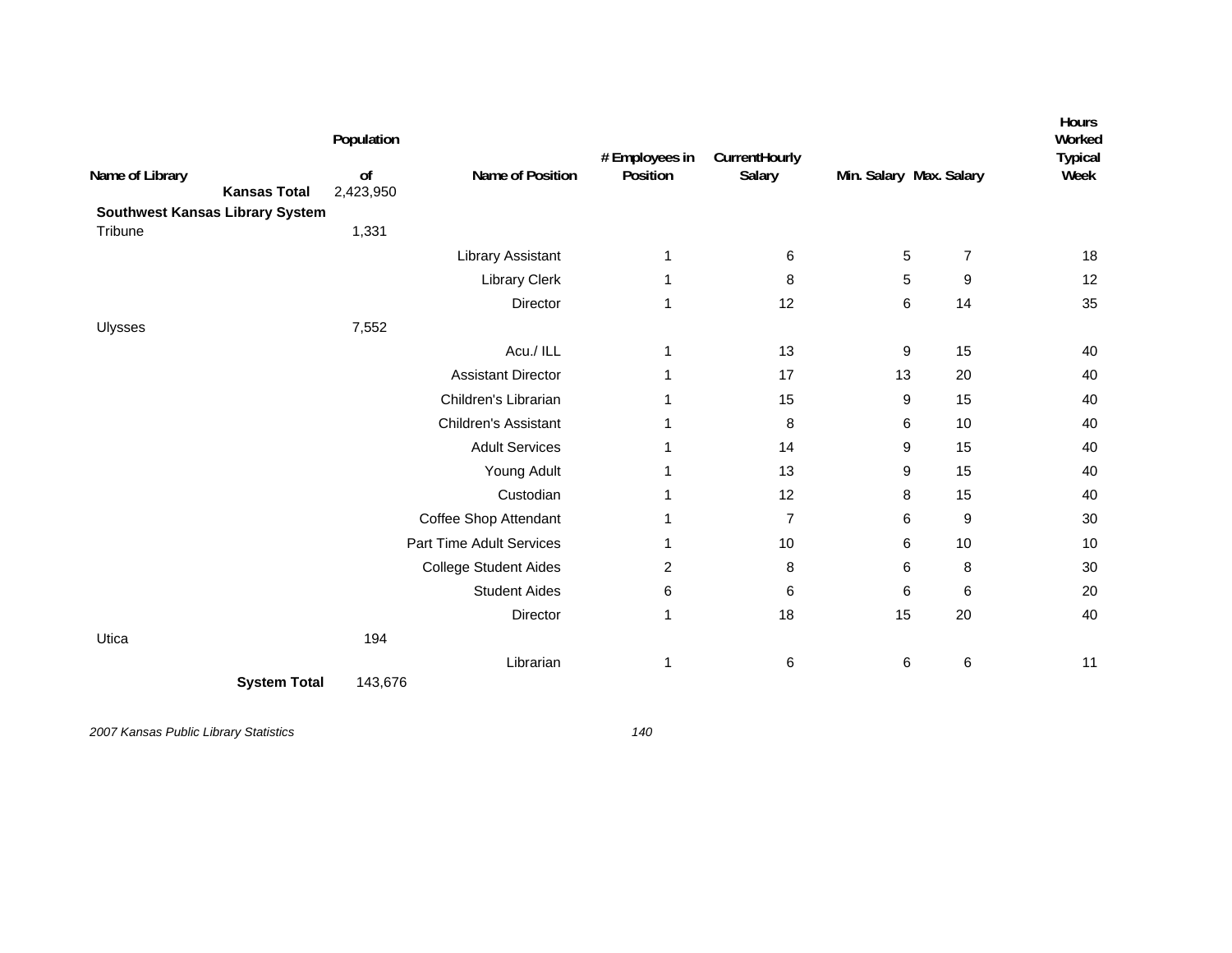| Name of Library | Population of | Name of Position | # Employees in Position | CurrentHourly Salary | Min. Salary | Max. Salary | Hours Worked Typical Week |
|---|---|---|---|---|---|---|---|
| **Kansas Total** | 2,423,950 | | | | | | |
| **Southwest Kansas Library System** | | | | | | | |
| Tribune | 1,331 | | | | | | |
| | | Library Assistant | 1 | 6 | 5 | 7 | 18 |
| | | Library Clerk | 1 | 8 | 5 | 9 | 12 |
| | | Director | 1 | 12 | 6 | 14 | 35 |
| Ulysses | 7,552 | | | | | | |
| | | Acu./ ILL | 1 | 13 | 9 | 15 | 40 |
| | | Assistant Director | 1 | 17 | 13 | 20 | 40 |
| | | Children's Librarian | 1 | 15 | 9 | 15 | 40 |
| | | Children's Assistant | 1 | 8 | 6 | 10 | 40 |
| | | Adult Services | 1 | 14 | 9 | 15 | 40 |
| | | Young Adult | 1 | 13 | 9 | 15 | 40 |
| | | Custodian | 1 | 12 | 8 | 15 | 40 |
| | | Coffee Shop Attendant | 1 | 7 | 6 | 9 | 30 |
| | | Part Time Adult Services | 1 | 10 | 6 | 10 | 10 |
| | | College Student Aides | 2 | 8 | 6 | 8 | 30 |
| | | Student Aides | 6 | 6 | 6 | 6 | 20 |
| | | Director | 1 | 18 | 15 | 20 | 40 |
| Utica | 194 | | | | | | |
| | | Librarian | 1 | 6 | 6 | 6 | 11 |
| **System Total** | 143,676 | | | | | | |

*2007 Kansas Public Library Statistics*